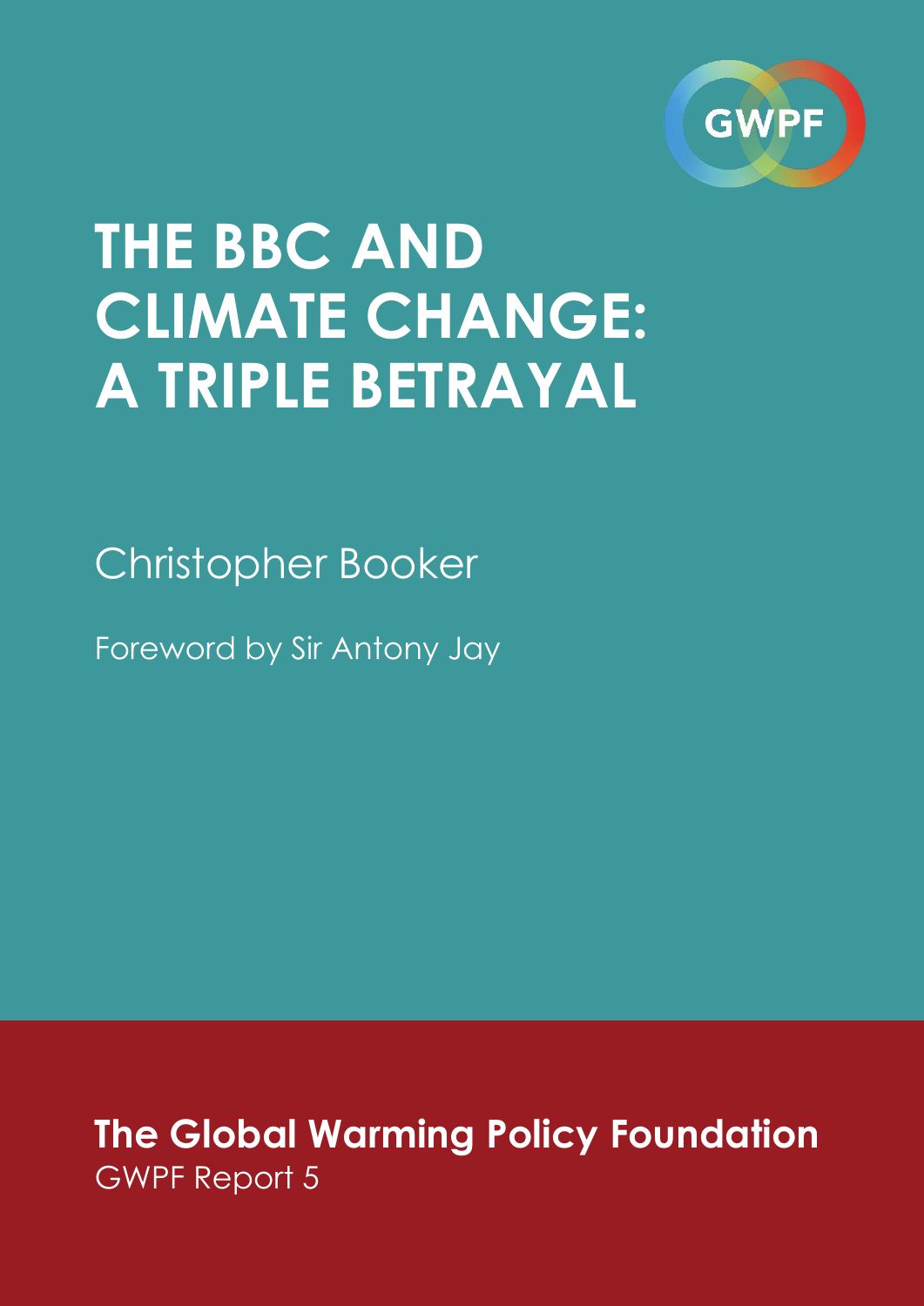GWPF

# THE BBC AND CLIMATE CHANGE: A TRIPLE BETRAYAL

Christopher Booker

Foreword by Sir Antony Jay

**The Global Warming Policy Foundation**
GWPF Report 5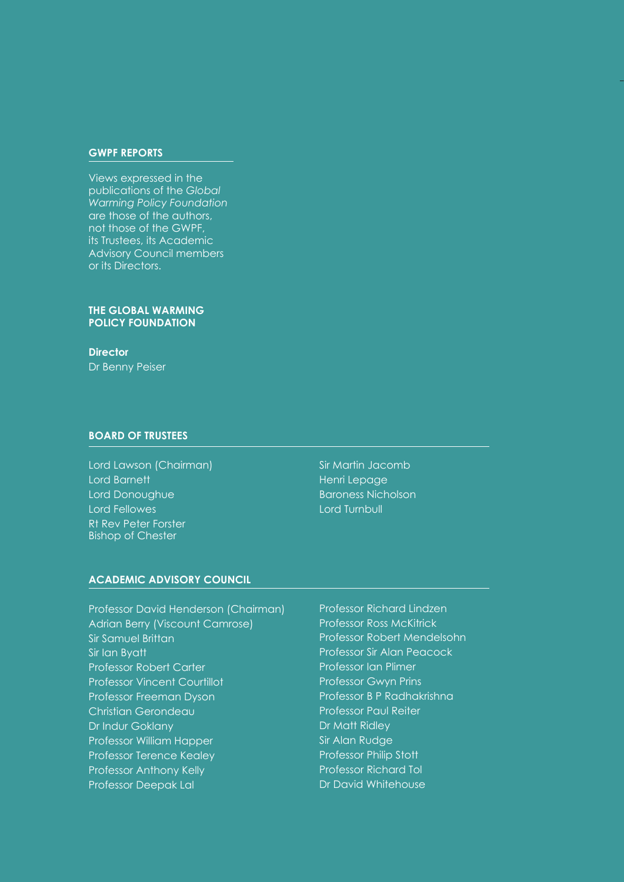## GWPF REPORTS

Views expressed in the publications of the *Global Warming Policy Foundation* are those of the authors, not those of the GWPF, its Trustees, its Academic Advisory Council members or its Directors.

## THE GLOBAL WARMING POLICY FOUNDATION

**Director**
Dr Benny Peiser

## BOARD OF TRUSTEES

Lord Lawson (Chairman)
Lord Barnett
Lord Donoughue
Lord Fellowes
Rt Rev Peter Forster
Bishop of Chester
Sir Martin Jacomb
Henri Lepage
Baroness Nicholson
Lord Turnbull

## ACADEMIC ADVISORY COUNCIL

Professor David Henderson (Chairman)
Adrian Berry (Viscount Camrose)
Sir Samuel Brittan
Sir Ian Byatt
Professor Robert Carter
Professor Vincent Courtillot
Professor Freeman Dyson
Christian Gerondeau
Dr Indur Goklany
Professor William Happer
Professor Terence Kealey
Professor Anthony Kelly
Professor Deepak Lal
Professor Richard Lindzen
Professor Ross McKitrick
Professor Robert Mendelsohn
Professor Sir Alan Peacock
Professor Ian Plimer
Professor Gwyn Prins
Professor B P Radhakrishna
Professor Paul Reiter
Dr Matt Ridley
Sir Alan Rudge
Professor Philip Stott
Professor Richard Tol
Dr David Whitehouse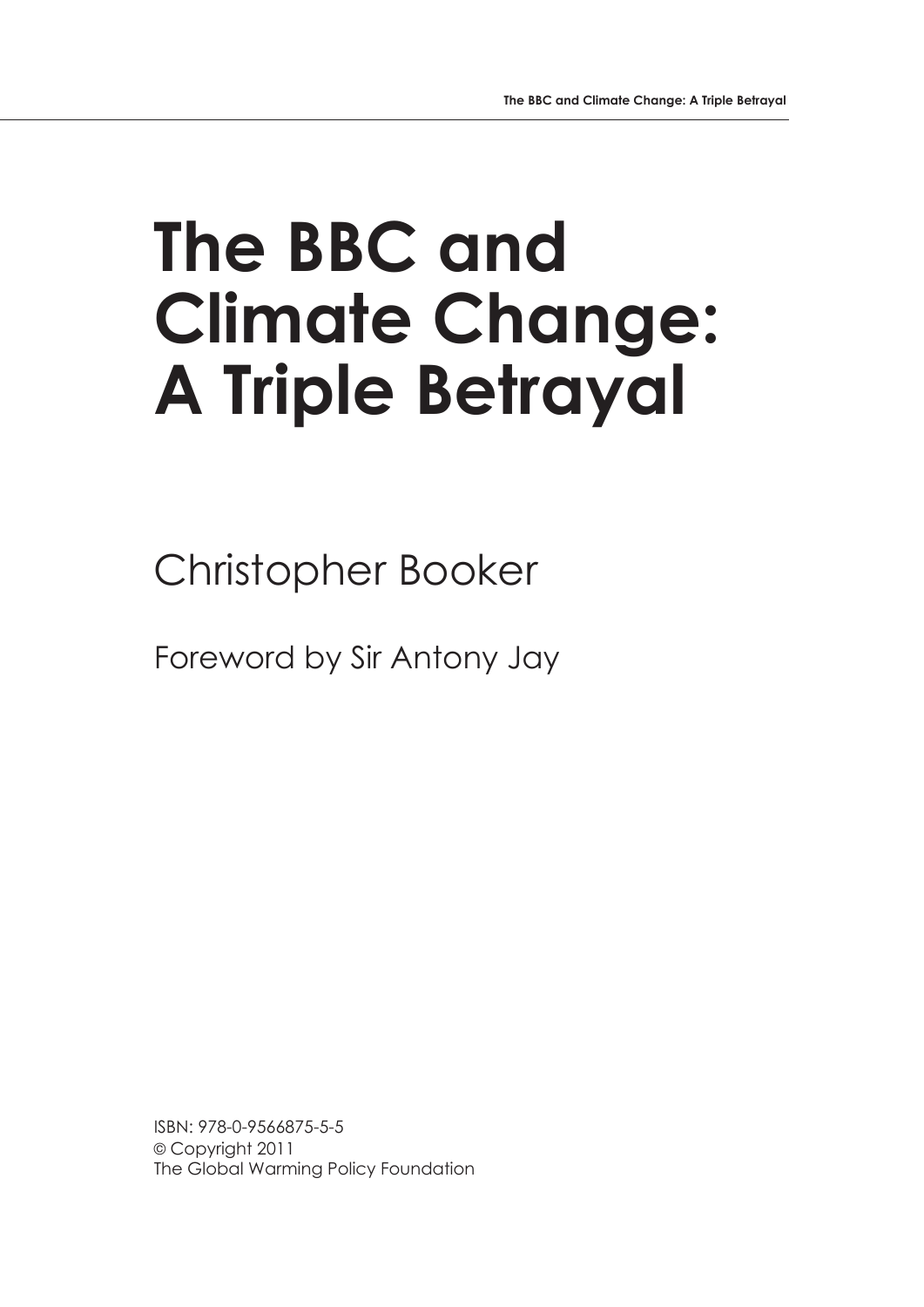# The BBC and Climate Change: A Triple Betrayal

Christopher Booker

Foreword by Sir Antony Jay

ISBN: 978-0-9566875-5-5
© Copyright 2011
The Global Warming Policy Foundation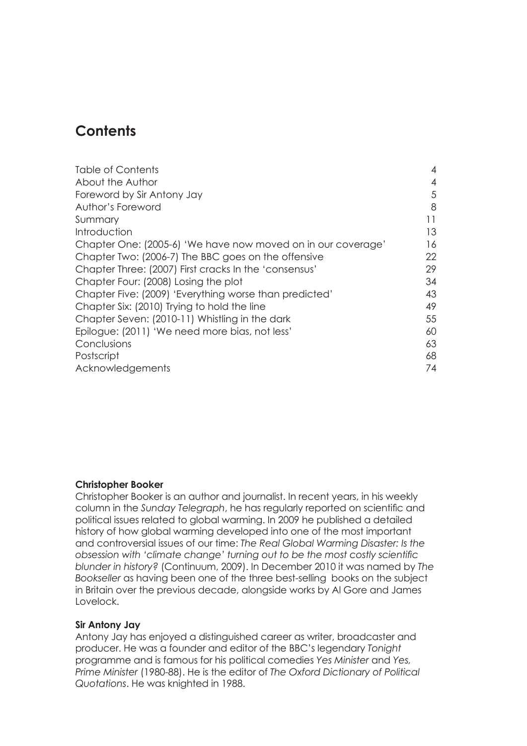# Contents

| | |
|---|---|
| Table of Contents | 4 |
| About the Author | 4 |
| Foreword by Sir Antony Jay | 5 |
| Author's Foreword | 8 |
| Summary | 11 |
| Introduction | 13 |
| Chapter One: (2005-6) 'We have now moved on in our coverage' | 16 |
| Chapter Two: (2006-7) The BBC goes on the offensive | 22 |
| Chapter Three: (2007) First cracks In the 'consensus' | 29 |
| Chapter Four: (2008) Losing the plot | 34 |
| Chapter Five: (2009) 'Everything worse than predicted' | 43 |
| Chapter Six: (2010) Trying to hold the line | 49 |
| Chapter Seven: (2010-11) Whistling in the dark | 55 |
| Epilogue: (2011) 'We need more bias, not less' | 60 |
| Conclusions | 63 |
| Postscript | 68 |
| Acknowledgements | 74 |

**Christopher Booker**
Christopher Booker is an author and journalist. In recent years, in his weekly column in the *Sunday Telegraph*, he has regularly reported on scientific and political issues related to global warming. In 2009 he published a detailed history of how global warming developed into one of the most important and controversial issues of our time: *The Real Global Warming Disaster: Is the obsession with 'climate change' turning out to be the most costly scientific blunder in history?* (Continuum, 2009). In December 2010 it was named by *The Bookseller* as having been one of the three best-selling books on the subject in Britain over the previous decade, alongside works by Al Gore and James Lovelock.

**Sir Antony Jay**
Antony Jay has enjoyed a distinguished career as writer, broadcaster and producer. He was a founder and editor of the BBC's legendary *Tonight* programme and is famous for his political comedies *Yes Minister* and *Yes, Prime Minister* (1980-88). He is the editor of *The Oxford Dictionary of Political Quotations*. He was knighted in 1988.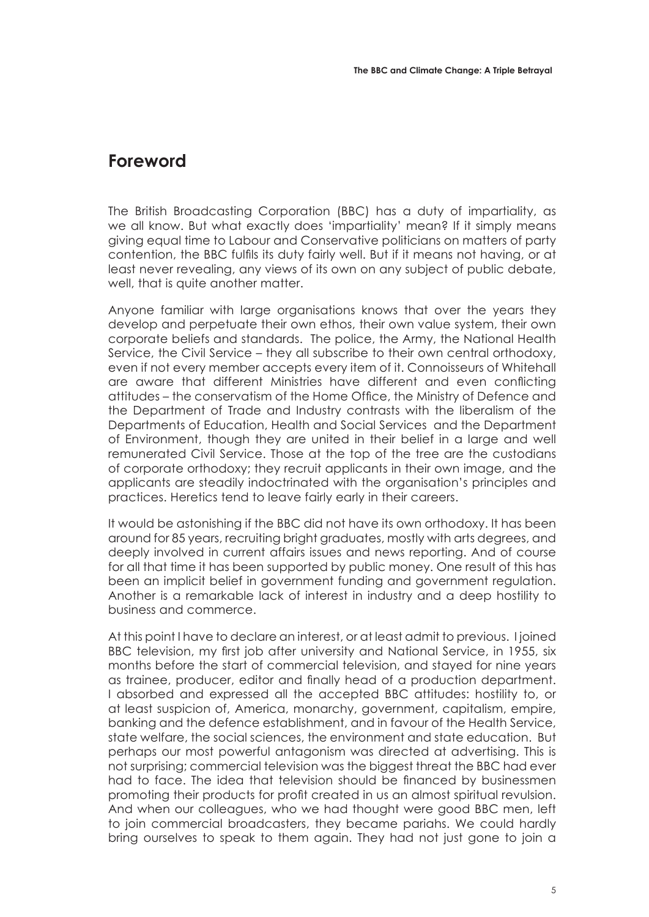## Foreword

The British Broadcasting Corporation (BBC) has a duty of impartiality, as we all know. But what exactly does 'impartiality' mean? If it simply means giving equal time to Labour and Conservative politicians on matters of party contention, the BBC fulfils its duty fairly well. But if it means not having, or at least never revealing, any views of its own on any subject of public debate, well, that is quite another matter.

Anyone familiar with large organisations knows that over the years they develop and perpetuate their own ethos, their own value system, their own corporate beliefs and standards. The police, the Army, the National Health Service, the Civil Service – they all subscribe to their own central orthodoxy, even if not every member accepts every item of it. Connoisseurs of Whitehall are aware that different Ministries have different and even conflicting attitudes – the conservatism of the Home Office, the Ministry of Defence and the Department of Trade and Industry contrasts with the liberalism of the Departments of Education, Health and Social Services and the Department of Environment, though they are united in their belief in a large and well remunerated Civil Service. Those at the top of the tree are the custodians of corporate orthodoxy; they recruit applicants in their own image, and the applicants are steadily indoctrinated with the organisation's principles and practices. Heretics tend to leave fairly early in their careers.

It would be astonishing if the BBC did not have its own orthodoxy. It has been around for 85 years, recruiting bright graduates, mostly with arts degrees, and deeply involved in current affairs issues and news reporting. And of course for all that time it has been supported by public money. One result of this has been an implicit belief in government funding and government regulation. Another is a remarkable lack of interest in industry and a deep hostility to business and commerce.

At this point I have to declare an interest, or at least admit to previous. I joined BBC television, my first job after university and National Service, in 1955, six months before the start of commercial television, and stayed for nine years as trainee, producer, editor and finally head of a production department. I absorbed and expressed all the accepted BBC attitudes: hostility to, or at least suspicion of, America, monarchy, government, capitalism, empire, banking and the defence establishment, and in favour of the Health Service, state welfare, the social sciences, the environment and state education. But perhaps our most powerful antagonism was directed at advertising. This is not surprising; commercial television was the biggest threat the BBC had ever had to face. The idea that television should be financed by businessmen promoting their products for profit created in us an almost spiritual revulsion. And when our colleagues, who we had thought were good BBC men, left to join commercial broadcasters, they became pariahs. We could hardly bring ourselves to speak to them again. They had not just gone to join a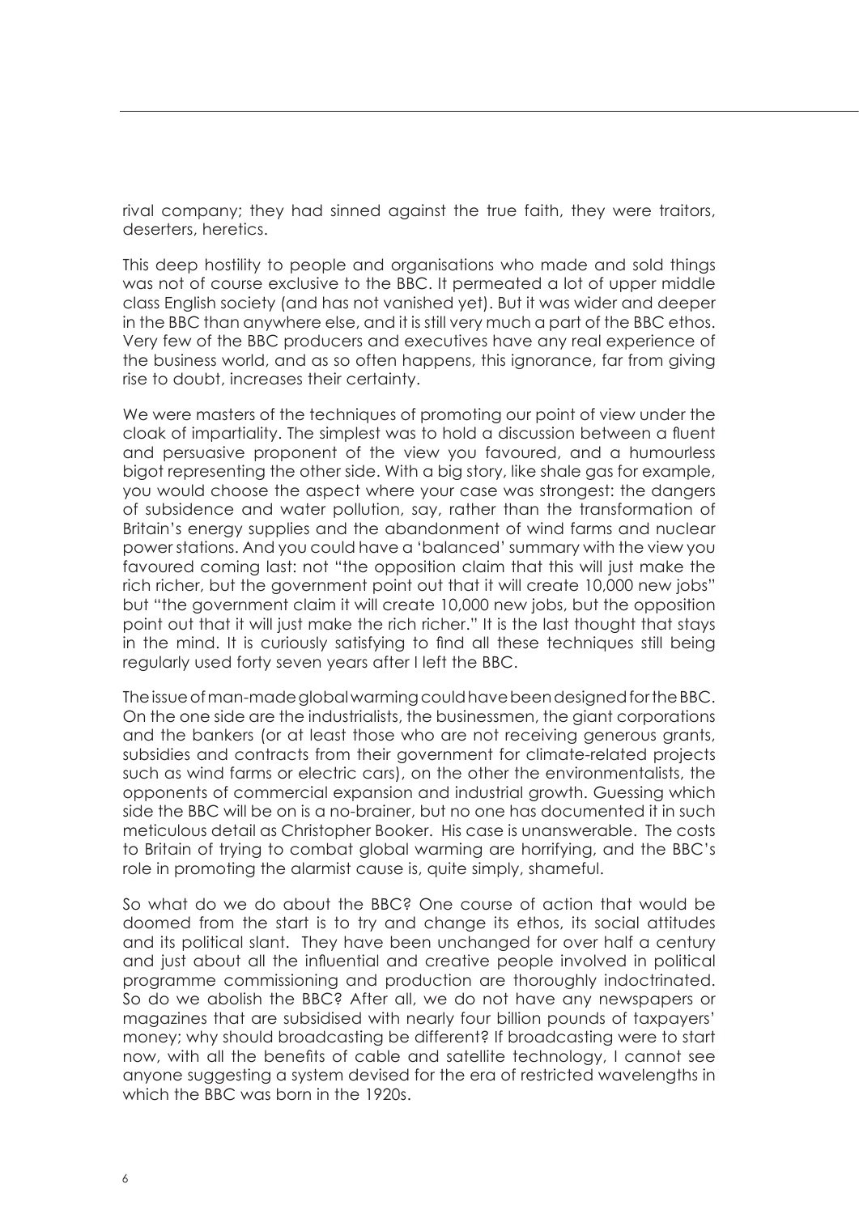rival company; they had sinned against the true faith, they were traitors, deserters, heretics.

This deep hostility to people and organisations who made and sold things was not of course exclusive to the BBC. It permeated a lot of upper middle class English society (and has not vanished yet). But it was wider and deeper in the BBC than anywhere else, and it is still very much a part of the BBC ethos. Very few of the BBC producers and executives have any real experience of the business world, and as so often happens, this ignorance, far from giving rise to doubt, increases their certainty.

We were masters of the techniques of promoting our point of view under the cloak of impartiality. The simplest was to hold a discussion between a fluent and persuasive proponent of the view you favoured, and a humourless bigot representing the other side. With a big story, like shale gas for example, you would choose the aspect where your case was strongest: the dangers of subsidence and water pollution, say, rather than the transformation of Britain's energy supplies and the abandonment of wind farms and nuclear power stations. And you could have a 'balanced' summary with the view you favoured coming last: not "the opposition claim that this will just make the rich richer, but the government point out that it will create 10,000 new jobs" but "the government claim it will create 10,000 new jobs, but the opposition point out that it will just make the rich richer." It is the last thought that stays in the mind. It is curiously satisfying to find all these techniques still being regularly used forty seven years after I left the BBC.

The issue of man-made global warming could have been designed for the BBC. On the one side are the industrialists, the businessmen, the giant corporations and the bankers (or at least those who are not receiving generous grants, subsidies and contracts from their government for climate-related projects such as wind farms or electric cars), on the other the environmentalists, the opponents of commercial expansion and industrial growth. Guessing which side the BBC will be on is a no-brainer, but no one has documented it in such meticulous detail as Christopher Booker. His case is unanswerable. The costs to Britain of trying to combat global warming are horrifying, and the BBC's role in promoting the alarmist cause is, quite simply, shameful.

So what do we do about the BBC? One course of action that would be doomed from the start is to try and change its ethos, its social attitudes and its political slant. They have been unchanged for over half a century and just about all the influential and creative people involved in political programme commissioning and production are thoroughly indoctrinated. So do we abolish the BBC? After all, we do not have any newspapers or magazines that are subsidised with nearly four billion pounds of taxpayers' money; why should broadcasting be different? If broadcasting were to start now, with all the benefits of cable and satellite technology, I cannot see anyone suggesting a system devised for the era of restricted wavelengths in which the BBC was born in the 1920s.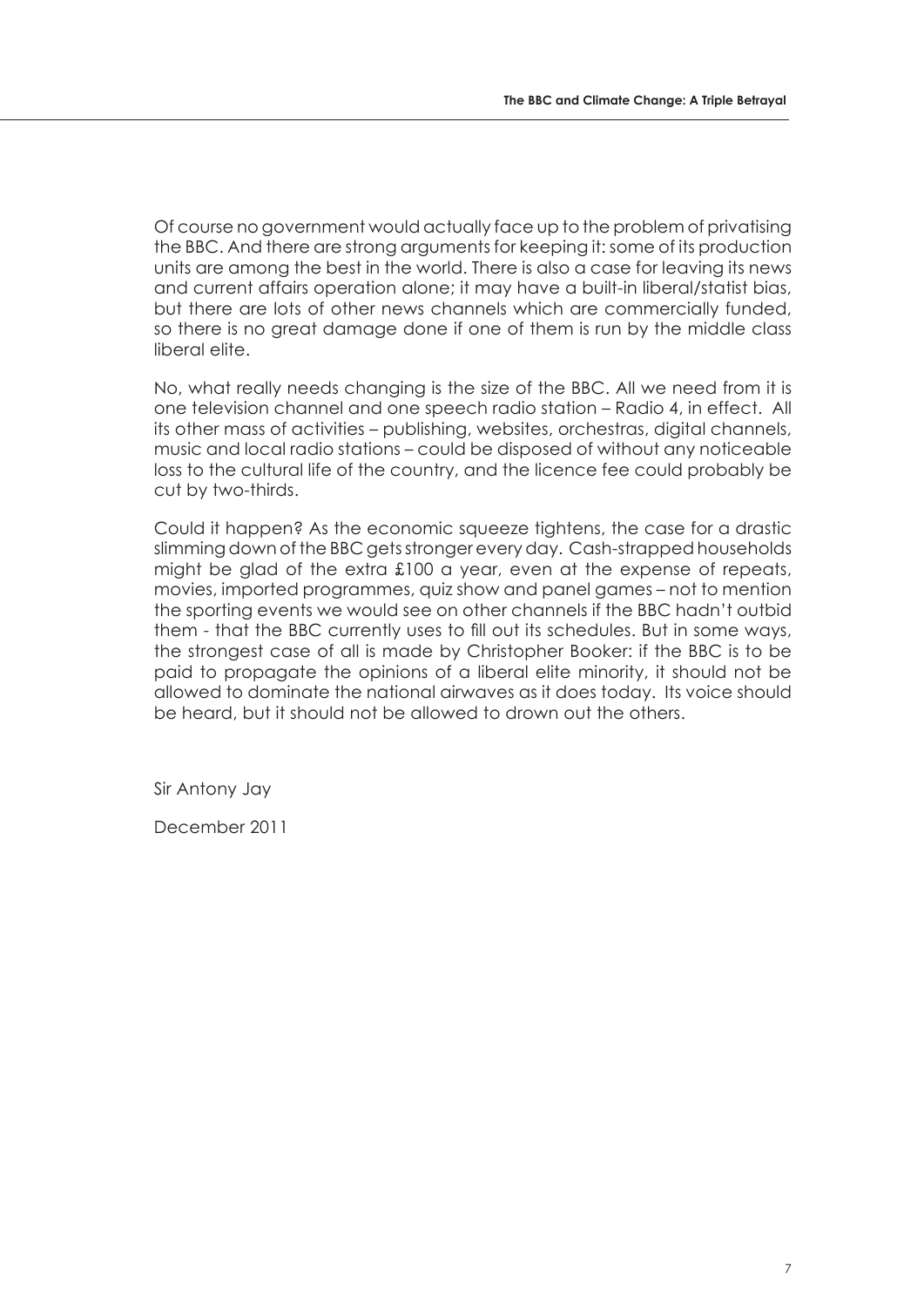Of course no government would actually face up to the problem of privatising the BBC. And there are strong arguments for keeping it: some of its production units are among the best in the world. There is also a case for leaving its news and current affairs operation alone; it may have a built-in liberal/statist bias, but there are lots of other news channels which are commercially funded, so there is no great damage done if one of them is run by the middle class liberal elite.

No, what really needs changing is the size of the BBC. All we need from it is one television channel and one speech radio station – Radio 4, in effect. All its other mass of activities – publishing, websites, orchestras, digital channels, music and local radio stations – could be disposed of without any noticeable loss to the cultural life of the country, and the licence fee could probably be cut by two-thirds.

Could it happen? As the economic squeeze tightens, the case for a drastic slimming down of the BBC gets stronger every day. Cash-strapped households might be glad of the extra £100 a year, even at the expense of repeats, movies, imported programmes, quiz show and panel games – not to mention the sporting events we would see on other channels if the BBC hadn't outbid them - that the BBC currently uses to fill out its schedules. But in some ways, the strongest case of all is made by Christopher Booker: if the BBC is to be paid to propagate the opinions of a liberal elite minority, it should not be allowed to dominate the national airwaves as it does today. Its voice should be heard, but it should not be allowed to drown out the others.

Sir Antony Jay

December 2011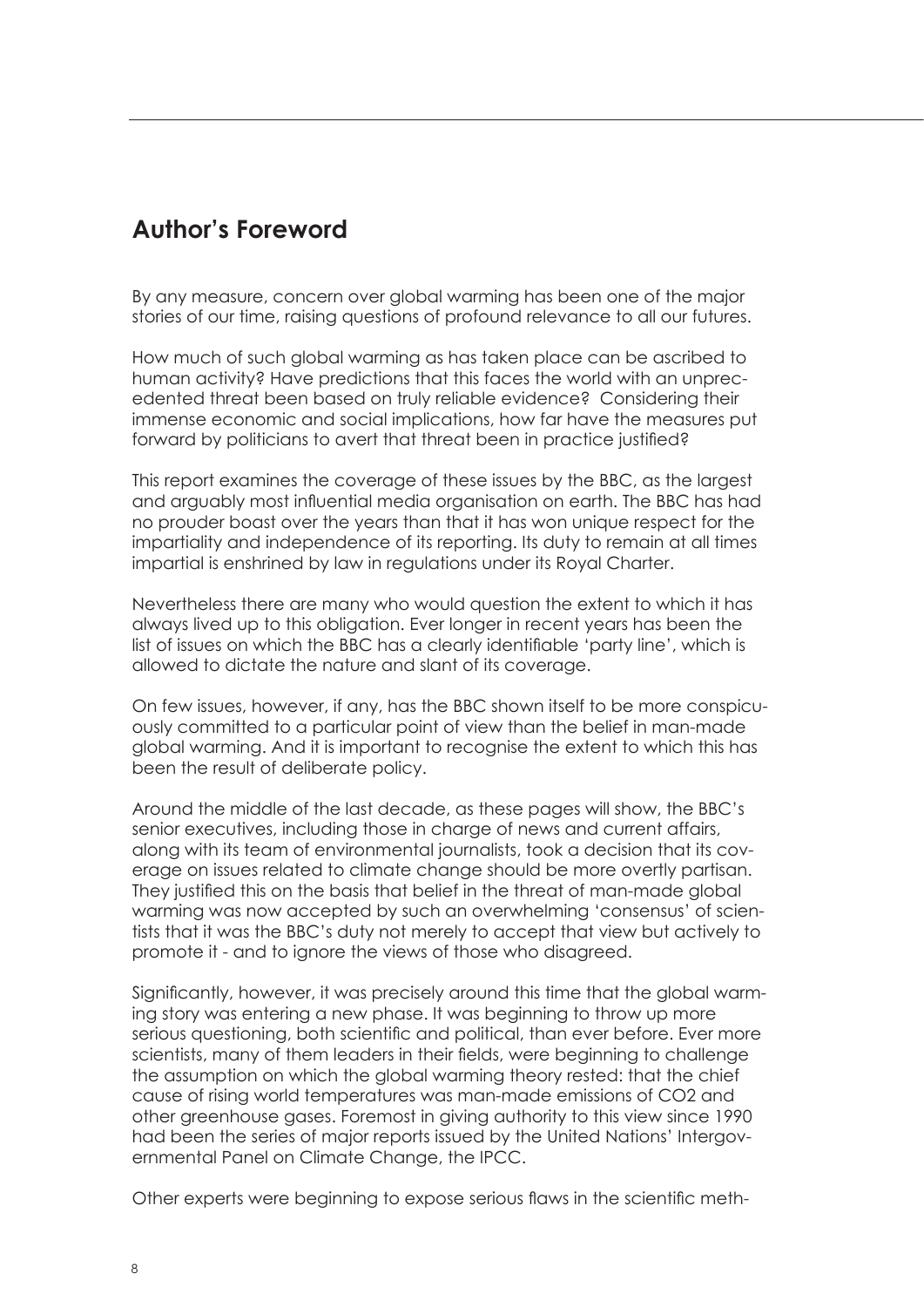## Author's Foreword

By any measure, concern over global warming has been one of the major stories of our time, raising questions of profound relevance to all our futures.

How much of such global warming as has taken place can be ascribed to human activity? Have predictions that this faces the world with an unprecedented threat been based on truly reliable evidence? Considering their immense economic and social implications, how far have the measures put forward by politicians to avert that threat been in practice justified?

This report examines the coverage of these issues by the BBC, as the largest and arguably most influential media organisation on earth. The BBC has had no prouder boast over the years than that it has won unique respect for the impartiality and independence of its reporting. Its duty to remain at all times impartial is enshrined by law in regulations under its Royal Charter.

Nevertheless there are many who would question the extent to which it has always lived up to this obligation. Ever longer in recent years has been the list of issues on which the BBC has a clearly identifiable 'party line', which is allowed to dictate the nature and slant of its coverage.

On few issues, however, if any, has the BBC shown itself to be more conspicuously committed to a particular point of view than the belief in man-made global warming. And it is important to recognise the extent to which this has been the result of deliberate policy.

Around the middle of the last decade, as these pages will show, the BBC's senior executives, including those in charge of news and current affairs, along with its team of environmental journalists, took a decision that its coverage on issues related to climate change should be more overtly partisan. They justified this on the basis that belief in the threat of man-made global warming was now accepted by such an overwhelming 'consensus' of scientists that it was the BBC's duty not merely to accept that view but actively to promote it - and to ignore the views of those who disagreed.

Significantly, however, it was precisely around this time that the global warming story was entering a new phase. It was beginning to throw up more serious questioning, both scientific and political, than ever before. Ever more scientists, many of them leaders in their fields, were beginning to challenge the assumption on which the global warming theory rested: that the chief cause of rising world temperatures was man-made emissions of $CO_2$ and other greenhouse gases. Foremost in giving authority to this view since 1990 had been the series of major reports issued by the United Nations' Intergovernmental Panel on Climate Change, the IPCC.

Other experts were beginning to expose serious flaws in the scientific meth-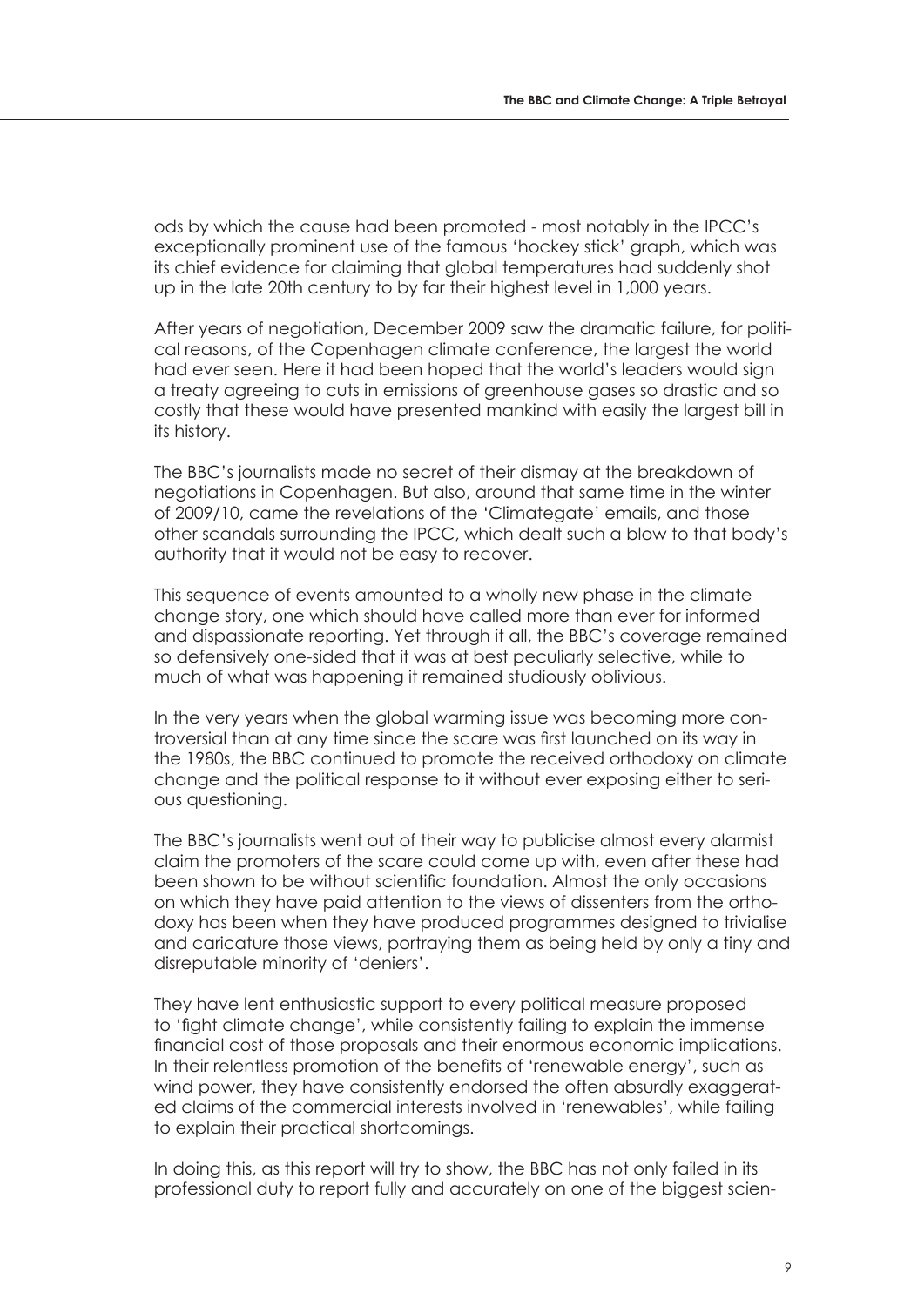ods by which the cause had been promoted - most notably in the IPCC's exceptionally prominent use of the famous 'hockey stick' graph, which was its chief evidence for claiming that global temperatures had suddenly shot up in the late 20th century to by far their highest level in 1,000 years.

After years of negotiation, December 2009 saw the dramatic failure, for political reasons, of the Copenhagen climate conference, the largest the world had ever seen. Here it had been hoped that the world's leaders would sign a treaty agreeing to cuts in emissions of greenhouse gases so drastic and so costly that these would have presented mankind with easily the largest bill in its history.

The BBC's journalists made no secret of their dismay at the breakdown of negotiations in Copenhagen. But also, around that same time in the winter of 2009/10, came the revelations of the 'Climategate' emails, and those other scandals surrounding the IPCC, which dealt such a blow to that body's authority that it would not be easy to recover.

This sequence of events amounted to a wholly new phase in the climate change story, one which should have called more than ever for informed and dispassionate reporting. Yet through it all, the BBC's coverage remained so defensively one-sided that it was at best peculiarly selective, while to much of what was happening it remained studiously oblivious.

In the very years when the global warming issue was becoming more controversial than at any time since the scare was first launched on its way in the 1980s, the BBC continued to promote the received orthodoxy on climate change and the political response to it without ever exposing either to serious questioning.

The BBC's journalists went out of their way to publicise almost every alarmist claim the promoters of the scare could come up with, even after these had been shown to be without scientific foundation. Almost the only occasions on which they have paid attention to the views of dissenters from the orthodoxy has been when they have produced programmes designed to trivialise and caricature those views, portraying them as being held by only a tiny and disreputable minority of 'deniers'.

They have lent enthusiastic support to every political measure proposed to 'fight climate change', while consistently failing to explain the immense financial cost of those proposals and their enormous economic implications. In their relentless promotion of the benefits of 'renewable energy', such as wind power, they have consistently endorsed the often absurdly exaggerated claims of the commercial interests involved in 'renewables', while failing to explain their practical shortcomings.

In doing this, as this report will try to show, the BBC has not only failed in its professional duty to report fully and accurately on one of the biggest scien-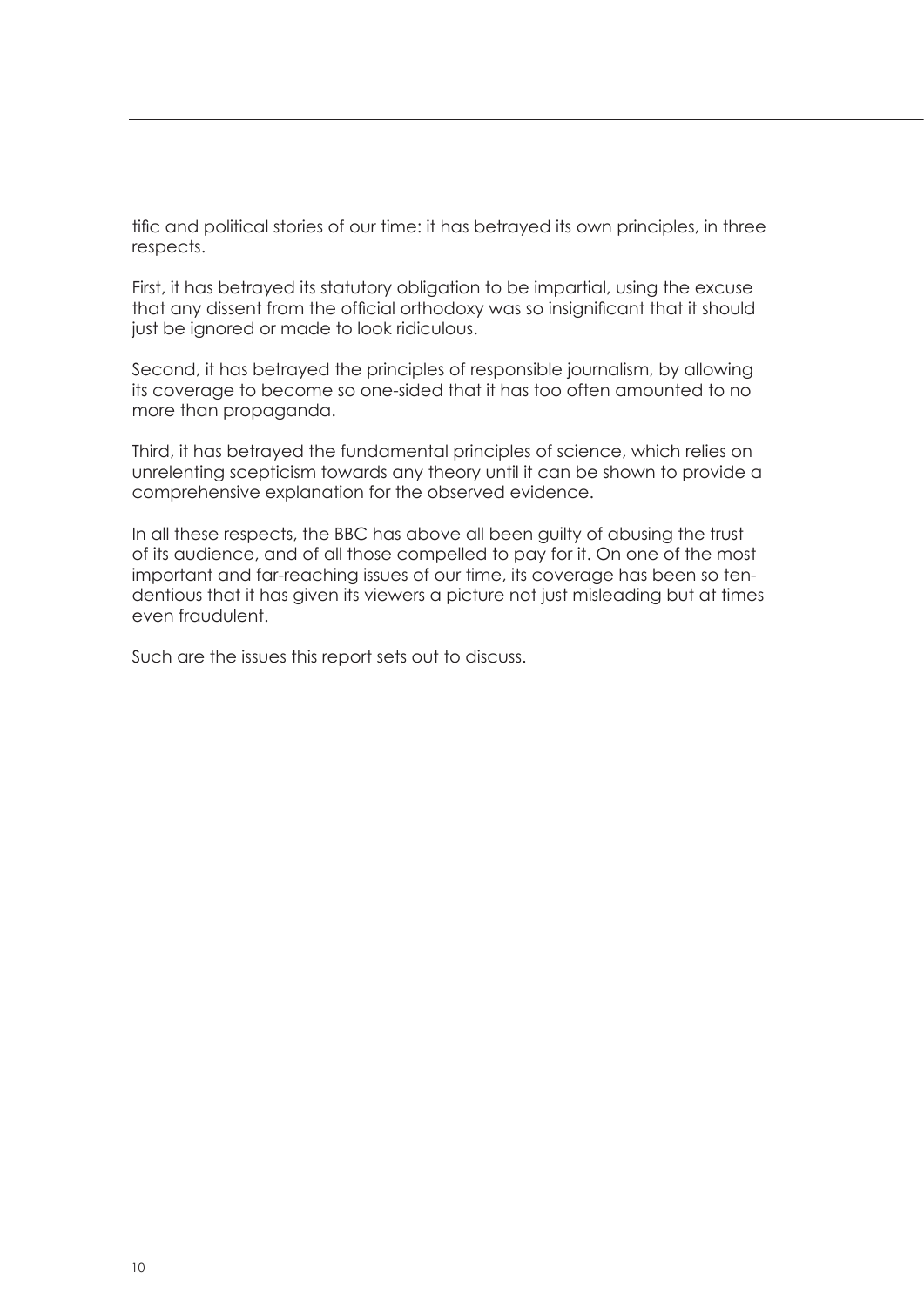tific and political stories of our time: it has betrayed its own principles, in three respects.

First, it has betrayed its statutory obligation to be impartial, using the excuse that any dissent from the official orthodoxy was so insignificant that it should just be ignored or made to look ridiculous.

Second, it has betrayed the principles of responsible journalism, by allowing its coverage to become so one-sided that it has too often amounted to no more than propaganda.

Third, it has betrayed the fundamental principles of science, which relies on unrelenting scepticism towards any theory until it can be shown to provide a comprehensive explanation for the observed evidence.

In all these respects, the BBC has above all been guilty of abusing the trust of its audience, and of all those compelled to pay for it. On one of the most important and far-reaching issues of our time, its coverage has been so tendentious that it has given its viewers a picture not just misleading but at times even fraudulent.

Such are the issues this report sets out to discuss.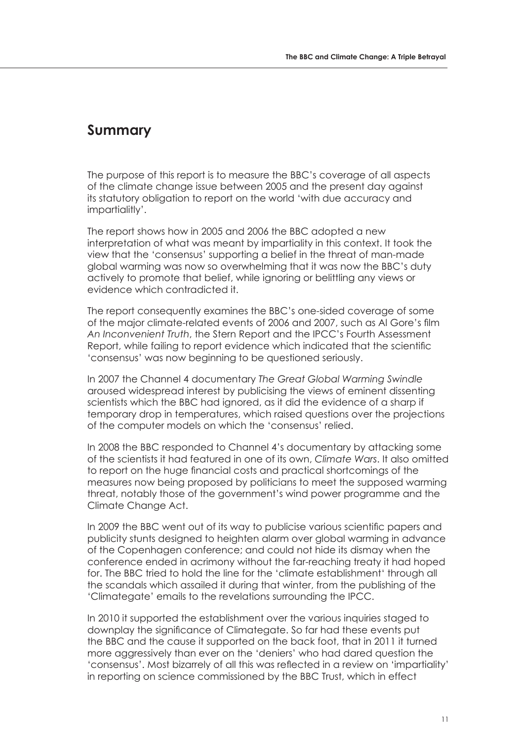## Summary

The purpose of this report is to measure the BBC's coverage of all aspects of the climate change issue between 2005 and the present day against its statutory obligation to report on the world 'with due accuracy and impartialitly'.

The report shows how in 2005 and 2006 the BBC adopted a new interpretation of what was meant by impartiality in this context. It took the view that the 'consensus' supporting a belief in the threat of man-made global warming was now so overwhelming that it was now the BBC's duty actively to promote that belief, while ignoring or belittling any views or evidence which contradicted it.

The report consequently examines the BBC's one-sided coverage of some of the major climate-related events of 2006 and 2007, such as Al Gore's film *An Inconvenient Truth*, the Stern Report and the IPCC's Fourth Assessment Report, while failing to report evidence which indicated that the scientific 'consensus' was now beginning to be questioned seriously.

In 2007 the Channel 4 documentary *The Great Global Warming Swindle* aroused widespread interest by publicising the views of eminent dissenting scientists which the BBC had ignored, as it did the evidence of a sharp if temporary drop in temperatures, which raised questions over the projections of the computer models on which the 'consensus' relied.

In 2008 the BBC responded to Channel 4's documentary by attacking some of the scientists it had featured in one of its own, *Climate Wars*. It also omitted to report on the huge financial costs and practical shortcomings of the measures now being proposed by politicians to meet the supposed warming threat, notably those of the government's wind power programme and the Climate Change Act.

In 2009 the BBC went out of its way to publicise various scientific papers and publicity stunts designed to heighten alarm over global warming in advance of the Copenhagen conference; and could not hide its dismay when the conference ended in acrimony without the far-reaching treaty it had hoped for. The BBC tried to hold the line for the 'climate establishment' through all the scandals which assailed it during that winter, from the publishing of the 'Climategate' emails to the revelations surrounding the IPCC.

In 2010 it supported the establishment over the various inquiries staged to downplay the significance of Climategate. So far had these events put the BBC and the cause it supported on the back foot, that in 2011 it turned more aggressively than ever on the 'deniers' who had dared question the 'consensus'. Most bizarrely of all this was reflected in a review on 'impartiality' in reporting on science commissioned by the BBC Trust, which in effect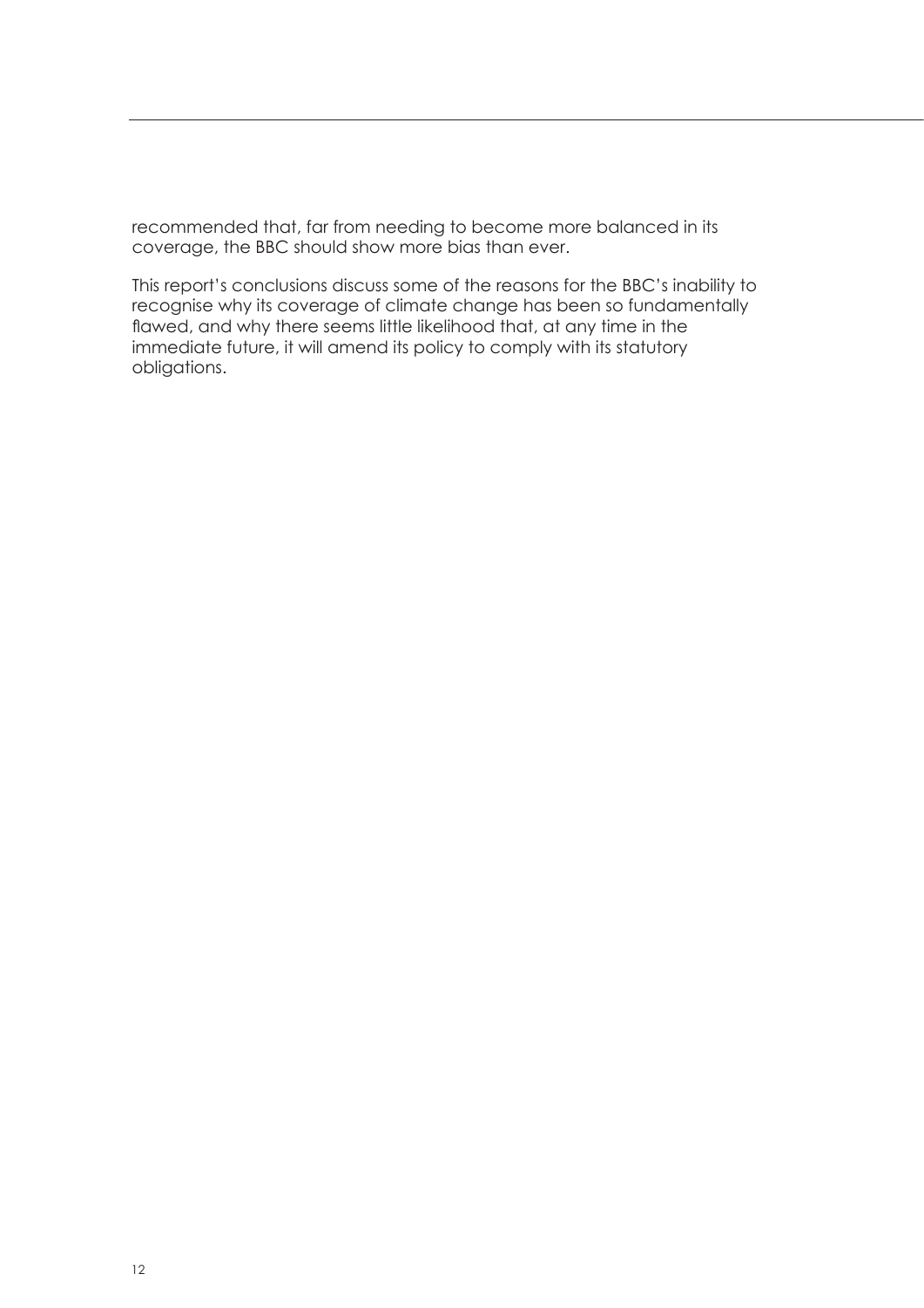recommended that, far from needing to become more balanced in its coverage, the BBC should show more bias than ever.

This report's conclusions discuss some of the reasons for the BBC's inability to recognise why its coverage of climate change has been so fundamentally flawed, and why there seems little likelihood that, at any time in the immediate future, it will amend its policy to comply with its statutory obligations.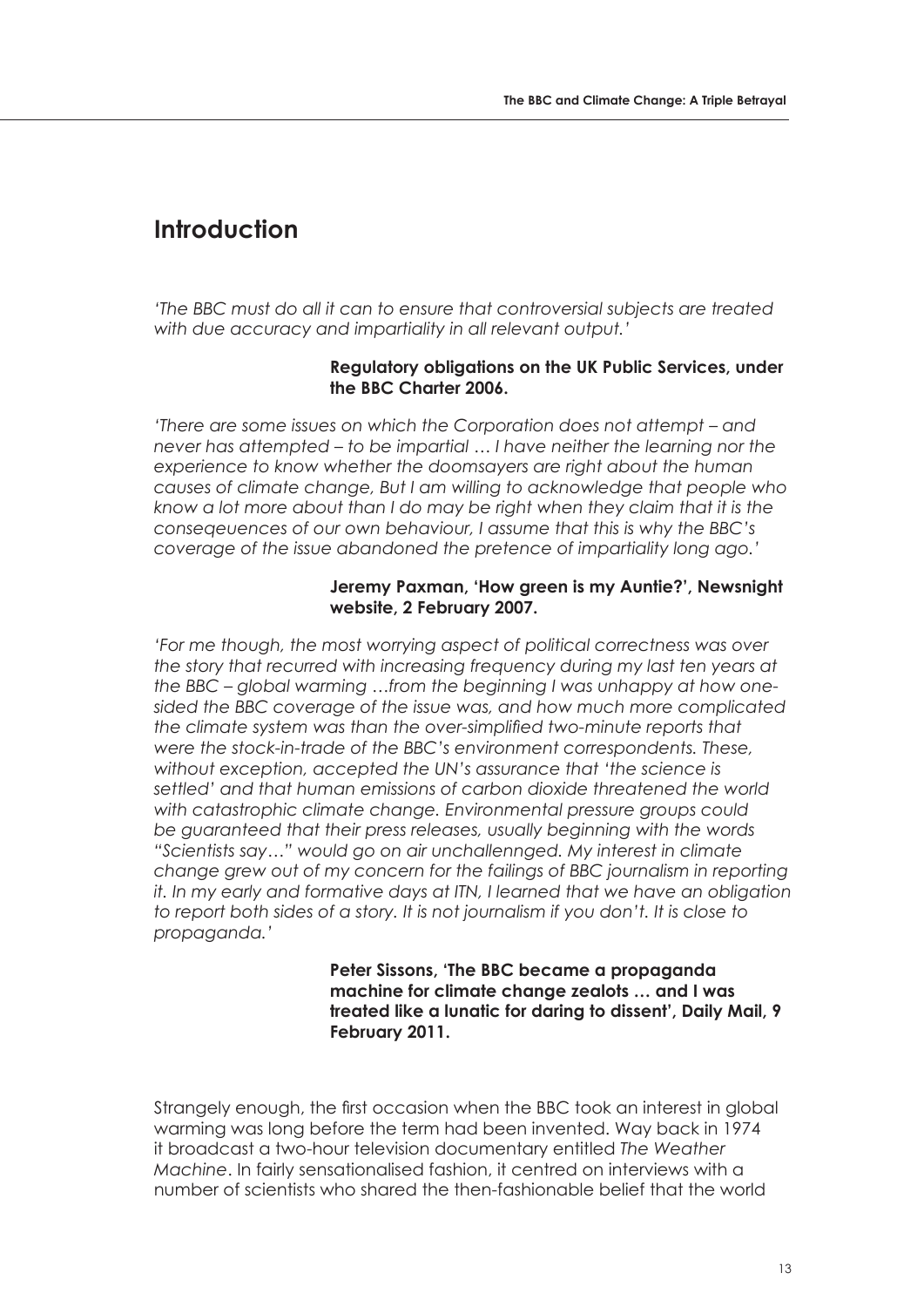## Introduction

*'The BBC must do all it can to ensure that controversial subjects are treated with due accuracy and impartiality in all relevant output.'*

**Regulatory obligations on the UK Public Services, under the BBC Charter 2006.**

*'There are some issues on which the Corporation does not attempt – and never has attempted – to be impartial … I have neither the learning nor the experience to know whether the doomsayers are right about the human causes of climate change, But I am willing to acknowledge that people who know a lot more about than I do may be right when they claim that it is the conseqeuences of our own behaviour, I assume that this is why the BBC's coverage of the issue abandoned the pretence of impartiality long ago.'*

**Jeremy Paxman, 'How green is my Auntie?', Newsnight website, 2 February 2007.**

*'For me though, the most worrying aspect of political correctness was over the story that recurred with increasing frequency during my last ten years at the BBC – global warming …from the beginning I was unhappy at how one-sided the BBC coverage of the issue was, and how much more complicated the climate system was than the over-simplified two-minute reports that were the stock-in-trade of the BBC's environment correspondents. These, without exception, accepted the UN's assurance that 'the science is settled' and that human emissions of carbon dioxide threatened the world with catastrophic climate change. Environmental pressure groups could be guaranteed that their press releases, usually beginning with the words "Scientists say…" would go on air unchallennged. My interest in climate change grew out of my concern for the failings of BBC journalism in reporting it. In my early and formative days at ITN, I learned that we have an obligation to report both sides of a story. It is not journalism if you don't. It is close to propaganda.'*

**Peter Sissons, 'The BBC became a propaganda machine for climate change zealots … and I was treated like a lunatic for daring to dissent', Daily Mail, 9 February 2011.**

Strangely enough, the first occasion when the BBC took an interest in global warming was long before the term had been invented. Way back in 1974 it broadcast a two-hour television documentary entitled *The Weather Machine*. In fairly sensationalised fashion, it centred on interviews with a number of scientists who shared the then-fashionable belief that the world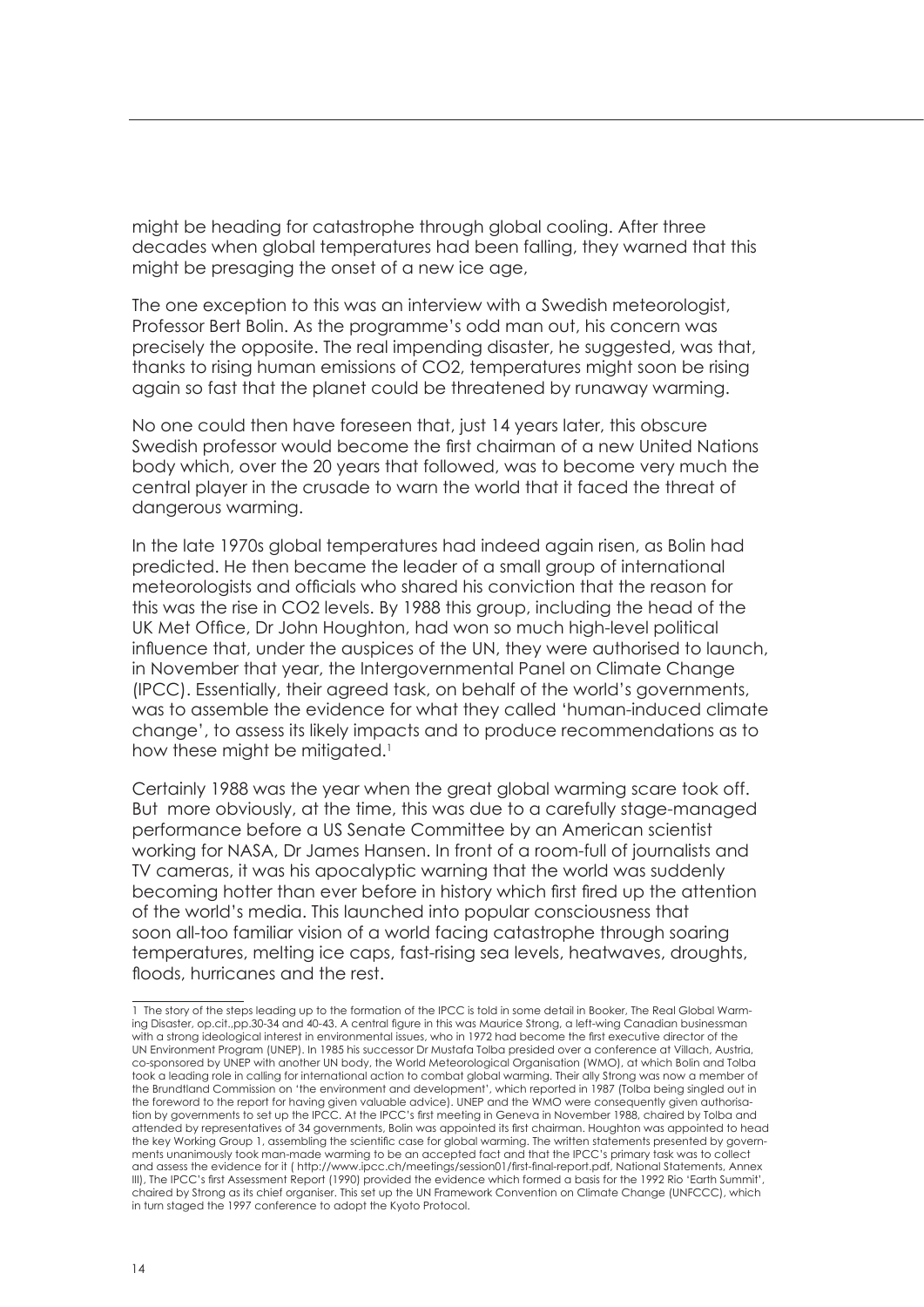might be heading for catastrophe through global cooling. After three decades when global temperatures had been falling, they warned that this might be presaging the onset of a new ice age,

The one exception to this was an interview with a Swedish meteorologist, Professor Bert Bolin. As the programme's odd man out, his concern was precisely the opposite. The real impending disaster, he suggested, was that, thanks to rising human emissions of CO2, temperatures might soon be rising again so fast that the planet could be threatened by runaway warming.

No one could then have foreseen that, just 14 years later, this obscure Swedish professor would become the first chairman of a new United Nations body which, over the 20 years that followed, was to become very much the central player in the crusade to warn the world that it faced the threat of dangerous warming.

In the late 1970s global temperatures had indeed again risen, as Bolin had predicted. He then became the leader of a small group of international meteorologists and officials who shared his conviction that the reason for this was the rise in CO2 levels. By 1988 this group, including the head of the UK Met Office, Dr John Houghton, had won so much high-level political influence that, under the auspices of the UN, they were authorised to launch, in November that year, the Intergovernmental Panel on Climate Change (IPCC). Essentially, their agreed task, on behalf of the world's governments, was to assemble the evidence for what they called 'human-induced climate change', to assess its likely impacts and to produce recommendations as to how these might be mitigated.[1]

Certainly 1988 was the year when the great global warming scare took off. But more obviously, at the time, this was due to a carefully stage-managed performance before a US Senate Committee by an American scientist working for NASA, Dr James Hansen. In front of a room-full of journalists and TV cameras, it was his apocalyptic warning that the world was suddenly becoming hotter than ever before in history which first fired up the attention of the world's media. This launched into popular consciousness that soon all-too familiar vision of a world facing catastrophe through soaring temperatures, melting ice caps, fast-rising sea levels, heatwaves, droughts, floods, hurricanes and the rest.

---

1 The story of the steps leading up to the formation of the IPCC is told in some detail in Booker, The Real Global Warming Disaster, op.cit.,pp.30-34 and 40-43. A central figure in this was Maurice Strong, a left-wing Canadian businessman with a strong ideological interest in environmental issues, who in 1972 had become the first executive director of the UN Environment Program (UNEP). In 1985 his successor Dr Mustafa Tolba presided over a conference at Villach, Austria, co-sponsored by UNEP with another UN body, the World Meteorological Organisation (WMO), at which Bolin and Tolba took a leading role in calling for international action to combat global warming. Their ally Strong was now a member of the Brundtland Commission on 'the environment and development', which reported in 1987 (Tolba being singled out in the foreword to the report for having given valuable advice). UNEP and the WMO were consequently given authorisation by governments to set up the IPCC. At the IPCC's first meeting in Geneva in November 1988, chaired by Tolba and attended by representatives of 34 governments, Bolin was appointed its first chairman. Houghton was appointed to head the key Working Group 1, assembling the scientific case for global warming. The written statements presented by governments unanimously took man-made warming to be an accepted fact and that the IPCC's primary task was to collect and assess the evidence for it ( http://www.ipcc.ch/meetings/session01/first-final-report.pdf, National Statements, Annex III). The IPCC's first Assessment Report (1990) provided the evidence which formed a basis for the 1992 Rio 'Earth Summit', chaired by Strong as its chief organiser. This set up the UN Framework Convention on Climate Change (UNFCCC), which in turn staged the 1997 conference to adopt the Kyoto Protocol.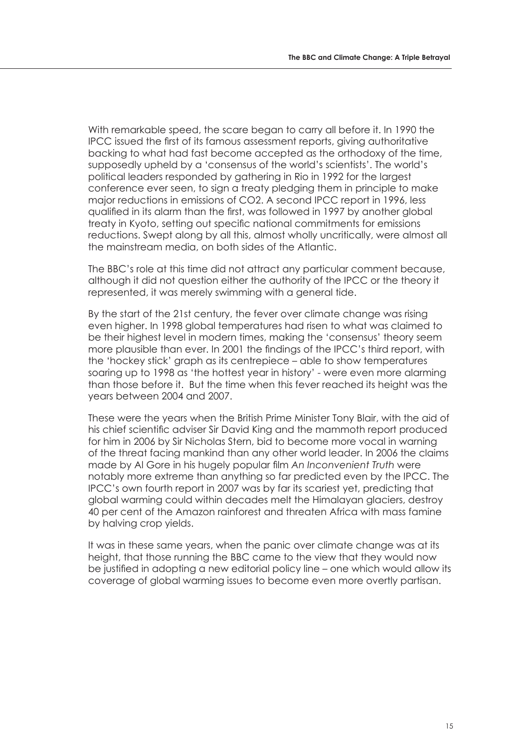With remarkable speed, the scare began to carry all before it. In 1990 the IPCC issued the first of its famous assessment reports, giving authoritative backing to what had fast become accepted as the orthodoxy of the time, supposedly upheld by a 'consensus of the world's scientists'. The world's political leaders responded by gathering in Rio in 1992 for the largest conference ever seen, to sign a treaty pledging them in principle to make major reductions in emissions of $CO_2$. A second IPCC report in 1996, less qualified in its alarm than the first, was followed in 1997 by another global treaty in Kyoto, setting out specific national commitments for emissions reductions. Swept along by all this, almost wholly uncritically, were almost all the mainstream media, on both sides of the Atlantic.

The BBC's role at this time did not attract any particular comment because, although it did not question either the authority of the IPCC or the theory it represented, it was merely swimming with a general tide.

By the start of the 21st century, the fever over climate change was rising even higher. In 1998 global temperatures had risen to what was claimed to be their highest level in modern times, making the 'consensus' theory seem more plausible than ever. In 2001 the findings of the IPCC's third report, with the 'hockey stick' graph as its centrepiece – able to show temperatures soaring up to 1998 as 'the hottest year in history' - were even more alarming than those before it. But the time when this fever reached its height was the years between 2004 and 2007.

These were the years when the British Prime Minister Tony Blair, with the aid of his chief scientific adviser Sir David King and the mammoth report produced for him in 2006 by Sir Nicholas Stern, bid to become more vocal in warning of the threat facing mankind than any other world leader. In 2006 the claims made by Al Gore in his hugely popular film *An Inconvenient Truth* were notably more extreme than anything so far predicted even by the IPCC. The IPCC's own fourth report in 2007 was by far its scariest yet, predicting that global warming could within decades melt the Himalayan glaciers, destroy 40 per cent of the Amazon rainforest and threaten Africa with mass famine by halving crop yields.

It was in these same years, when the panic over climate change was at its height, that those running the BBC came to the view that they would now be justified in adopting a new editorial policy line – one which would allow its coverage of global warming issues to become even more overtly partisan.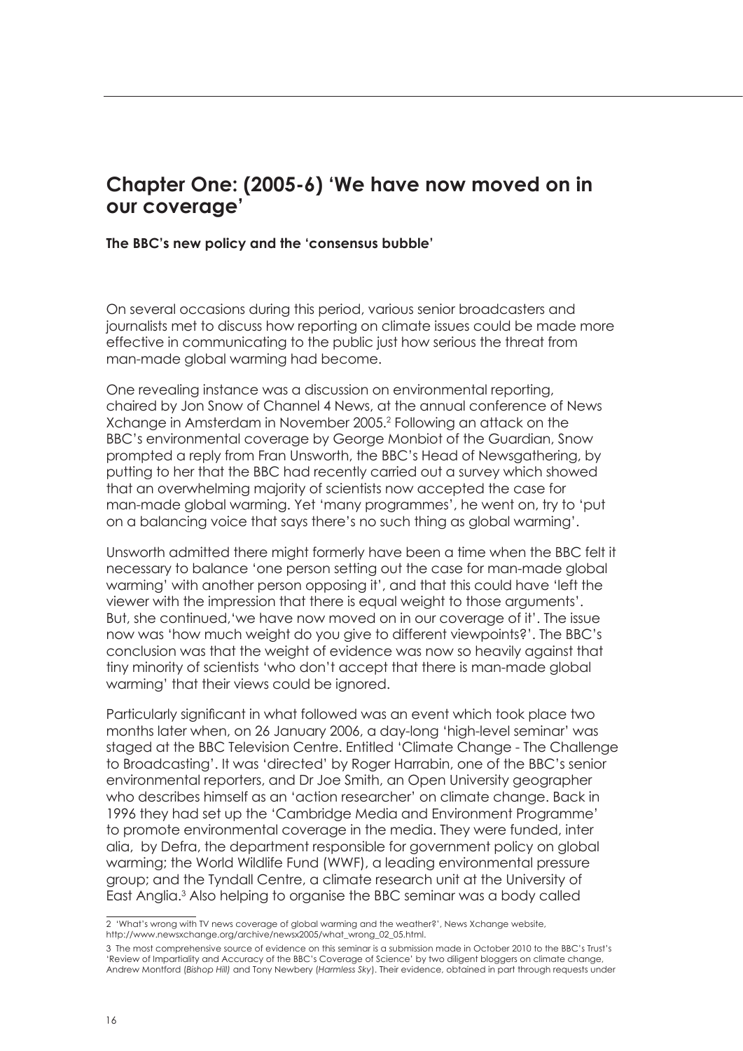## Chapter One: (2005-6) 'We have now moved on in our coverage'

**The BBC's new policy and the 'consensus bubble'**

On several occasions during this period, various senior broadcasters and journalists met to discuss how reporting on climate issues could be made more effective in communicating to the public just how serious the threat from man-made global warming had become.

One revealing instance was a discussion on environmental reporting, chaired by Jon Snow of Channel 4 News, at the annual conference of News Xchange in Amsterdam in November 2005.[2] Following an attack on the BBC's environmental coverage by George Monbiot of the Guardian, Snow prompted a reply from Fran Unsworth, the BBC's Head of Newsgathering, by putting to her that the BBC had recently carried out a survey which showed that an overwhelming majority of scientists now accepted the case for man-made global warming. Yet 'many programmes', he went on, try to 'put on a balancing voice that says there's no such thing as global warming'.

Unsworth admitted there might formerly have been a time when the BBC felt it necessary to balance 'one person setting out the case for man-made global warming' with another person opposing it', and that this could have 'left the viewer with the impression that there is equal weight to those arguments'. But, she continued,'we have now moved on in our coverage of it'. The issue now was 'how much weight do you give to different viewpoints?'. The BBC's conclusion was that the weight of evidence was now so heavily against that tiny minority of scientists 'who don't accept that there is man-made global warming' that their views could be ignored.

Particularly significant in what followed was an event which took place two months later when, on 26 January 2006, a day-long 'high-level seminar' was staged at the BBC Television Centre. Entitled 'Climate Change - The Challenge to Broadcasting'. It was 'directed' by Roger Harrabin, one of the BBC's senior environmental reporters, and Dr Joe Smith, an Open University geographer who describes himself as an 'action researcher' on climate change. Back in 1996 they had set up the 'Cambridge Media and Environment Programme' to promote environmental coverage in the media. They were funded, inter alia, by Defra, the department responsible for government policy on global warming; the World Wildlife Fund (WWF), a leading environmental pressure group; and the Tyndall Centre, a climate research unit at the University of East Anglia.[3] Also helping to organise the BBC seminar was a body called

---

2 'What's wrong with TV news coverage of global warming and the weather?', News Xchange website, http://www.newsxchange.org/archive/newsx2005/what_wrong_02_05.html.

3 The most comprehensive source of evidence on this seminar is a submission made in October 2010 to the BBC's Trust's 'Review of Impartiality and Accuracy of the BBC's Coverage of Science' by two diligent bloggers on climate change, Andrew Montford (*Bishop Hill*) and Tony Newbery (*Harmless Sky*). Their evidence, obtained in part through requests under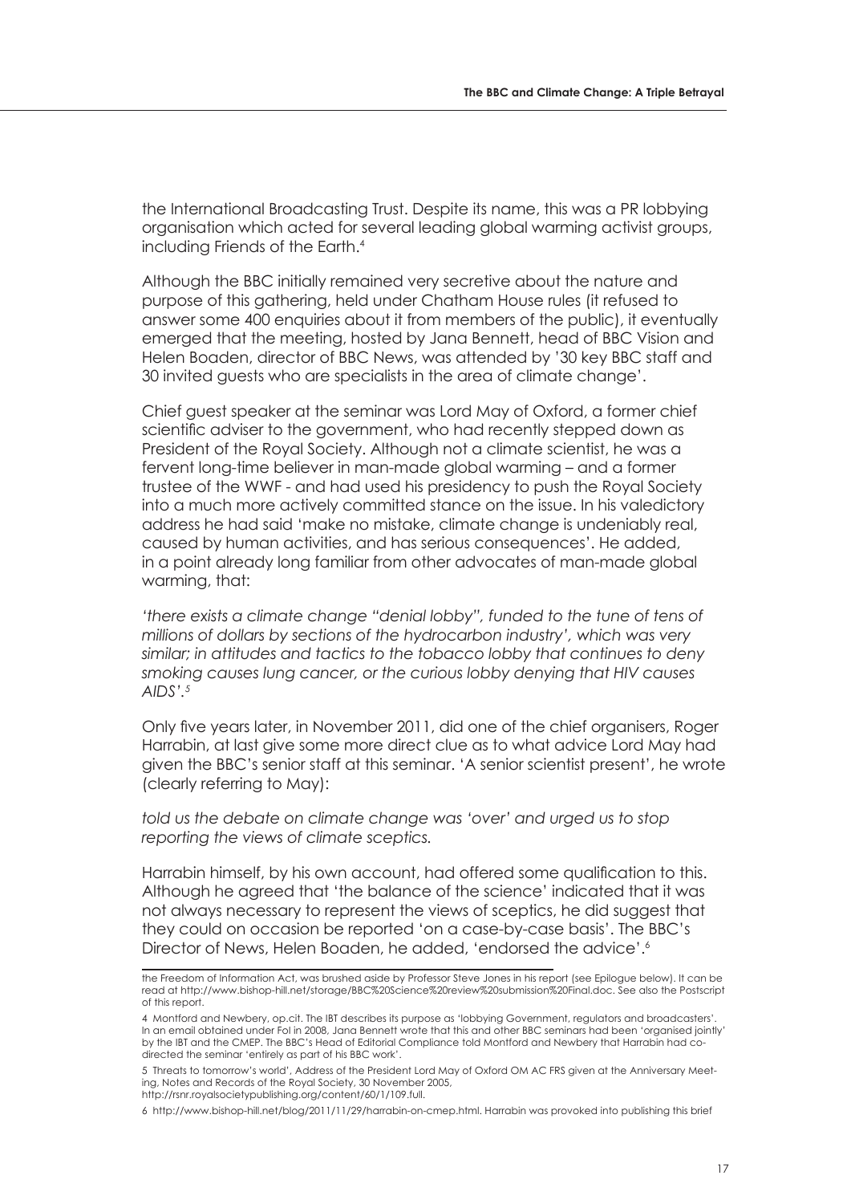the International Broadcasting Trust. Despite its name, this was a PR lobbying organisation which acted for several leading global warming activist groups, including Friends of the Earth.[4]

Although the BBC initially remained very secretive about the nature and purpose of this gathering, held under Chatham House rules (it refused to answer some 400 enquiries about it from members of the public), it eventually emerged that the meeting, hosted by Jana Bennett, head of BBC Vision and Helen Boaden, director of BBC News, was attended by '30 key BBC staff and 30 invited guests who are specialists in the area of climate change'.

Chief guest speaker at the seminar was Lord May of Oxford, a former chief scientific adviser to the government, who had recently stepped down as President of the Royal Society. Although not a climate scientist, he was a fervent long-time believer in man-made global warming – and a former trustee of the WWF - and had used his presidency to push the Royal Society into a much more actively committed stance on the issue. In his valedictory address he had said 'make no mistake, climate change is undeniably real, caused by human activities, and has serious consequences'. He added, in a point already long familiar from other advocates of man-made global warming, that:

*'there exists a climate change "denial lobby", funded to the tune of tens of millions of dollars by sections of the hydrocarbon industry', which was very similar; in attitudes and tactics to the tobacco lobby that continues to deny smoking causes lung cancer, or the curious lobby denying that HIV causes AIDS'.*[5]

Only five years later, in November 2011, did one of the chief organisers, Roger Harrabin, at last give some more direct clue as to what advice Lord May had given the BBC's senior staff at this seminar. 'A senior scientist present', he wrote (clearly referring to May):

*told us the debate on climate change was 'over' and urged us to stop reporting the views of climate sceptics.*

Harrabin himself, by his own account, had offered some qualification to this. Although he agreed that 'the balance of the science' indicated that it was not always necessary to represent the views of sceptics, he did suggest that they could on occasion be reported 'on a case-by-case basis'. The BBC's Director of News, Helen Boaden, he added, 'endorsed the advice'.[6]

---

the Freedom of Information Act, was brushed aside by Professor Steve Jones in his report (see Epilogue below). It can be read at http://www.bishop-hill.net/storage/BBC%20Science%20review%20submission%20Final.doc. See also the Postscript of this report.

4 Montford and Newbery, op.cit. The IBT describes its purpose as 'lobbying Government, regulators and broadcasters'. In an email obtained under FoI in 2008, Jana Bennett wrote that this and other BBC seminars had been 'organised jointly' by the IBT and the CMEP. The BBC's Head of Editorial Compliance told Montford and Newbery that Harrabin had co-directed the seminar 'entirely as part of his BBC work'.

5 Threats to tomorrow's world', Address of the President Lord May of Oxford OM AC FRS given at the Anniversary Meeting, Notes and Records of the Royal Society, 30 November 2005, http://rsnr.royalsocietypublishing.org/content/60/1/109.full.

6 http://www.bishop-hill.net/blog/2011/11/29/harrabin-on-cmep.html. Harrabin was provoked into publishing this brief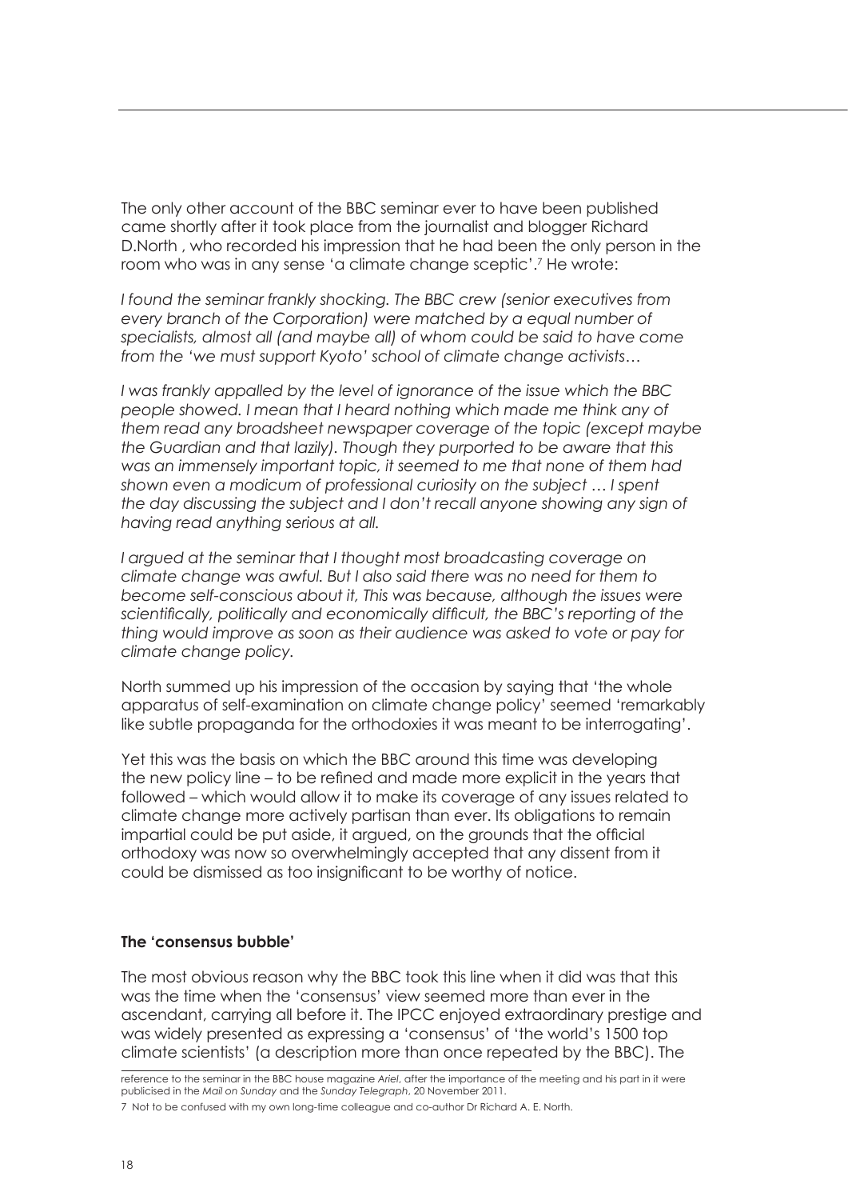The only other account of the BBC seminar ever to have been published came shortly after it took place from the journalist and blogger Richard D.North , who recorded his impression that he had been the only person in the room who was in any sense 'a climate change sceptic'.[7] He wrote:

*I found the seminar frankly shocking. The BBC crew (senior executives from every branch of the Corporation) were matched by a equal number of specialists, almost all (and maybe all) of whom could be said to have come from the 'we must support Kyoto' school of climate change activists…*

*I was frankly appalled by the level of ignorance of the issue which the BBC people showed. I mean that I heard nothing which made me think any of them read any broadsheet newspaper coverage of the topic (except maybe the Guardian and that lazily). Though they purported to be aware that this was an immensely important topic, it seemed to me that none of them had shown even a modicum of professional curiosity on the subject … I spent the day discussing the subject and I don't recall anyone showing any sign of having read anything serious at all.*

*I argued at the seminar that I thought most broadcasting coverage on climate change was awful. But I also said there was no need for them to become self-conscious about it, This was because, although the issues were scientifically, politically and economically difficult, the BBC's reporting of the thing would improve as soon as their audience was asked to vote or pay for climate change policy.*

North summed up his impression of the occasion by saying that 'the whole apparatus of self-examination on climate change policy' seemed 'remarkably like subtle propaganda for the orthodoxies it was meant to be interrogating'.

Yet this was the basis on which the BBC around this time was developing the new policy line – to be refined and made more explicit in the years that followed – which would allow it to make its coverage of any issues related to climate change more actively partisan than ever. Its obligations to remain impartial could be put aside, it argued, on the grounds that the official orthodoxy was now so overwhelmingly accepted that any dissent from it could be dismissed as too insignificant to be worthy of notice.

### The 'consensus bubble'

The most obvious reason why the BBC took this line when it did was that this was the time when the 'consensus' view seemed more than ever in the ascendant, carrying all before it. The IPCC enjoyed extraordinary prestige and was widely presented as expressing a 'consensus' of 'the world's 1500 top climate scientists' (a description more than once repeated by the BBC). The

reference to the seminar in the BBC house magazine *Ariel*, after the importance of the meeting and his part in it were publicised in the *Mail on Sunday* and the *Sunday Telegraph*, 20 November 2011.

7 Not to be confused with my own long-time colleague and co-author Dr Richard A. E. North.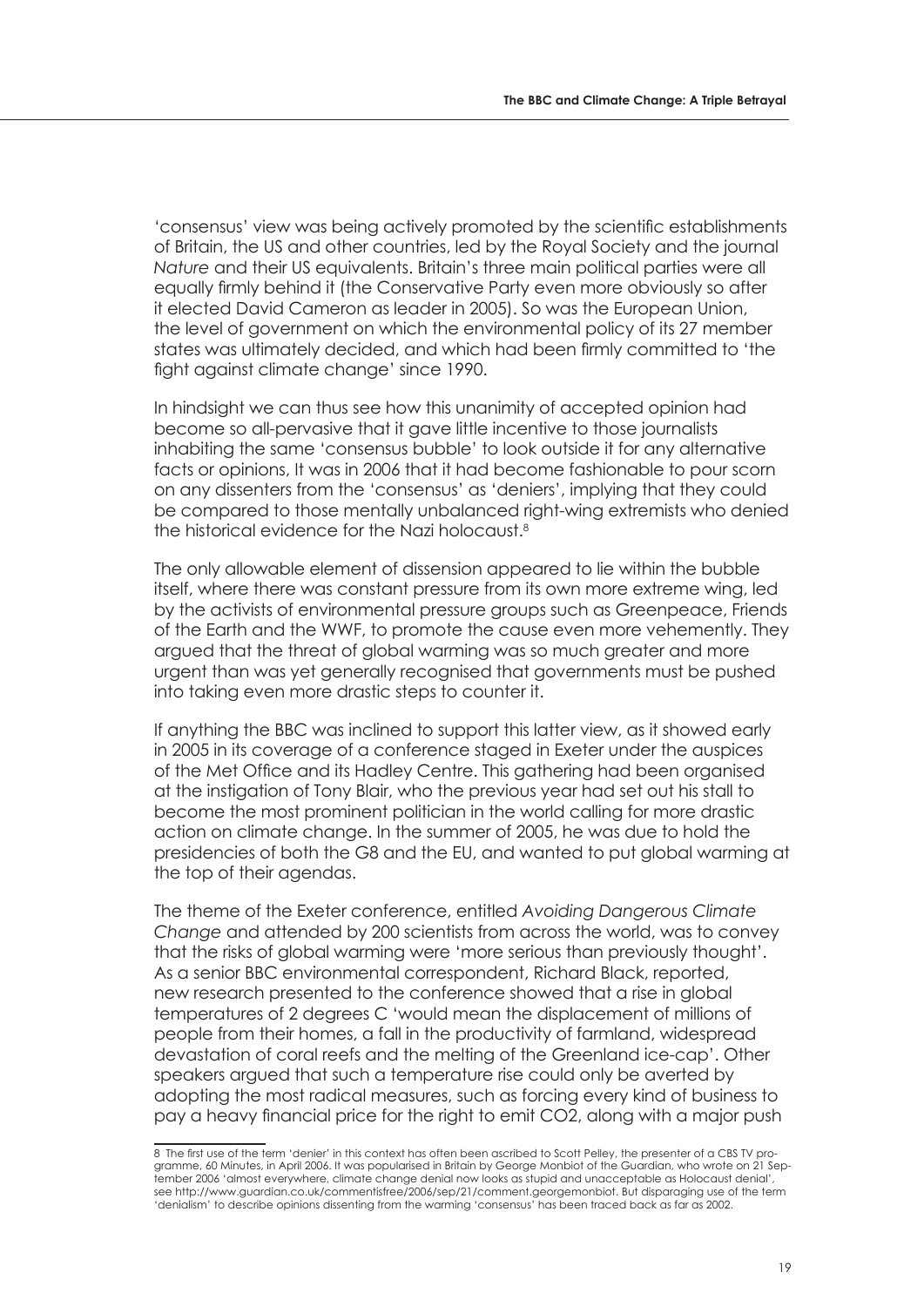'consensus' view was being actively promoted by the scientific establishments of Britain, the US and other countries, led by the Royal Society and the journal *Nature* and their US equivalents. Britain's three main political parties were all equally firmly behind it (the Conservative Party even more obviously so after it elected David Cameron as leader in 2005). So was the European Union, the level of government on which the environmental policy of its 27 member states was ultimately decided, and which had been firmly committed to 'the fight against climate change' since 1990.

In hindsight we can thus see how this unanimity of accepted opinion had become so all-pervasive that it gave little incentive to those journalists inhabiting the same 'consensus bubble' to look outside it for any alternative facts or opinions, It was in 2006 that it had become fashionable to pour scorn on any dissenters from the 'consensus' as 'deniers', implying that they could be compared to those mentally unbalanced right-wing extremists who denied the historical evidence for the Nazi holocaust.[8]

The only allowable element of dissension appeared to lie within the bubble itself, where there was constant pressure from its own more extreme wing, led by the activists of environmental pressure groups such as Greenpeace, Friends of the Earth and the WWF, to promote the cause even more vehemently. They argued that the threat of global warming was so much greater and more urgent than was yet generally recognised that governments must be pushed into taking even more drastic steps to counter it.

If anything the BBC was inclined to support this latter view, as it showed early in 2005 in its coverage of a conference staged in Exeter under the auspices of the Met Office and its Hadley Centre. This gathering had been organised at the instigation of Tony Blair, who the previous year had set out his stall to become the most prominent politician in the world calling for more drastic action on climate change. In the summer of 2005, he was due to hold the presidencies of both the G8 and the EU, and wanted to put global warming at the top of their agendas.

The theme of the Exeter conference, entitled *Avoiding Dangerous Climate Change* and attended by 200 scientists from across the world, was to convey that the risks of global warming were 'more serious than previously thought'. As a senior BBC environmental correspondent, Richard Black, reported, new research presented to the conference showed that a rise in global temperatures of 2 degrees C 'would mean the displacement of millions of people from their homes, a fall in the productivity of farmland, widespread devastation of coral reefs and the melting of the Greenland ice-cap'. Other speakers argued that such a temperature rise could only be averted by adopting the most radical measures, such as forcing every kind of business to pay a heavy financial price for the right to emit $CO_2$, along with a major push

---

8 The first use of the term 'denier' in this context has often been ascribed to Scott Pelley, the presenter of a CBS TV programme, 60 Minutes, in April 2006. It was popularised in Britain by George Monbiot of the Guardian, who wrote on 21 September 2006 'almost everywhere, climate change denial now looks as stupid and unacceptable as Holocaust denial', see http://www.guardian.co.uk/commentisfree/2006/sep/21/comment.georgemonbiot. But disparaging use of the term 'denialism' to describe opinions dissenting from the warming 'consensus' has been traced back as far as 2002.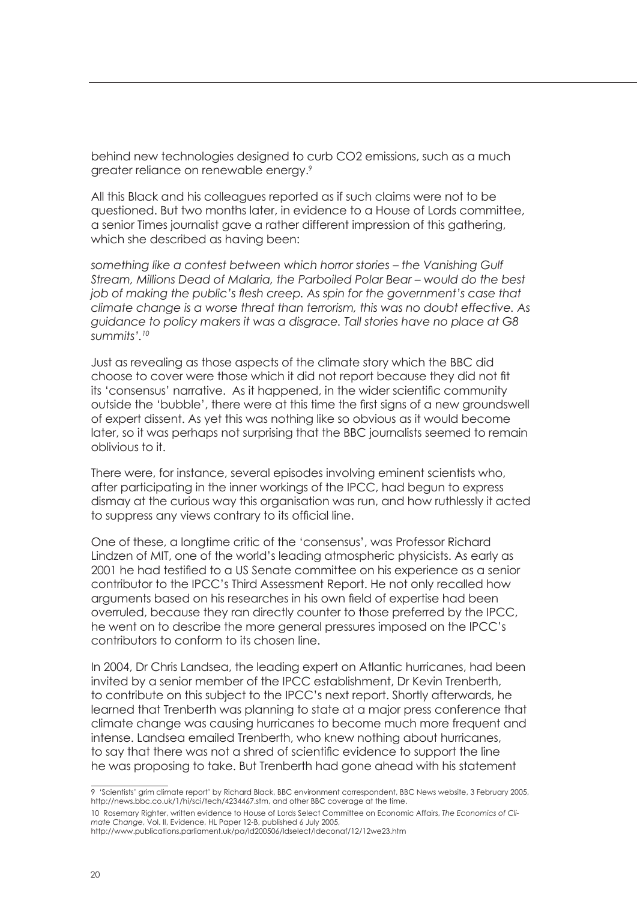behind new technologies designed to curb $CO_2$ emissions, such as a much greater reliance on renewable energy.[9]

All this Black and his colleagues reported as if such claims were not to be questioned. But two months later, in evidence to a House of Lords committee, a senior Times journalist gave a rather different impression of this gathering, which she described as having been:

*something like a contest between which horror stories – the Vanishing Gulf Stream, Millions Dead of Malaria, the Parboiled Polar Bear – would do the best job of making the public's flesh creep. As spin for the government's case that climate change is a worse threat than terrorism, this was no doubt effective. As guidance to policy makers it was a disgrace. Tall stories have no place at G8 summits'.*[10]

Just as revealing as those aspects of the climate story which the BBC did choose to cover were those which it did not report because they did not fit its 'consensus' narrative. As it happened, in the wider scientific community outside the 'bubble', there were at this time the first signs of a new groundswell of expert dissent. As yet this was nothing like so obvious as it would become later, so it was perhaps not surprising that the BBC journalists seemed to remain oblivious to it.

There were, for instance, several episodes involving eminent scientists who, after participating in the inner workings of the IPCC, had begun to express dismay at the curious way this organisation was run, and how ruthlessly it acted to suppress any views contrary to its official line.

One of these, a longtime critic of the 'consensus', was Professor Richard Lindzen of MIT, one of the world's leading atmospheric physicists. As early as 2001 he had testified to a US Senate committee on his experience as a senior contributor to the IPCC's Third Assessment Report. He not only recalled how arguments based on his researches in his own field of expertise had been overruled, because they ran directly counter to those preferred by the IPCC, he went on to describe the more general pressures imposed on the IPCC's contributors to conform to its chosen line.

In 2004, Dr Chris Landsea, the leading expert on Atlantic hurricanes, had been invited by a senior member of the IPCC establishment, Dr Kevin Trenberth, to contribute on this subject to the IPCC's next report. Shortly afterwards, he learned that Trenberth was planning to state at a major press conference that climate change was causing hurricanes to become much more frequent and intense. Landsea emailed Trenberth, who knew nothing about hurricanes, to say that there was not a shred of scientific evidence to support the line he was proposing to take. But Trenberth had gone ahead with his statement

---

9 'Scientists' grim climate report' by Richard Black, BBC environment correspondent, BBC News website, 3 February 2005, http://news.bbc.co.uk/1/hi/sci/tech/4234467.stm, and other BBC coverage at the time.

10 Rosemary Righter, written evidence to House of Lords Select Committee on Economic Affairs, *The Economics of Climate Change*, Vol. II, Evidence, HL Paper 12-B, published 6 July 2005, http://www.publications.parliament.uk/pa/ld200506/ldselect/ldeconaf/12/12we23.htm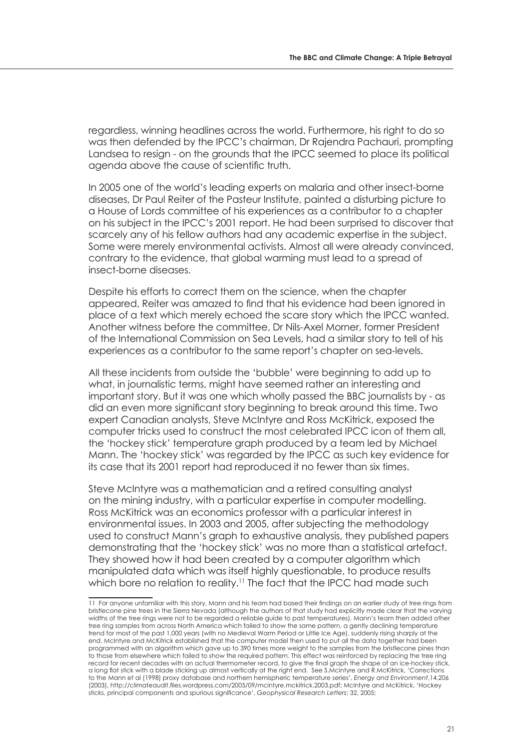regardless, winning headlines across the world. Furthermore, his right to do so was then defended by the IPCC's chairman, Dr Rajendra Pachauri, prompting Landsea to resign - on the grounds that the IPCC seemed to place its political agenda above the cause of scientific truth.

In 2005 one of the world's leading experts on malaria and other insect-borne diseases, Dr Paul Reiter of the Pasteur Institute, painted a disturbing picture to a House of Lords committee of his experiences as a contributor to a chapter on his subject in the IPCC's 2001 report. He had been surprised to discover that scarcely any of his fellow authors had any academic expertise in the subject. Some were merely environmental activists. Almost all were already convinced, contrary to the evidence, that global warming must lead to a spread of insect-borne diseases.

Despite his efforts to correct them on the science, when the chapter appeared, Reiter was amazed to find that his evidence had been ignored in place of a text which merely echoed the scare story which the IPCC wanted. Another witness before the committee, Dr Nils-Axel Morner, former President of the International Commission on Sea Levels, had a similar story to tell of his experiences as a contributor to the same report's chapter on sea-levels.

All these incidents from outside the 'bubble' were beginning to add up to what, in journalistic terms, might have seemed rather an interesting and important story. But it was one which wholly passed the BBC journalists by - as did an even more significant story beginning to break around this time. Two expert Canadian analysts, Steve McIntyre and Ross McKitrick, exposed the computer tricks used to construct the most celebrated IPCC icon of them all, the 'hockey stick' temperature graph produced by a team led by Michael Mann. The 'hockey stick' was regarded by the IPCC as such key evidence for its case that its 2001 report had reproduced it no fewer than six times.

Steve McIntyre was a mathematician and a retired consulting analyst on the mining industry, with a particular expertise in computer modelling. Ross McKitrick was an economics professor with a particular interest in environmental issues. In 2003 and 2005, after subjecting the methodology used to construct Mann's graph to exhaustive analysis, they published papers demonstrating that the 'hockey stick' was no more than a statistical artefact. They showed how it had been created by a computer algorithm which manipulated data which was itself highly questionable, to produce results which bore no relation to reality.[11] The fact that the IPCC had made such

---

[11] For anyone unfamiliar with this story, Mann and his team had based their findings on an earlier study of tree rings from bristlecone pine trees in the Sierra Nevada (although the authors of that study had explicitly made clear that the varying widths of the tree rings were not to be regarded a reliable guide to past temperatures). Mann's team then added other tree ring samples from across North America which failed to show the same pattern, a gently declining temperature trend for most of the past 1,000 years (with no Medieval Warm Period or Little Ice Age), suddenly rising sharply at the end. McIntyre and McKitrick established that the computer model then used to put all the data together had been programmed with an algorithm which gave up to 390 times more weight to the samples from the bristlecone pines than to those from elsewhere which failed to show the required pattern. This effect was reinforced by replacing the tree ring record for recent decades with an actual thermometer record, to give the final graph the shape of an ice-hockey stick, a long flat stick with a blade sticking up almost vertically at the right end. See S.Mcintyre and R.McKitrick, 'Corrections to the Mann et al (1998) proxy database and northern hemispheric temperature series', *Energy and Environment*,14,206 (2003), http://climateaudit.files.wordpress.com/2005/09/mcintyre.mckitrick.2003.pdf; McIntyre and McKitrick, 'Hockey sticks, principal components and spurious significance', *Geophysical Research Letters*; 32, 2005;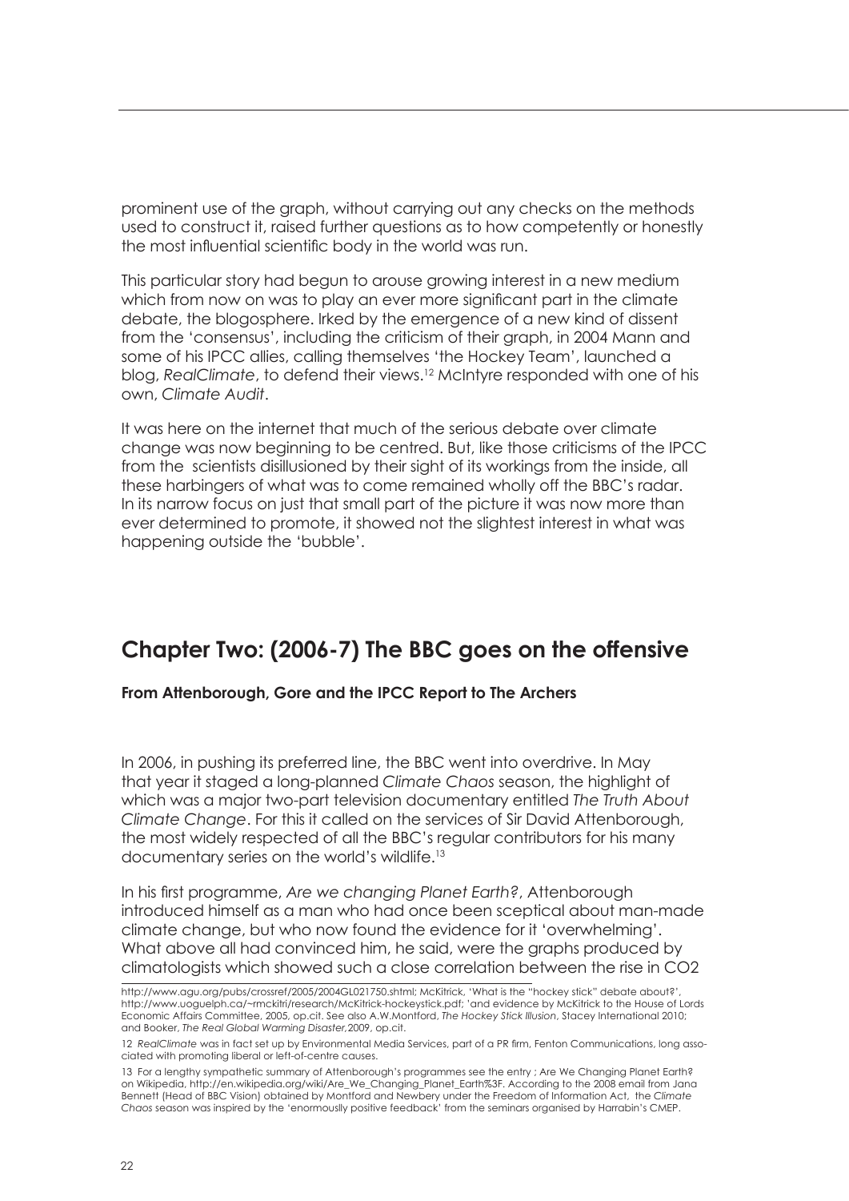prominent use of the graph, without carrying out any checks on the methods used to construct it, raised further questions as to how competently or honestly the most influential scientific body in the world was run.

This particular story had begun to arouse growing interest in a new medium which from now on was to play an ever more significant part in the climate debate, the blogosphere. Irked by the emergence of a new kind of dissent from the 'consensus', including the criticism of their graph, in 2004 Mann and some of his IPCC allies, calling themselves 'the Hockey Team', launched a blog, *RealClimate*, to defend their views.[12] McIntyre responded with one of his own, *Climate Audit*.

It was here on the internet that much of the serious debate over climate change was now beginning to be centred. But, like those criticisms of the IPCC from the scientists disillusioned by their sight of its workings from the inside, all these harbingers of what was to come remained wholly off the BBC's radar. In its narrow focus on just that small part of the picture it was now more than ever determined to promote, it showed not the slightest interest in what was happening outside the 'bubble'.

## Chapter Two: (2006-7) The BBC goes on the offensive

**From Attenborough, Gore and the IPCC Report to The Archers**

In 2006, in pushing its preferred line, the BBC went into overdrive. In May that year it staged a long-planned *Climate Chaos* season, the highlight of which was a major two-part television documentary entitled *The Truth About Climate Change*. For this it called on the services of Sir David Attenborough, the most widely respected of all the BBC's regular contributors for his many documentary series on the world's wildlife.[13]

In his first programme, *Are we changing Planet Earth?*, Attenborough introduced himself as a man who had once been sceptical about man-made climate change, but who now found the evidence for it 'overwhelming'. What above all had convinced him, he said, were the graphs produced by climatologists which showed such a close correlation between the rise in CO2

---

http://www.agu.org/pubs/crossref/2005/2004GL021750.shtml; McKitrick, 'What is the "hockey stick" debate about?', http://www.uoguelph.ca/~rmckitri/research/McKitrick-hockeystick.pdf; 'and evidence by McKitrick to the House of Lords Economic Affairs Committee, 2005, op.cit. See also A.W.Montford, *The Hockey Stick Illusion*, Stacey International 2010; and Booker, *The Real Global Warming Disaster*,2009, op.cit.

12 *RealClimate* was in fact set up by Environmental Media Services, part of a PR firm, Fenton Communications, long associated with promoting liberal or left-of-centre causes.

13 For a lengthy sympathetic summary of Attenborough's programmes see the entry ; Are We Changing Planet Earth? on Wikipedia, http://en.wikipedia.org/wiki/Are_We_Changing_Planet_Earth%3F. According to the 2008 email from Jana Bennett (Head of BBC Vision) obtained by Montford and Newbery under the Freedom of Information Act, the *Climate Chaos* season was inspired by the 'enormouslly positive feedback' from the seminars organised by Harrabin's CMEP.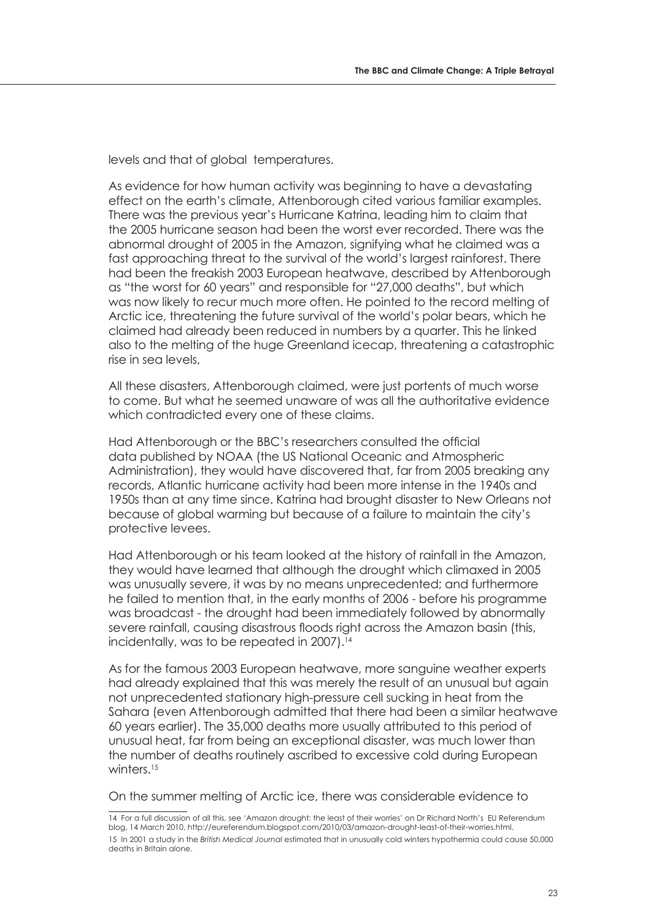levels and that of global temperatures.

As evidence for how human activity was beginning to have a devastating effect on the earth's climate, Attenborough cited various familiar examples. There was the previous year's Hurricane Katrina, leading him to claim that the 2005 hurricane season had been the worst ever recorded. There was the abnormal drought of 2005 in the Amazon, signifying what he claimed was a fast approaching threat to the survival of the world's largest rainforest. There had been the freakish 2003 European heatwave, described by Attenborough as "the worst for 60 years" and responsible for "27,000 deaths", but which was now likely to recur much more often. He pointed to the record melting of Arctic ice, threatening the future survival of the world's polar bears, which he claimed had already been reduced in numbers by a quarter. This he linked also to the melting of the huge Greenland icecap, threatening a catastrophic rise in sea levels,

All these disasters, Attenborough claimed, were just portents of much worse to come. But what he seemed unaware of was all the authoritative evidence which contradicted every one of these claims.

Had Attenborough or the BBC's researchers consulted the official data published by NOAA (the US National Oceanic and Atmospheric Administration), they would have discovered that, far from 2005 breaking any records, Atlantic hurricane activity had been more intense in the 1940s and 1950s than at any time since. Katrina had brought disaster to New Orleans not because of global warming but because of a failure to maintain the city's protective levees.

Had Attenborough or his team looked at the history of rainfall in the Amazon, they would have learned that although the drought which climaxed in 2005 was unusually severe, it was by no means unprecedented; and furthermore he failed to mention that, in the early months of 2006 - before his programme was broadcast - the drought had been immediately followed by abnormally severe rainfall, causing disastrous floods right across the Amazon basin (this, incidentally, was to be repeated in 2007).[14]

As for the famous 2003 European heatwave, more sanguine weather experts had already explained that this was merely the result of an unusual but again not unprecedented stationary high-pressure cell sucking in heat from the Sahara (even Attenborough admitted that there had been a similar heatwave 60 years earlier). The 35,000 deaths more usually attributed to this period of unusual heat, far from being an exceptional disaster, was much lower than the number of deaths routinely ascribed to excessive cold during European winters.[15]

On the summer melting of Arctic ice, there was considerable evidence to

---

14 For a full discussion of all this, see 'Amazon drought: the least of their worries' on Dr Richard North's EU Referendum blog, 14 March 2010, http://eureferendum.blogspot.com/2010/03/amazon-drought-least-of-their-worries.html.

15 In 2001 a study in the *British Medical Journal* estimated that in unusually cold winters hypothermia could cause 50,000 deaths in Britain alone.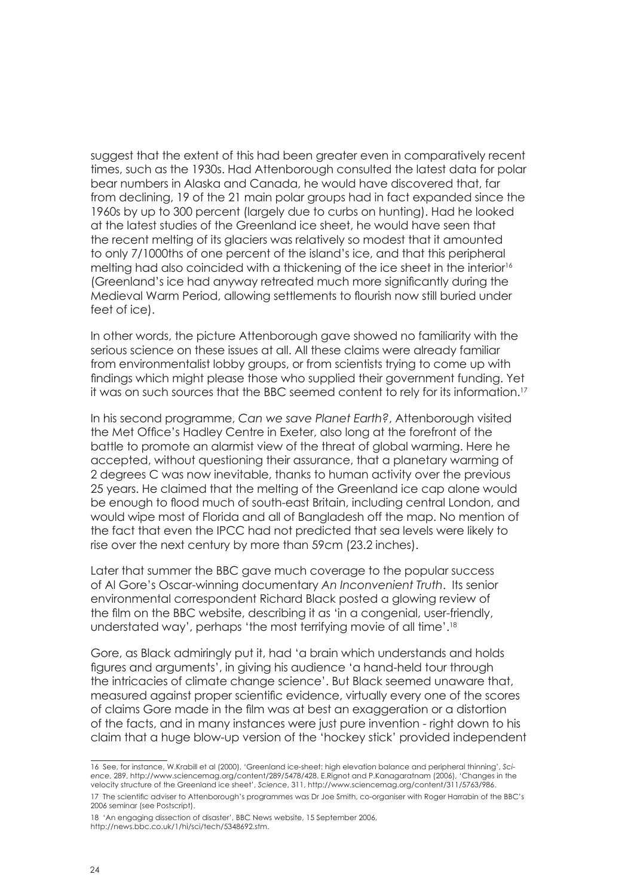suggest that the extent of this had been greater even in comparatively recent times, such as the 1930s. Had Attenborough consulted the latest data for polar bear numbers in Alaska and Canada, he would have discovered that, far from declining, 19 of the 21 main polar groups had in fact expanded since the 1960s by up to 300 percent (largely due to curbs on hunting). Had he looked at the latest studies of the Greenland ice sheet, he would have seen that the recent melting of its glaciers was relatively so modest that it amounted to only 7/1000ths of one percent of the island's ice, and that this peripheral melting had also coincided with a thickening of the ice sheet in the interior[16] (Greenland's ice had anyway retreated much more significantly during the Medieval Warm Period, allowing settlements to flourish now still buried under feet of ice).

In other words, the picture Attenborough gave showed no familiarity with the serious science on these issues at all. All these claims were already familiar from environmentalist lobby groups, or from scientists trying to come up with findings which might please those who supplied their government funding. Yet it was on such sources that the BBC seemed content to rely for its information.[17]

In his second programme, *Can we save Planet Earth?*, Attenborough visited the Met Office's Hadley Centre in Exeter, also long at the forefront of the battle to promote an alarmist view of the threat of global warming. Here he accepted, without questioning their assurance, that a planetary warming of 2 degrees C was now inevitable, thanks to human activity over the previous 25 years. He claimed that the melting of the Greenland ice cap alone would be enough to flood much of south-east Britain, including central London, and would wipe most of Florida and all of Bangladesh off the map. No mention of the fact that even the IPCC had not predicted that sea levels were likely to rise over the next century by more than 59cm (23.2 inches).

Later that summer the BBC gave much coverage to the popular success of Al Gore's Oscar-winning documentary *An Inconvenient Truth*. Its senior environmental correspondent Richard Black posted a glowing review of the film on the BBC website, describing it as 'in a congenial, user-friendly, understated way', perhaps 'the most terrifying movie of all time'.[18]

Gore, as Black admiringly put it, had 'a brain which understands and holds figures and arguments', in giving his audience 'a hand-held tour through the intricacies of climate change science'. But Black seemed unaware that, measured against proper scientific evidence, virtually every one of the scores of claims Gore made in the film was at best an exaggeration or a distortion of the facts, and in many instances were just pure invention - right down to his claim that a huge blow-up version of the 'hockey stick' provided independent

---

16 See, for instance, W.Krabill et al (2000), 'Greenland ice-sheet: high elevation balance and peripheral thinning', *Science*, 289, http://www.sciencemag.org/content/289/5478/428. E.Rignot and P.Kanagaratnam (2006), 'Changes in the velocity structure of the Greenland ice sheet', *Science*, 311, http://www.sciencemag.org/content/311/5763/986.

17 The scientific adviser to Attenborough's programmes was Dr Joe Smith, co-organiser with Roger Harrabin of the BBC's 2006 seminar (see Postscript).

18 'An engaging dissection of disaster', BBC News website, 15 September 2006, http://news.bbc.co.uk/1/hi/sci/tech/5348692.stm.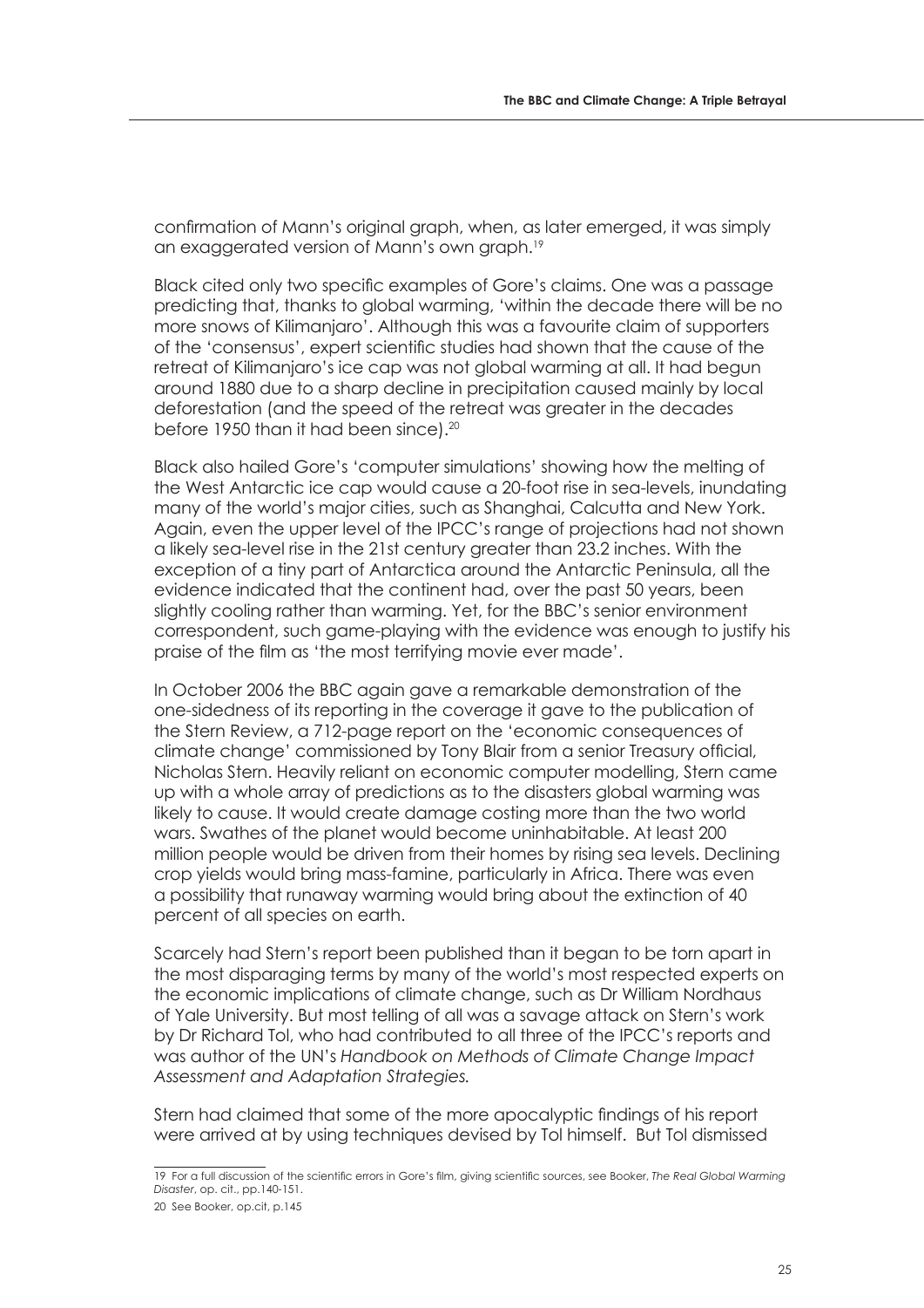confirmation of Mann's original graph, when, as later emerged, it was simply an exaggerated version of Mann's own graph.[19]

Black cited only two specific examples of Gore's claims. One was a passage predicting that, thanks to global warming, 'within the decade there will be no more snows of Kilimanjaro'. Although this was a favourite claim of supporters of the 'consensus', expert scientific studies had shown that the cause of the retreat of Kilimanjaro's ice cap was not global warming at all. It had begun around 1880 due to a sharp decline in precipitation caused mainly by local deforestation (and the speed of the retreat was greater in the decades before 1950 than it had been since).[20]

Black also hailed Gore's 'computer simulations' showing how the melting of the West Antarctic ice cap would cause a 20-foot rise in sea-levels, inundating many of the world's major cities, such as Shanghai, Calcutta and New York. Again, even the upper level of the IPCC's range of projections had not shown a likely sea-level rise in the 21st century greater than 23.2 inches. With the exception of a tiny part of Antarctica around the Antarctic Peninsula, all the evidence indicated that the continent had, over the past 50 years, been slightly cooling rather than warming. Yet, for the BBC's senior environment correspondent, such game-playing with the evidence was enough to justify his praise of the film as 'the most terrifying movie ever made'.

In October 2006 the BBC again gave a remarkable demonstration of the one-sidedness of its reporting in the coverage it gave to the publication of the Stern Review, a 712-page report on the 'economic consequences of climate change' commissioned by Tony Blair from a senior Treasury official, Nicholas Stern. Heavily reliant on economic computer modelling, Stern came up with a whole array of predictions as to the disasters global warming was likely to cause. It would create damage costing more than the two world wars. Swathes of the planet would become uninhabitable. At least 200 million people would be driven from their homes by rising sea levels. Declining crop yields would bring mass-famine, particularly in Africa. There was even a possibility that runaway warming would bring about the extinction of 40 percent of all species on earth.

Scarcely had Stern's report been published than it began to be torn apart in the most disparaging terms by many of the world's most respected experts on the economic implications of climate change, such as Dr William Nordhaus of Yale University. But most telling of all was a savage attack on Stern's work by Dr Richard Tol, who had contributed to all three of the IPCC's reports and was author of the UN's *Handbook on Methods of Climate Change Impact Assessment and Adaptation Strategies.*

Stern had claimed that some of the more apocalyptic findings of his report were arrived at by using techniques devised by Tol himself. But Tol dismissed

---

19 For a full discussion of the scientific errors in Gore's film, giving scientific sources, see Booker, *The Real Global Warming Disaster*, op. cit., pp.140-151.

20 See Booker, op.cit, p.145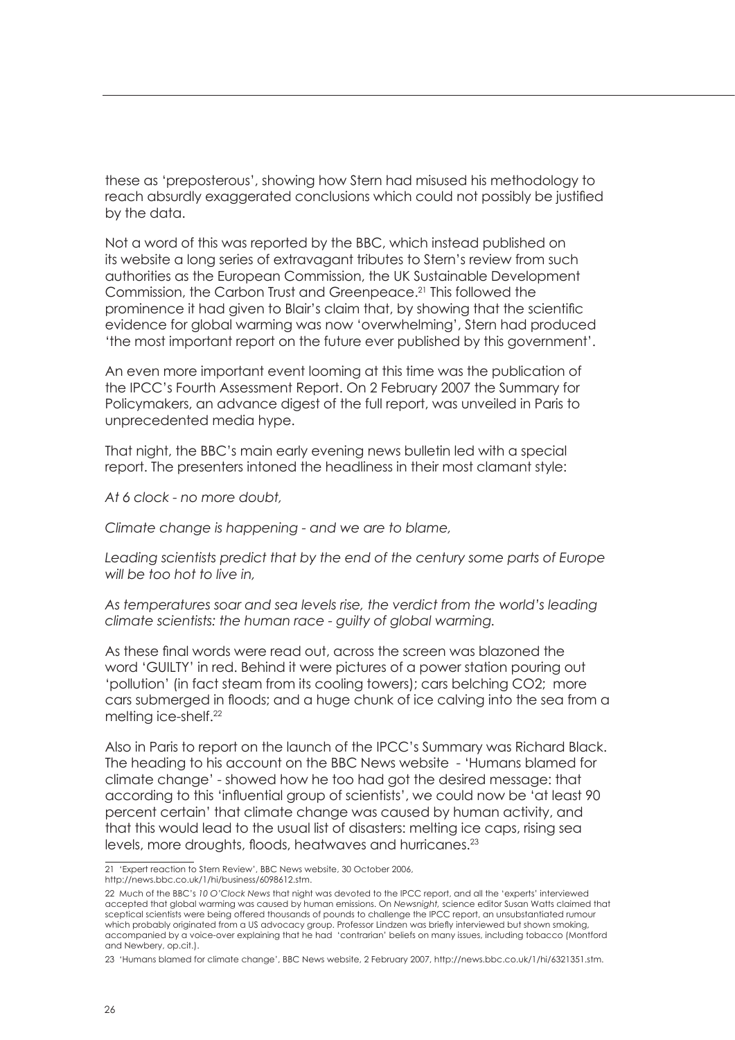these as 'preposterous', showing how Stern had misused his methodology to reach absurdly exaggerated conclusions which could not possibly be justified by the data.

Not a word of this was reported by the BBC, which instead published on its website a long series of extravagant tributes to Stern's review from such authorities as the European Commission, the UK Sustainable Development Commission, the Carbon Trust and Greenpeace.[21] This followed the prominence it had given to Blair's claim that, by showing that the scientific evidence for global warming was now 'overwhelming', Stern had produced 'the most important report on the future ever published by this government'.

An even more important event looming at this time was the publication of the IPCC's Fourth Assessment Report. On 2 February 2007 the Summary for Policymakers, an advance digest of the full report, was unveiled in Paris to unprecedented media hype.

That night, the BBC's main early evening news bulletin led with a special report. The presenters intoned the headliness in their most clamant style:

*At 6 clock - no more doubt,*

*Climate change is happening - and we are to blame,*

*Leading scientists predict that by the end of the century some parts of Europe will be too hot to live in,*

*As temperatures soar and sea levels rise, the verdict from the world's leading climate scientists: the human race - guilty of global warming.*

As these final words were read out, across the screen was blazoned the word 'GUILTY' in red. Behind it were pictures of a power station pouring out 'pollution' (in fact steam from its cooling towers); cars belching CO2; more cars submerged in floods; and a huge chunk of ice calving into the sea from a melting ice-shelf.[22]

Also in Paris to report on the launch of the IPCC's Summary was Richard Black. The heading to his account on the BBC News website - 'Humans blamed for climate change' - showed how he too had got the desired message: that according to this 'influential group of scientists', we could now be 'at least 90 percent certain' that climate change was caused by human activity, and that this would lead to the usual list of disasters: melting ice caps, rising sea levels, more droughts, floods, heatwaves and hurricanes.[23]

---

21 'Expert reaction to Stern Review', BBC News website, 30 October 2006, http://news.bbc.co.uk/1/hi/business/6098612.stm.

22 Much of the BBC's *10 O'Clock News* that night was devoted to the IPCC report, and all the 'experts' interviewed accepted that global warming was caused by human emissions. On *Newsnight*, science editor Susan Watts claimed that sceptical scientists were being offered thousands of pounds to challenge the IPCC report, an unsubstantiated rumour which probably originated from a US advocacy group. Professor Lindzen was briefly interviewed but shown smoking, accompanied by a voice-over explaining that he had 'contrarian' beliefs on many issues, including tobacco (Montford and Newbery, op.cit.).

23 'Humans blamed for climate change', BBC News website, 2 February 2007, http://news.bbc.co.uk/1/hi/6321351.stm.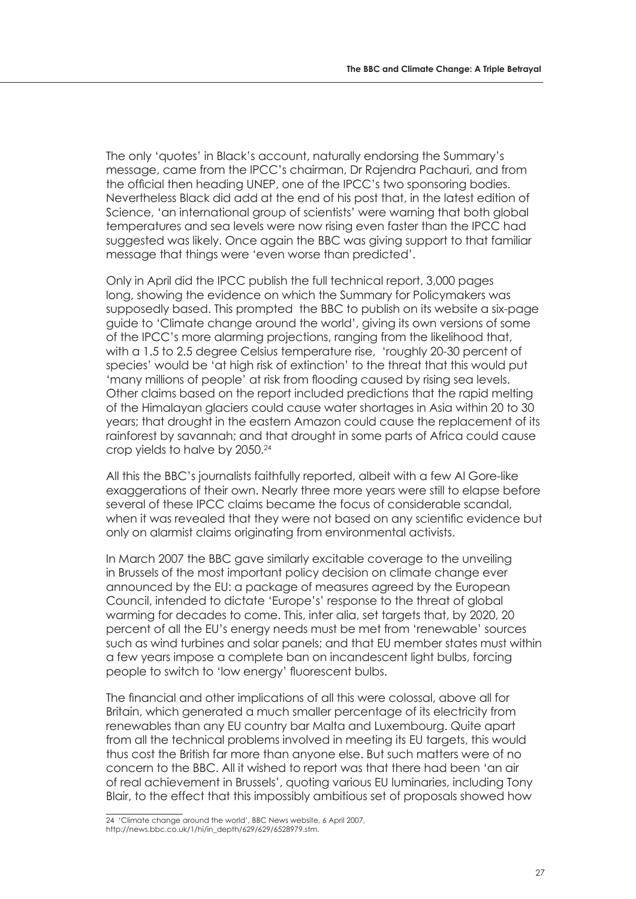The only 'quotes' in Black's account, naturally endorsing the Summary's message, came from the IPCC's chairman, Dr Rajendra Pachauri, and from the official then heading UNEP, one of the IPCC's two sponsoring bodies. Nevertheless Black did add at the end of his post that, in the latest edition of Science, 'an international group of scientists' were warning that both global temperatures and sea levels were now rising even faster than the IPCC had suggested was likely. Once again the BBC was giving support to that familiar message that things were 'even worse than predicted'.

Only in April did the IPCC publish the full technical report, 3,000 pages long, showing the evidence on which the Summary for Policymakers was supposedly based. This prompted the BBC to publish on its website a six-page guide to 'Climate change around the world', giving its own versions of some of the IPCC's more alarming projections, ranging from the likelihood that, with a 1.5 to 2.5 degree Celsius temperature rise, 'roughly 20-30 percent of species' would be 'at high risk of extinction' to the threat that this would put 'many millions of people' at risk from flooding caused by rising sea levels. Other claims based on the report included predictions that the rapid melting of the Himalayan glaciers could cause water shortages in Asia within 20 to 30 years; that drought in the eastern Amazon could cause the replacement of its rainforest by savannah; and that drought in some parts of Africa could cause crop yields to halve by 2050.[24]

All this the BBC's journalists faithfully reported, albeit with a few Al Gore-like exaggerations of their own. Nearly three more years were still to elapse before several of these IPCC claims became the focus of considerable scandal, when it was revealed that they were not based on any scientific evidence but only on alarmist claims originating from environmental activists.

In March 2007 the BBC gave similarly excitable coverage to the unveiling in Brussels of the most important policy decision on climate change ever announced by the EU: a package of measures agreed by the European Council, intended to dictate 'Europe's' response to the threat of global warming for decades to come. This, inter alia, set targets that, by 2020, 20 percent of all the EU's energy needs must be met from 'renewable' sources such as wind turbines and solar panels; and that EU member states must within a few years impose a complete ban on incandescent light bulbs, forcing people to switch to 'low energy' fluorescent bulbs.

The financial and other implications of all this were colossal, above all for Britain, which generated a much smaller percentage of its electricity from renewables than any EU country bar Malta and Luxembourg. Quite apart from all the technical problems involved in meeting its EU targets, this would thus cost the British far more than anyone else. But such matters were of no concern to the BBC. All it wished to report was that there had been 'an air of real achievement in Brussels', quoting various EU luminaries, including Tony Blair, to the effect that this impossibly ambitious set of proposals showed how

---

24 'Climate change around the world', BBC News website, 6 April 2007, http://news.bbc.co.uk/1/hi/in_depth/629/629/6528979.stm.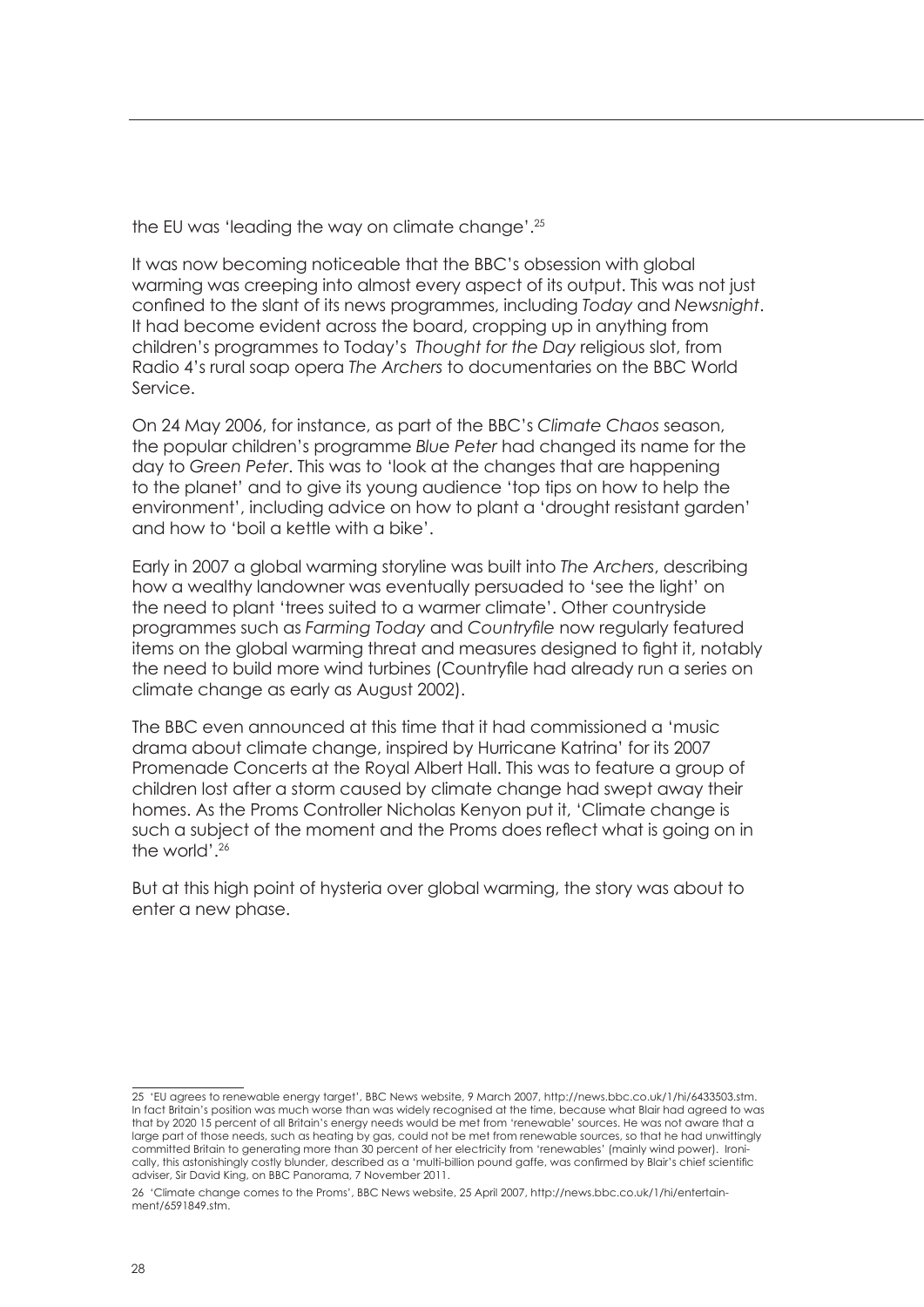the EU was 'leading the way on climate change'.[25]

It was now becoming noticeable that the BBC's obsession with global warming was creeping into almost every aspect of its output. This was not just confined to the slant of its news programmes, including *Today* and *Newsnight*. It had become evident across the board, cropping up in anything from children's programmes to Today's *Thought for the Day* religious slot, from Radio 4's rural soap opera *The Archers* to documentaries on the BBC World Service.

On 24 May 2006, for instance, as part of the BBC's *Climate Chaos* season, the popular children's programme *Blue Peter* had changed its name for the day to *Green Peter*. This was to 'look at the changes that are happening to the planet' and to give its young audience 'top tips on how to help the environment', including advice on how to plant a 'drought resistant garden' and how to 'boil a kettle with a bike'.

Early in 2007 a global warming storyline was built into *The Archers*, describing how a wealthy landowner was eventually persuaded to 'see the light' on the need to plant 'trees suited to a warmer climate'. Other countryside programmes such as *Farming Today* and *Countryfile* now regularly featured items on the global warming threat and measures designed to fight it, notably the need to build more wind turbines (Countryfile had already run a series on climate change as early as August 2002).

The BBC even announced at this time that it had commissioned a 'music drama about climate change, inspired by Hurricane Katrina' for its 2007 Promenade Concerts at the Royal Albert Hall. This was to feature a group of children lost after a storm caused by climate change had swept away their homes. As the Proms Controller Nicholas Kenyon put it, 'Climate change is such a subject of the moment and the Proms does reflect what is going on in the world'.[26]

But at this high point of hysteria over global warming, the story was about to enter a new phase.

---

25 'EU agrees to renewable energy target', BBC News website, 9 March 2007, http://news.bbc.co.uk/1/hi/6433503.stm. In fact Britain's position was much worse than was widely recognised at the time, because what Blair had agreed to was that by 2020 15 percent of all Britain's energy needs would be met from 'renewable' sources. He was not aware that a large part of those needs, such as heating by gas, could not be met from renewable sources, so that he had unwittingly committed Britain to generating more than 30 percent of her electricity from 'renewables' (mainly wind power). Ironically, this astonishingly costly blunder, described as a 'multi-billion pound gaffe, was confirmed by Blair's chief scientific adviser, Sir David King, on BBC Panorama, 7 November 2011.

26 'Climate change comes to the Proms', BBC News website, 25 April 2007, http://news.bbc.co.uk/1/hi/entertainment/6591849.stm.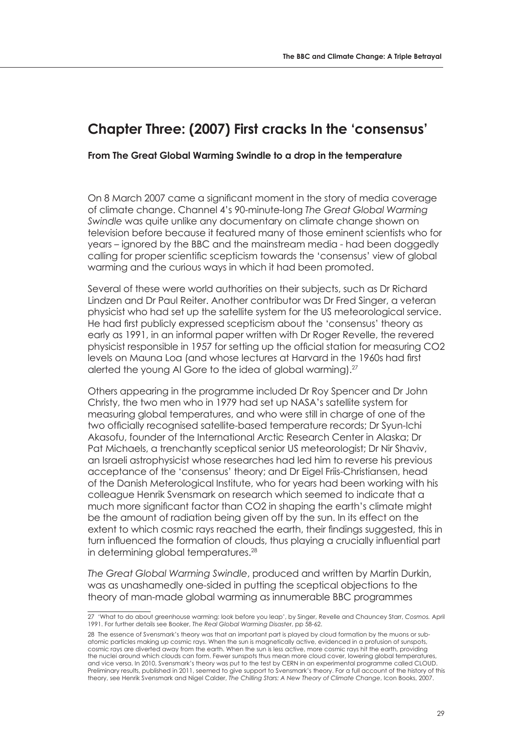## Chapter Three: (2007) First cracks In the 'consensus'

**From The Great Global Warming Swindle to a drop in the temperature**

On 8 March 2007 came a significant moment in the story of media coverage of climate change. Channel 4's 90-minute-long *The Great Global Warming Swindle* was quite unlike any documentary on climate change shown on television before because it featured many of those eminent scientists who for years – ignored by the BBC and the mainstream media - had been doggedly calling for proper scientific scepticism towards the 'consensus' view of global warming and the curious ways in which it had been promoted.

Several of these were world authorities on their subjects, such as Dr Richard Lindzen and Dr Paul Reiter. Another contributor was Dr Fred Singer, a veteran physicist who had set up the satellite system for the US meteorological service. He had first publicly expressed scepticism about the 'consensus' theory as early as 1991, in an informal paper written with Dr Roger Revelle, the revered physicist responsible in 1957 for setting up the official station for measuring $CO_2$ levels on Mauna Loa (and whose lectures at Harvard in the 1960s had first alerted the young Al Gore to the idea of global warming).[27]

Others appearing in the programme included Dr Roy Spencer and Dr John Christy, the two men who in 1979 had set up NASA's satellite system for measuring global temperatures, and who were still in charge of one of the two officially recognised satellite-based temperature records; Dr Syun-Ichi Akasofu, founder of the International Arctic Research Center in Alaska; Dr Pat Michaels, a trenchantly sceptical senior US meteorologist; Dr Nir Shaviv, an Israeli astrophysicist whose researches had led him to reverse his previous acceptance of the 'consensus' theory; and Dr Eigel Friis-Christiansen, head of the Danish Meterological Institute, who for years had been working with his colleague Henrik Svensmark on research which seemed to indicate that a much more significant factor than $CO_2$ in shaping the earth's climate might be the amount of radiation being given off by the sun. In its effect on the extent to which cosmic rays reached the earth, their findings suggested, this in turn influenced the formation of clouds, thus playing a crucially influential part in determining global temperatures.[28]

*The Great Global Warming Swindle*, produced and written by Martin Durkin, was as unashamedly one-sided in putting the sceptical objections to the theory of man-made global warming as innumerable BBC programmes

---

27 'What to do about greenhouse warming: look before you leap', by Singer, Revelle and Chauncey Starr, *Cosmos.* April 1991. For further details see Booker, *The Real Global Warming Disaster*, pp 58-62.

28 The essence of Svensmark's theory was that an important part is played by cloud formation by the muons or sub-atomic particles making up cosmic rays. When the sun is magnetically active, evidenced in a profusion of sunspots, cosmic rays are diverted away from the earth. When the sun is less active, more cosmic rays hit the earth, providing the nuclei around which clouds can form. Fewer sunspots thus mean more cloud cover, lowering global temperatures, and vice versa. In 2010, Svensmark's theory was put to the test by CERN in an experimental programme called CLOUD. Preliminary results, published in 2011, seemed to give support to Svensmark's theory. For a full account of the history of this theory, see Henrik Svensmark and Nigel Calder, *The Chilling Stars: A New Theory of Climate Change*, Icon Books, 2007.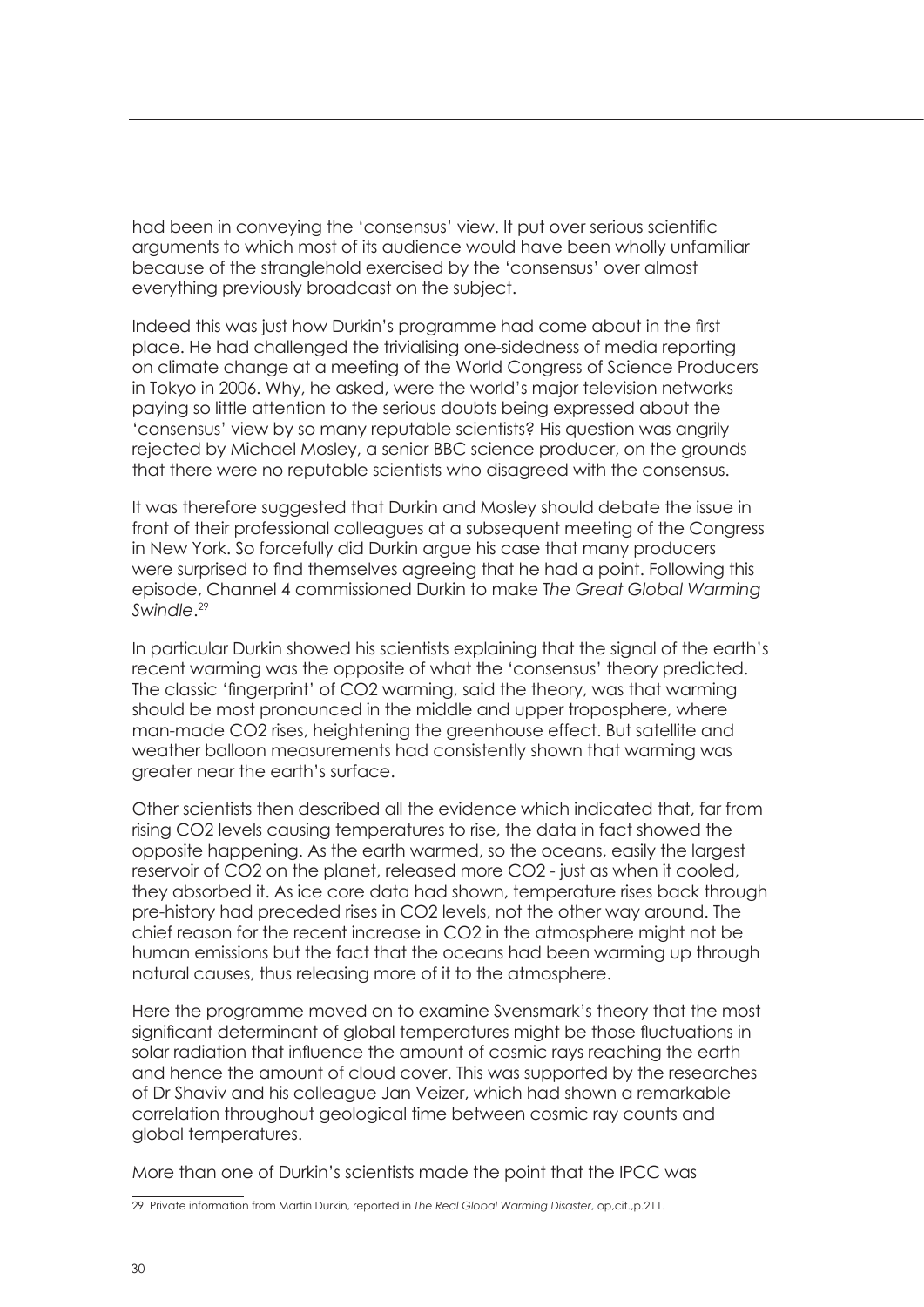had been in conveying the 'consensus' view. It put over serious scientific arguments to which most of its audience would have been wholly unfamiliar because of the stranglehold exercised by the 'consensus' over almost everything previously broadcast on the subject.

Indeed this was just how Durkin's programme had come about in the first place. He had challenged the trivialising one-sidedness of media reporting on climate change at a meeting of the World Congress of Science Producers in Tokyo in 2006. Why, he asked, were the world's major television networks paying so little attention to the serious doubts being expressed about the 'consensus' view by so many reputable scientists? His question was angrily rejected by Michael Mosley, a senior BBC science producer, on the grounds that there were no reputable scientists who disagreed with the consensus.

It was therefore suggested that Durkin and Mosley should debate the issue in front of their professional colleagues at a subsequent meeting of the Congress in New York. So forcefully did Durkin argue his case that many producers were surprised to find themselves agreeing that he had a point. Following this episode, Channel 4 commissioned Durkin to make *The Great Global Warming Swindle*.[29]

In particular Durkin showed his scientists explaining that the signal of the earth's recent warming was the opposite of what the 'consensus' theory predicted. The classic 'fingerprint' of $CO_2$ warming, said the theory, was that warming should be most pronounced in the middle and upper troposphere, where man-made $CO_2$ rises, heightening the greenhouse effect. But satellite and weather balloon measurements had consistently shown that warming was greater near the earth's surface.

Other scientists then described all the evidence which indicated that, far from rising $CO_2$ levels causing temperatures to rise, the data in fact showed the opposite happening. As the earth warmed, so the oceans, easily the largest reservoir of $CO_2$ on the planet, released more $CO_2$ - just as when it cooled, they absorbed it. As ice core data had shown, temperature rises back through pre-history had preceded rises in $CO_2$ levels, not the other way around. The chief reason for the recent increase in $CO_2$ in the atmosphere might not be human emissions but the fact that the oceans had been warming up through natural causes, thus releasing more of it to the atmosphere.

Here the programme moved on to examine Svensmark's theory that the most significant determinant of global temperatures might be those fluctuations in solar radiation that influence the amount of cosmic rays reaching the earth and hence the amount of cloud cover. This was supported by the researches of Dr Shaviv and his colleague Jan Veizer, which had shown a remarkable correlation throughout geological time between cosmic ray counts and global temperatures.

More than one of Durkin's scientists made the point that the IPCC was

---

29 Private information from Martin Durkin, reported in *The Real Global Warming Disaster*, op.cit.,p.211.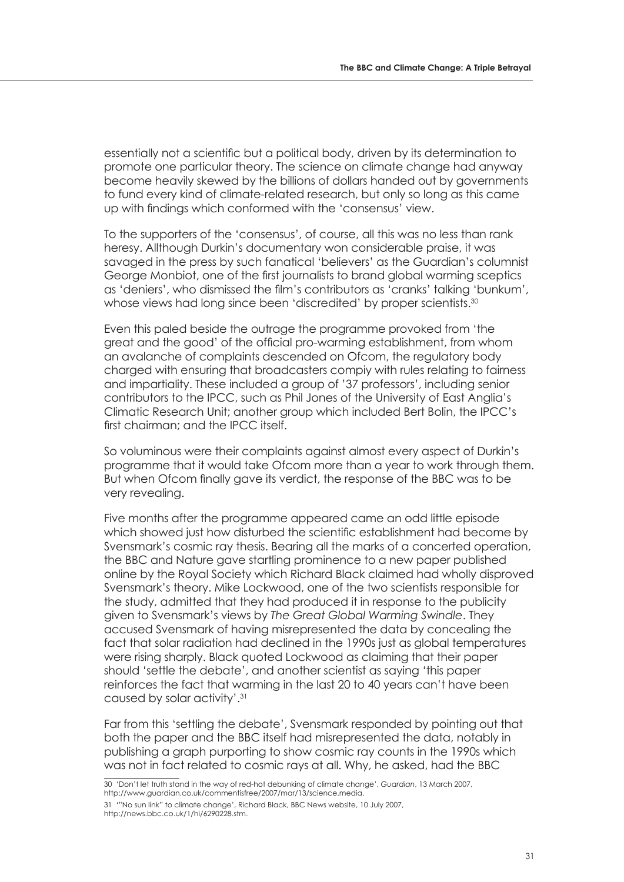essentially not a scientific but a political body, driven by its determination to promote one particular theory. The science on climate change had anyway become heavily skewed by the billions of dollars handed out by governments to fund every kind of climate-related research, but only so long as this came up with findings which conformed with the 'consensus' view.

To the supporters of the 'consensus', of course, all this was no less than rank heresy. Allthough Durkin's documentary won considerable praise, it was savaged in the press by such fanatical 'believers' as the Guardian's columnist George Monbiot, one of the first journalists to brand global warming sceptics as 'deniers', who dismissed the film's contributors as 'cranks' talking 'bunkum', whose views had long since been 'discredited' by proper scientists.[30]

Even this paled beside the outrage the programme provoked from 'the great and the good' of the official pro-warming establishment, from whom an avalanche of complaints descended on Ofcom, the regulatory body charged with ensuring that broadcasters compiy with rules relating to fairness and impartiality. These included a group of '37 professors', including senior contributors to the IPCC, such as Phil Jones of the University of East Anglia's Climatic Research Unit; another group which included Bert Bolin, the IPCC's first chairman; and the IPCC itself.

So voluminous were their complaints against almost every aspect of Durkin's programme that it would take Ofcom more than a year to work through them. But when Ofcom finally gave its verdict, the response of the BBC was to be very revealing.

Five months after the programme appeared came an odd little episode which showed just how disturbed the scientific establishment had become by Svensmark's cosmic ray thesis. Bearing all the marks of a concerted operation, the BBC and Nature gave startling prominence to a new paper published online by the Royal Society which Richard Black claimed had wholly disproved Svensmark's theory. Mike Lockwood, one of the two scientists responsible for the study, admitted that they had produced it in response to the publicity given to Svensmark's views by *The Great Global Warming Swindle*. They accused Svensmark of having misrepresented the data by concealing the fact that solar radiation had declined in the 1990s just as global temperatures were rising sharply. Black quoted Lockwood as claiming that their paper should 'settle the debate', and another scientist as saying 'this paper reinforces the fact that warming in the last 20 to 40 years can't have been caused by solar activity'.[31]

Far from this 'settling the debate', Svensmark responded by pointing out that both the paper and the BBC itself had misrepresented the data, notably in publishing a graph purporting to show cosmic ray counts in the 1990s which was not in fact related to cosmic rays at all. Why, he asked, had the BBC

---

30 'Don't let truth stand in the way of red-hot debunking of climate change', *Guardian*, 13 March 2007, http://www.guardian.co.uk/commentisfree/2007/mar/13/science.media.

31 '"No sun link" to climate change', Richard Black, BBC News website, 10 July 2007, http://news.bbc.co.uk/1/hi/6290228.stm.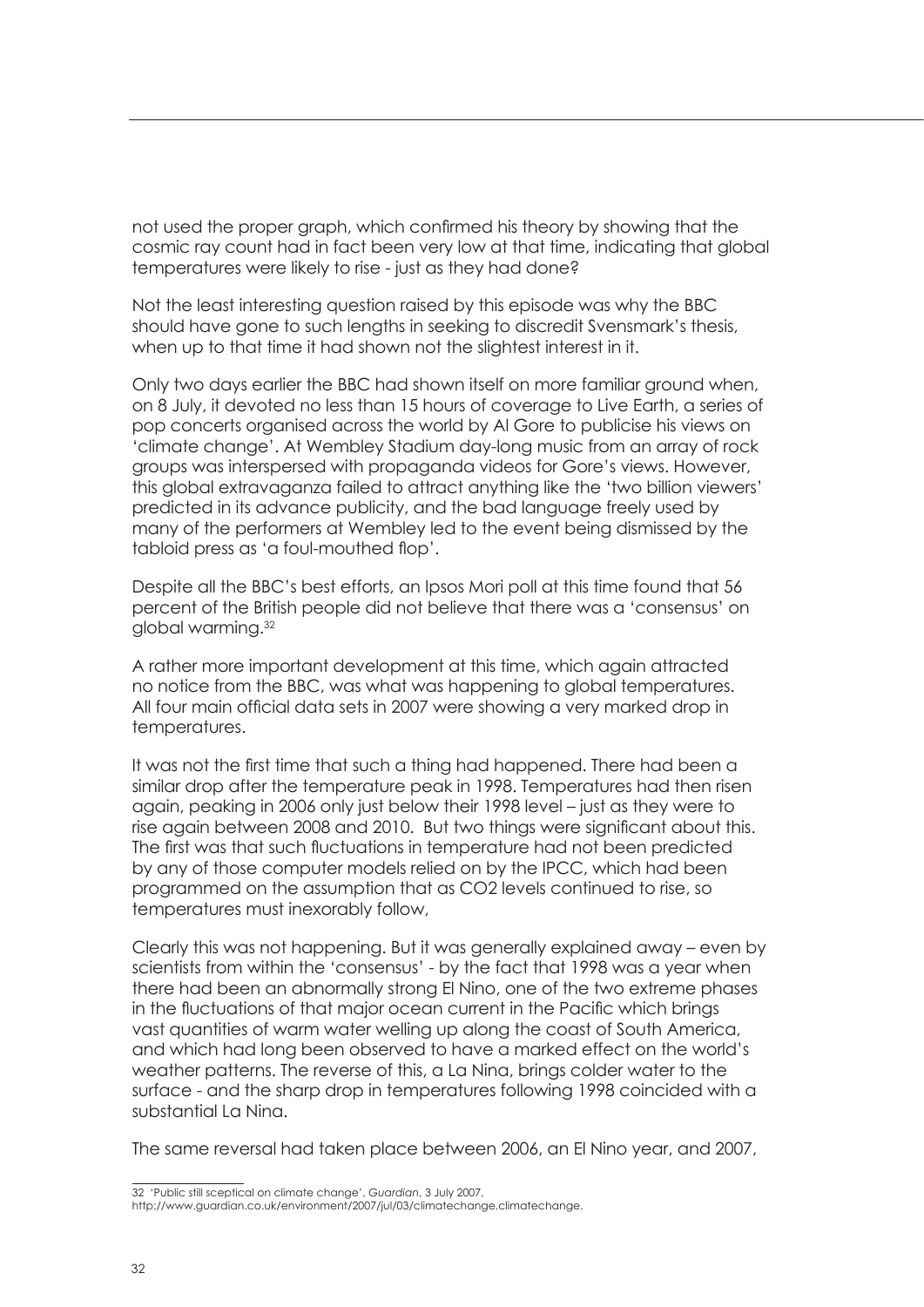not used the proper graph, which confirmed his theory by showing that the cosmic ray count had in fact been very low at that time, indicating that global temperatures were likely to rise - just as they had done?

Not the least interesting question raised by this episode was why the BBC should have gone to such lengths in seeking to discredit Svensmark's thesis, when up to that time it had shown not the slightest interest in it.

Only two days earlier the BBC had shown itself on more familiar ground when, on 8 July, it devoted no less than 15 hours of coverage to Live Earth, a series of pop concerts organised across the world by Al Gore to publicise his views on 'climate change'. At Wembley Stadium day-long music from an array of rock groups was interspersed with propaganda videos for Gore's views. However, this global extravaganza failed to attract anything like the 'two billion viewers' predicted in its advance publicity, and the bad language freely used by many of the performers at Wembley led to the event being dismissed by the tabloid press as 'a foul-mouthed flop'.

Despite all the BBC's best efforts, an Ipsos Mori poll at this time found that 56 percent of the British people did not believe that there was a 'consensus' on global warming.[32]

A rather more important development at this time, which again attracted no notice from the BBC, was what was happening to global temperatures. All four main official data sets in 2007 were showing a very marked drop in temperatures.

It was not the first time that such a thing had happened. There had been a similar drop after the temperature peak in 1998. Temperatures had then risen again, peaking in 2006 only just below their 1998 level – just as they were to rise again between 2008 and 2010. But two things were significant about this. The first was that such fluctuations in temperature had not been predicted by any of those computer models relied on by the IPCC, which had been programmed on the assumption that as CO2 levels continued to rise, so temperatures must inexorably follow,

Clearly this was not happening. But it was generally explained away – even by scientists from within the 'consensus' - by the fact that 1998 was a year when there had been an abnormally strong El Nino, one of the two extreme phases in the fluctuations of that major ocean current in the Pacific which brings vast quantities of warm water welling up along the coast of South America, and which had long been observed to have a marked effect on the world's weather patterns. The reverse of this, a La Nina, brings colder water to the surface - and the sharp drop in temperatures following 1998 coincided with a substantial La Nina.

The same reversal had taken place between 2006, an El Nino year, and 2007,

---

32 'Public still sceptical on climate change', *Guardian*, 3 July 2007, http://www.guardian.co.uk/environment/2007/jul/03/climatechange.climatechange.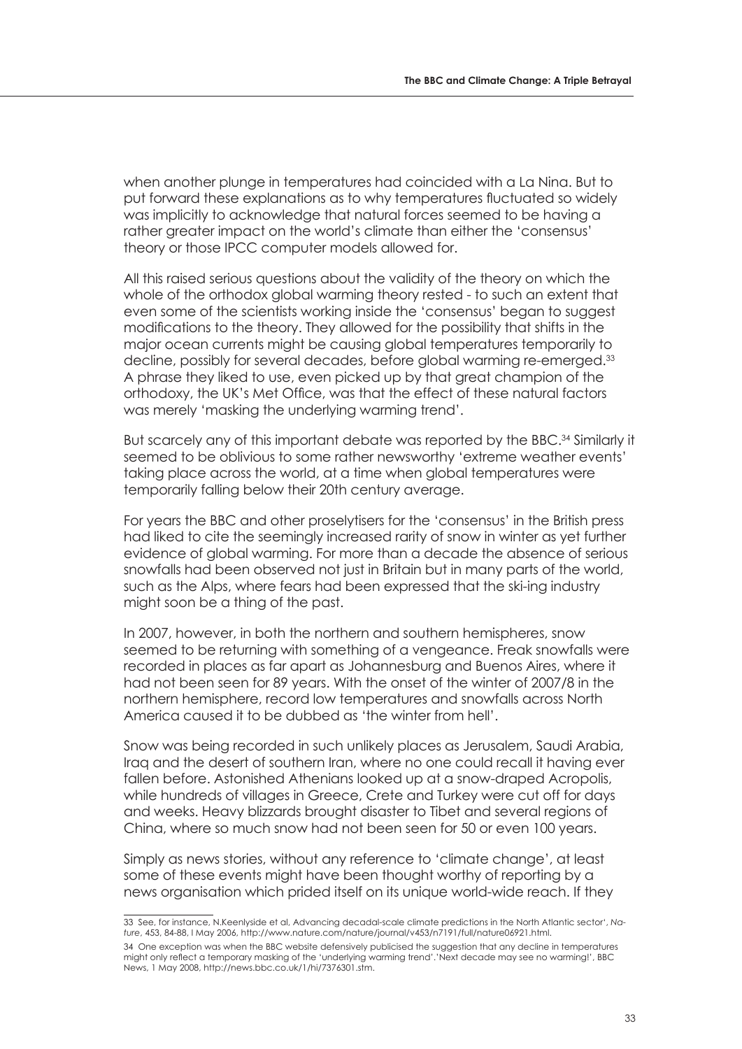when another plunge in temperatures had coincided with a La Nina. But to put forward these explanations as to why temperatures fluctuated so widely was implicitly to acknowledge that natural forces seemed to be having a rather greater impact on the world's climate than either the 'consensus' theory or those IPCC computer models allowed for.

All this raised serious questions about the validity of the theory on which the whole of the orthodox global warming theory rested - to such an extent that even some of the scientists working inside the 'consensus' began to suggest modifications to the theory. They allowed for the possibility that shifts in the major ocean currents might be causing global temperatures temporarily to decline, possibly for several decades, before global warming re-emerged.[33] A phrase they liked to use, even picked up by that great champion of the orthodoxy, the UK's Met Office, was that the effect of these natural factors was merely 'masking the underlying warming trend'.

But scarcely any of this important debate was reported by the BBC.[34] Similarly it seemed to be oblivious to some rather newsworthy 'extreme weather events' taking place across the world, at a time when global temperatures were temporarily falling below their 20th century average.

For years the BBC and other proselytisers for the 'consensus' in the British press had liked to cite the seemingly increased rarity of snow in winter as yet further evidence of global warming. For more than a decade the absence of serious snowfalls had been observed not just in Britain but in many parts of the world, such as the Alps, where fears had been expressed that the ski-ing industry might soon be a thing of the past.

In 2007, however, in both the northern and southern hemispheres, snow seemed to be returning with something of a vengeance. Freak snowfalls were recorded in places as far apart as Johannesburg and Buenos Aires, where it had not been seen for 89 years. With the onset of the winter of 2007/8 in the northern hemisphere, record low temperatures and snowfalls across North America caused it to be dubbed as 'the winter from hell'.

Snow was being recorded in such unlikely places as Jerusalem, Saudi Arabia, Iraq and the desert of southern Iran, where no one could recall it having ever fallen before. Astonished Athenians looked up at a snow-draped Acropolis, while hundreds of villages in Greece, Crete and Turkey were cut off for days and weeks. Heavy blizzards brought disaster to Tibet and several regions of China, where so much snow had not been seen for 50 or even 100 years.

Simply as news stories, without any reference to 'climate change', at least some of these events might have been thought worthy of reporting by a news organisation which prided itself on its unique world-wide reach. If they

---

33 See, for instance, N.Keenlyside et al, Advancing decadal-scale climate predictions in the North Atlantic sector', *Nature*, 453, 84-88, I May 2006, http://www.nature.com/nature/journal/v453/n7191/full/nature06921.html.

34 One exception was when the BBC website defensively publicised the suggestion that any decline in temperatures might only reflect a temporary masking of the 'underlying warming trend'.'Next decade may see no warming!', BBC News, 1 May 2008, http://news.bbc.co.uk/1/hi/7376301.stm.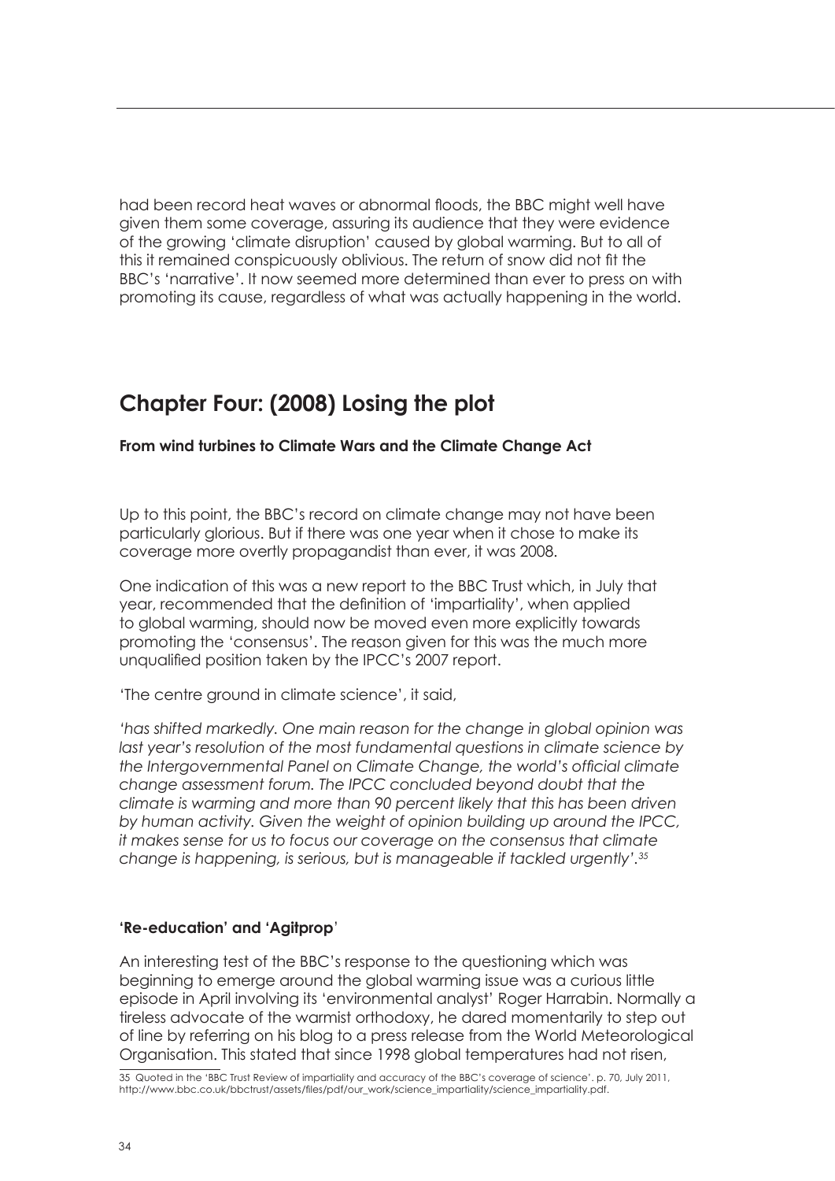had been record heat waves or abnormal floods, the BBC might well have given them some coverage, assuring its audience that they were evidence of the growing 'climate disruption' caused by global warming. But to all of this it remained conspicuously oblivious. The return of snow did not fit the BBC's 'narrative'. It now seemed more determined than ever to press on with promoting its cause, regardless of what was actually happening in the world.

## Chapter Four: (2008) Losing the plot

**From wind turbines to Climate Wars and the Climate Change Act**

Up to this point, the BBC's record on climate change may not have been particularly glorious. But if there was one year when it chose to make its coverage more overtly propagandist than ever, it was 2008.

One indication of this was a new report to the BBC Trust which, in July that year, recommended that the definition of 'impartiality', when applied to global warming, should now be moved even more explicitly towards promoting the 'consensus'. The reason given for this was the much more unqualified position taken by the IPCC's 2007 report.

'The centre ground in climate science', it said,

*'has shifted markedly. One main reason for the change in global opinion was last year's resolution of the most fundamental questions in climate science by the Intergovernmental Panel on Climate Change, the world's official climate change assessment forum. The IPCC concluded beyond doubt that the climate is warming and more than 90 percent likely that this has been driven by human activity. Given the weight of opinion building up around the IPCC, it makes sense for us to focus our coverage on the consensus that climate change is happening, is serious, but is manageable if tackled urgently'.*[35]

### 'Re-education' and 'Agitprop'

An interesting test of the BBC's response to the questioning which was beginning to emerge around the global warming issue was a curious little episode in April involving its 'environmental analyst' Roger Harrabin. Normally a tireless advocate of the warmist orthodoxy, he dared momentarily to step out of line by referring on his blog to a press release from the World Meteorological Organisation. This stated that since 1998 global temperatures had not risen,

35 Quoted in the 'BBC Trust Review of impartiality and accuracy of the BBC's coverage of science'. p. 70, July 2011, http://www.bbc.co.uk/bbctrust/assets/files/pdf/our_work/science_impartiality/science_impartiality.pdf.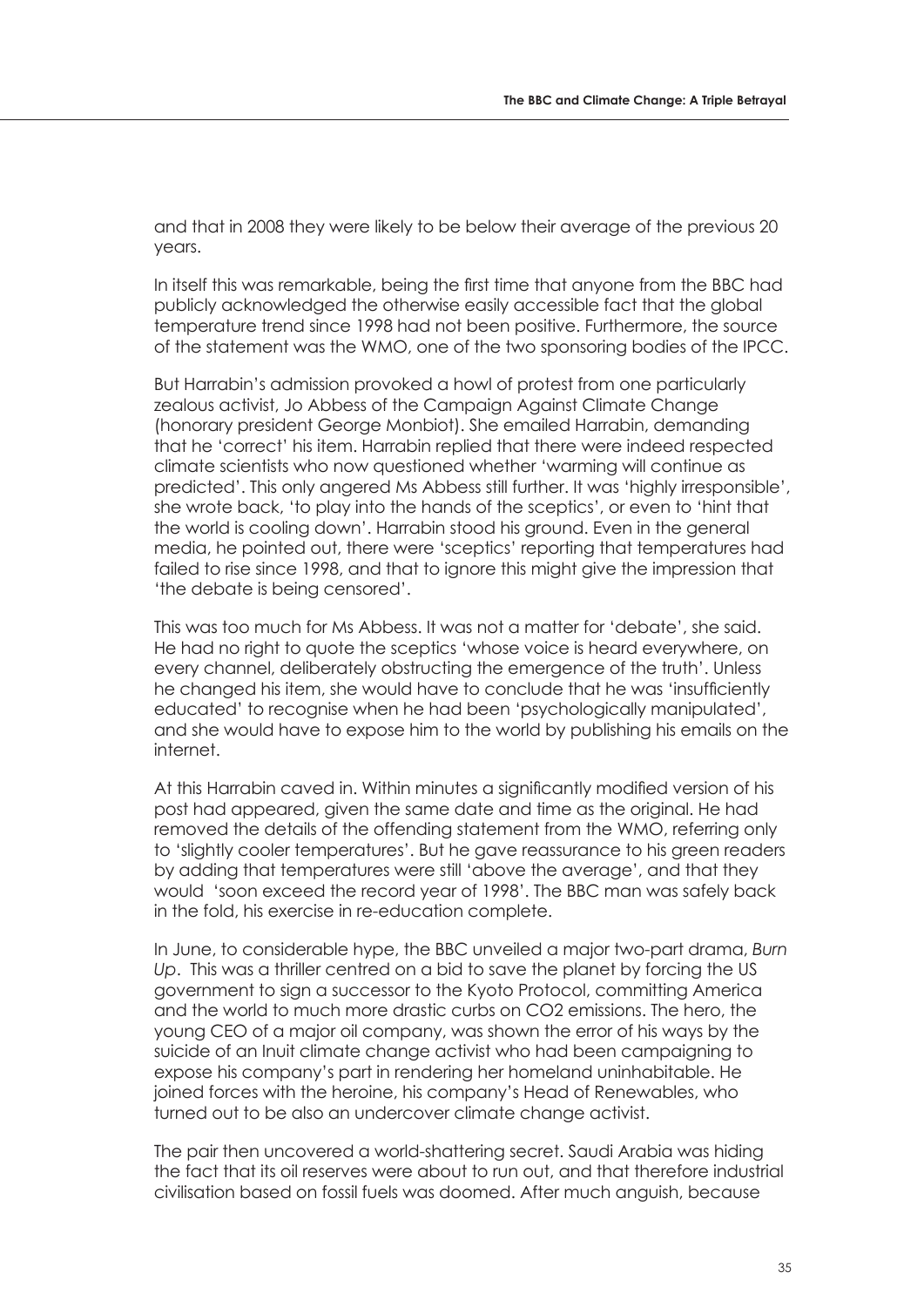and that in 2008 they were likely to be below their average of the previous 20 years.

In itself this was remarkable, being the first time that anyone from the BBC had publicly acknowledged the otherwise easily accessible fact that the global temperature trend since 1998 had not been positive. Furthermore, the source of the statement was the WMO, one of the two sponsoring bodies of the IPCC.

But Harrabin's admission provoked a howl of protest from one particularly zealous activist, Jo Abbess of the Campaign Against Climate Change (honorary president George Monbiot). She emailed Harrabin, demanding that he 'correct' his item. Harrabin replied that there were indeed respected climate scientists who now questioned whether 'warming will continue as predicted'. This only angered Ms Abbess still further. It was 'highly irresponsible', she wrote back, 'to play into the hands of the sceptics', or even to 'hint that the world is cooling down'. Harrabin stood his ground. Even in the general media, he pointed out, there were 'sceptics' reporting that temperatures had failed to rise since 1998, and that to ignore this might give the impression that 'the debate is being censored'.

This was too much for Ms Abbess. It was not a matter for 'debate', she said. He had no right to quote the sceptics 'whose voice is heard everywhere, on every channel, deliberately obstructing the emergence of the truth'. Unless he changed his item, she would have to conclude that he was 'insufficiently educated' to recognise when he had been 'psychologically manipulated', and she would have to expose him to the world by publishing his emails on the internet.

At this Harrabin caved in. Within minutes a significantly modified version of his post had appeared, given the same date and time as the original. He had removed the details of the offending statement from the WMO, referring only to 'slightly cooler temperatures'. But he gave reassurance to his green readers by adding that temperatures were still 'above the average', and that they would 'soon exceed the record year of 1998'. The BBC man was safely back in the fold, his exercise in re-education complete.

In June, to considerable hype, the BBC unveiled a major two-part drama, *Burn Up*. This was a thriller centred on a bid to save the planet by forcing the US government to sign a successor to the Kyoto Protocol, committing America and the world to much more drastic curbs on $CO_2$ emissions. The hero, the young CEO of a major oil company, was shown the error of his ways by the suicide of an Inuit climate change activist who had been campaigning to expose his company's part in rendering her homeland uninhabitable. He joined forces with the heroine, his company's Head of Renewables, who turned out to be also an undercover climate change activist.

The pair then uncovered a world-shattering secret. Saudi Arabia was hiding the fact that its oil reserves were about to run out, and that therefore industrial civilisation based on fossil fuels was doomed. After much anguish, because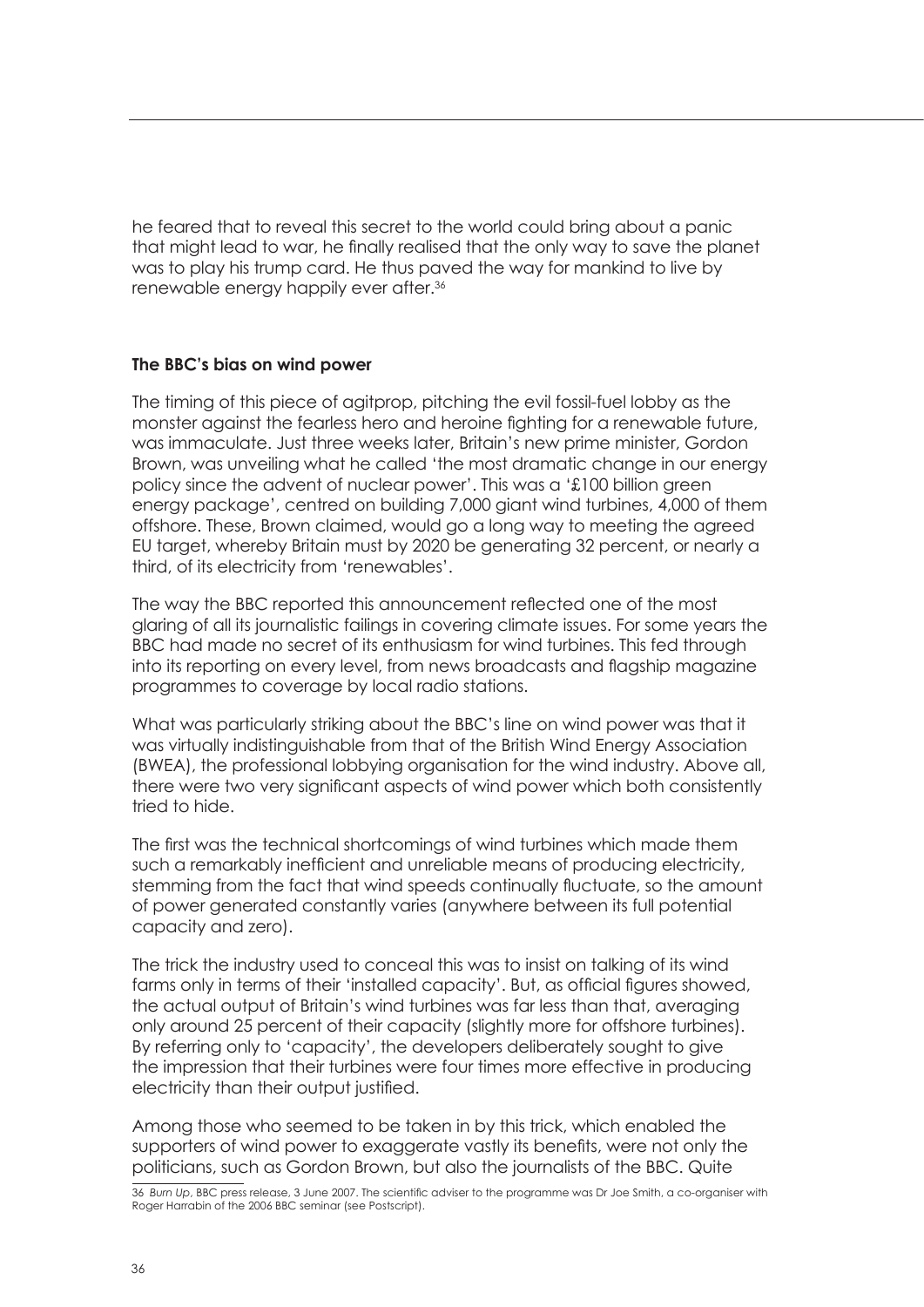he feared that to reveal this secret to the world could bring about a panic that might lead to war, he finally realised that the only way to save the planet was to play his trump card. He thus paved the way for mankind to live by renewable energy happily ever after.[36]

**The BBC's bias on wind power**

The timing of this piece of agitprop, pitching the evil fossil-fuel lobby as the monster against the fearless hero and heroine fighting for a renewable future, was immaculate. Just three weeks later, Britain's new prime minister, Gordon Brown, was unveiling what he called 'the most dramatic change in our energy policy since the advent of nuclear power'. This was a '£100 billion green energy package', centred on building 7,000 giant wind turbines, 4,000 of them offshore. These, Brown claimed, would go a long way to meeting the agreed EU target, whereby Britain must by 2020 be generating 32 percent, or nearly a third, of its electricity from 'renewables'.

The way the BBC reported this announcement reflected one of the most glaring of all its journalistic failings in covering climate issues. For some years the BBC had made no secret of its enthusiasm for wind turbines. This fed through into its reporting on every level, from news broadcasts and flagship magazine programmes to coverage by local radio stations.

What was particularly striking about the BBC's line on wind power was that it was virtually indistinguishable from that of the British Wind Energy Association (BWEA), the professional lobbying organisation for the wind industry. Above all, there were two very significant aspects of wind power which both consistently tried to hide.

The first was the technical shortcomings of wind turbines which made them such a remarkably inefficient and unreliable means of producing electricity, stemming from the fact that wind speeds continually fluctuate, so the amount of power generated constantly varies (anywhere between its full potential capacity and zero).

The trick the industry used to conceal this was to insist on talking of its wind farms only in terms of their 'installed capacity'. But, as official figures showed, the actual output of Britain's wind turbines was far less than that, averaging only around 25 percent of their capacity (slightly more for offshore turbines). By referring only to 'capacity', the developers deliberately sought to give the impression that their turbines were four times more effective in producing electricity than their output justified.

Among those who seemed to be taken in by this trick, which enabled the supporters of wind power to exaggerate vastly its benefits, were not only the politicians, such as Gordon Brown, but also the journalists of the BBC. Quite

36 *Burn Up*, BBC press release, 3 June 2007. The scientific adviser to the programme was Dr Joe Smith, a co-organiser with Roger Harrabin of the 2006 BBC seminar (see Postscript).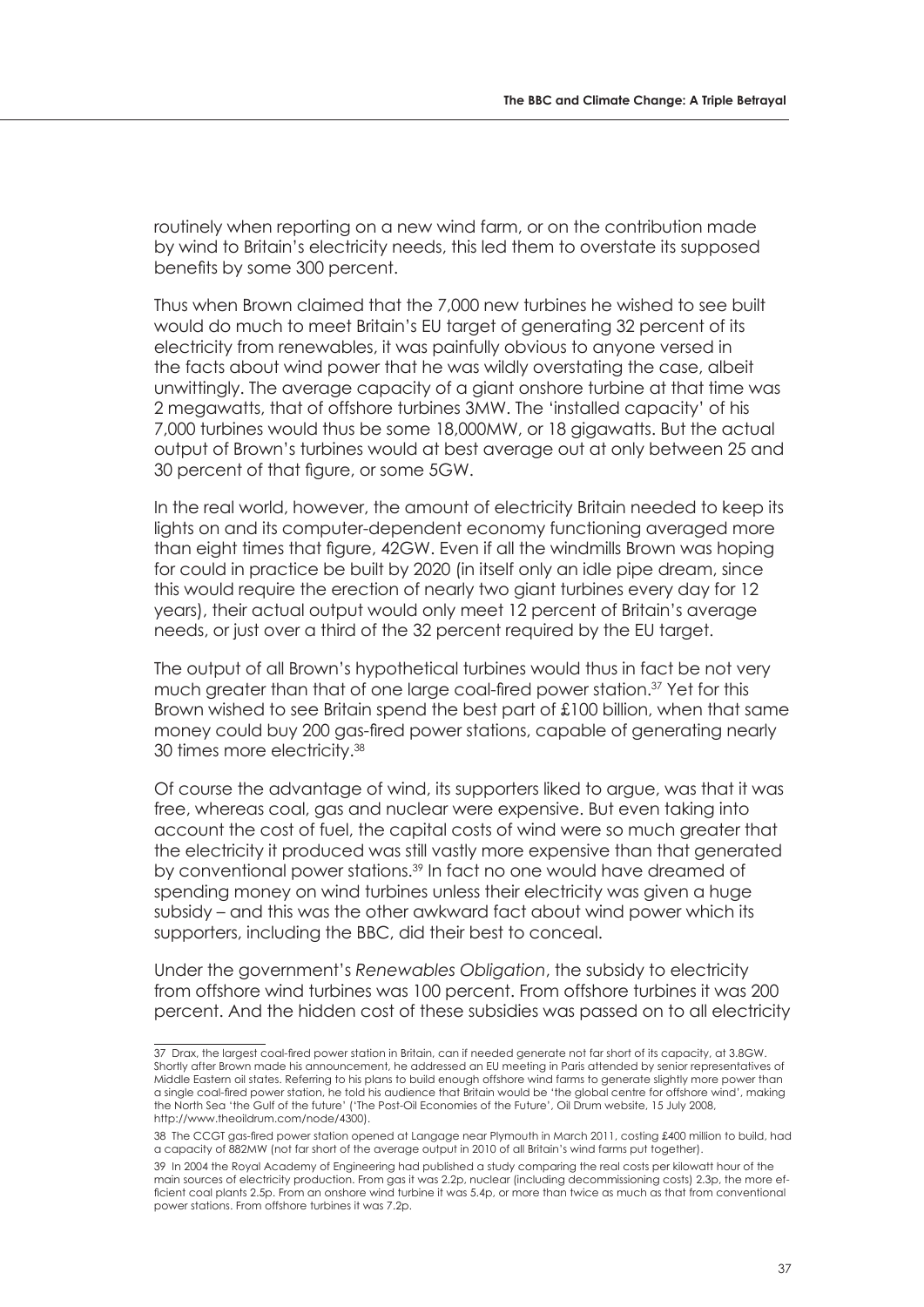routinely when reporting on a new wind farm, or on the contribution made by wind to Britain's electricity needs, this led them to overstate its supposed benefits by some 300 percent.

Thus when Brown claimed that the 7,000 new turbines he wished to see built would do much to meet Britain's EU target of generating 32 percent of its electricity from renewables, it was painfully obvious to anyone versed in the facts about wind power that he was wildly overstating the case, albeit unwittingly. The average capacity of a giant onshore turbine at that time was 2 megawatts, that of offshore turbines 3MW. The 'installed capacity' of his 7,000 turbines would thus be some 18,000MW, or 18 gigawatts. But the actual output of Brown's turbines would at best average out at only between 25 and 30 percent of that figure, or some 5GW.

In the real world, however, the amount of electricity Britain needed to keep its lights on and its computer-dependent economy functioning averaged more than eight times that figure, 42GW. Even if all the windmills Brown was hoping for could in practice be built by 2020 (in itself only an idle pipe dream, since this would require the erection of nearly two giant turbines every day for 12 years), their actual output would only meet 12 percent of Britain's average needs, or just over a third of the 32 percent required by the EU target.

The output of all Brown's hypothetical turbines would thus in fact be not very much greater than that of one large coal-fired power station.[37] Yet for this Brown wished to see Britain spend the best part of £100 billion, when that same money could buy 200 gas-fired power stations, capable of generating nearly 30 times more electricity.[38]

Of course the advantage of wind, its supporters liked to argue, was that it was free, whereas coal, gas and nuclear were expensive. But even taking into account the cost of fuel, the capital costs of wind were so much greater that the electricity it produced was still vastly more expensive than that generated by conventional power stations.[39] In fact no one would have dreamed of spending money on wind turbines unless their electricity was given a huge subsidy – and this was the other awkward fact about wind power which its supporters, including the BBC, did their best to conceal.

Under the government's *Renewables Obligation*, the subsidy to electricity from offshore wind turbines was 100 percent. From offshore turbines it was 200 percent. And the hidden cost of these subsidies was passed on to all electricity

---

37 Drax, the largest coal-fired power station in Britain, can if needed generate not far short of its capacity, at 3.8GW. Shortly after Brown made his announcement, he addressed an EU meeting in Paris attended by senior representatives of Middle Eastern oil states. Referring to his plans to build enough offshore wind farms to generate slightly more power than a single coal-fired power station, he told his audience that Britain would be 'the global centre for offshore wind', making the North Sea 'the Gulf of the future' ('The Post-Oil Economies of the Future', Oil Drum website, 15 July 2008, http://www.theoildrum.com/node/4300).

38 The CCGT gas-fired power station opened at Langage near Plymouth in March 2011, costing £400 million to build, had a capacity of 882MW (not far short of the average output in 2010 of all Britain's wind farms put together).

39 In 2004 the Royal Academy of Engineering had published a study comparing the real costs per kilowatt hour of the main sources of electricity production. From gas it was 2.2p, nuclear (including decommissioning costs) 2.3p, the more efficient coal plants 2.5p. From an onshore wind turbine it was 5.4p, or more than twice as much as that from conventional power stations. From offshore turbines it was 7.2p.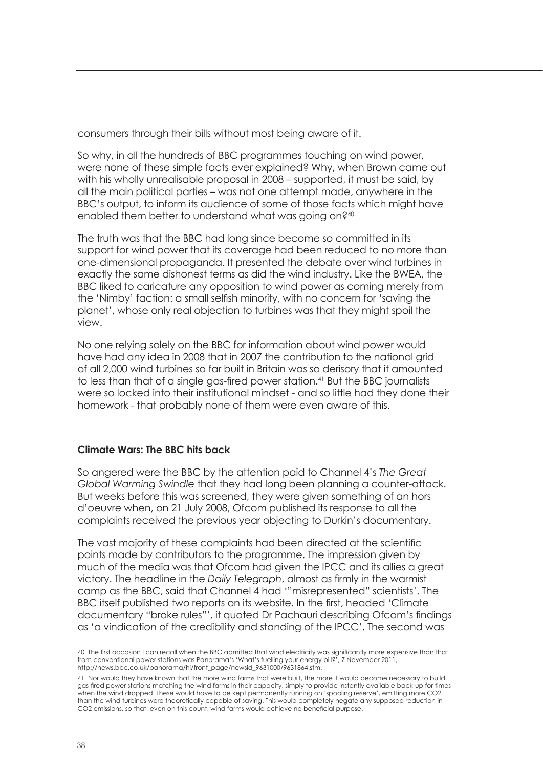consumers through their bills without most being aware of it.

So why, in all the hundreds of BBC programmes touching on wind power, were none of these simple facts ever explained? Why, when Brown came out with his wholly unrealisable proposal in 2008 – supported, it must be said, by all the main political parties – was not one attempt made, anywhere in the BBC's output, to inform its audience of some of those facts which might have enabled them better to understand what was going on?[40]

The truth was that the BBC had long since become so committed in its support for wind power that its coverage had been reduced to no more than one-dimensional propaganda. It presented the debate over wind turbines in exactly the same dishonest terms as did the wind industry. Like the BWEA, the BBC liked to caricature any opposition to wind power as coming merely from the 'Nimby' faction: a small selfish minority, with no concern for 'saving the planet', whose only real objection to turbines was that they might spoil the view.

No one relying solely on the BBC for information about wind power would have had any idea in 2008 that in 2007 the contribution to the national grid of all 2,000 wind turbines so far built in Britain was so derisory that it amounted to less than that of a single gas-fired power station.[41] But the BBC journalists were so locked into their institutional mindset - and so little had they done their homework - that probably none of them were even aware of this.

**Climate Wars: The BBC hits back**

So angered were the BBC by the attention paid to Channel 4's *The Great Global Warming Swindle* that they had long been planning a counter-attack. But weeks before this was screened, they were given something of an hors d'oeuvre when, on 21 July 2008, Ofcom published its response to all the complaints received the previous year objecting to Durkin's documentary.

The vast majority of these complaints had been directed at the scientific points made by contributors to the programme. The impression given by much of the media was that Ofcom had given the IPCC and its allies a great victory. The headline in the *Daily Telegraph*, almost as firmly in the warmist camp as the BBC, said that Channel 4 had '"misrepresented" scientists'. The BBC itself published two reports on its website. In the first, headed 'Climate documentary "broke rules"', it quoted Dr Pachauri describing Ofcom's findings as 'a vindication of the credibility and standing of the IPCC'. The second was

---

40 The first occasion I can recall when the BBC admitted that wind electricity was significantly more expensive than that from conventional power stations was Panorama's 'What's fuelling your energy bill?', 7 November 2011, http://news.bbc.co.uk/panorama/hi/front_page/newsid_9631000/9631864.stm.

41 Nor would they have known that the more wind farms that were built, the more it would become necessary to build gas-fired power stations matching the wind farms in their capacity, simply to provide instantly available back-up for times when the wind dropped. These would have to be kept permanently running on 'spooling reserve', emitting more $CO_2$ than the wind turbines were theoretically capable of saving. This would completely negate any supposed reduction in $CO_2$ emissions, so that, even on this count, wind farms would achieve no beneficial purpose.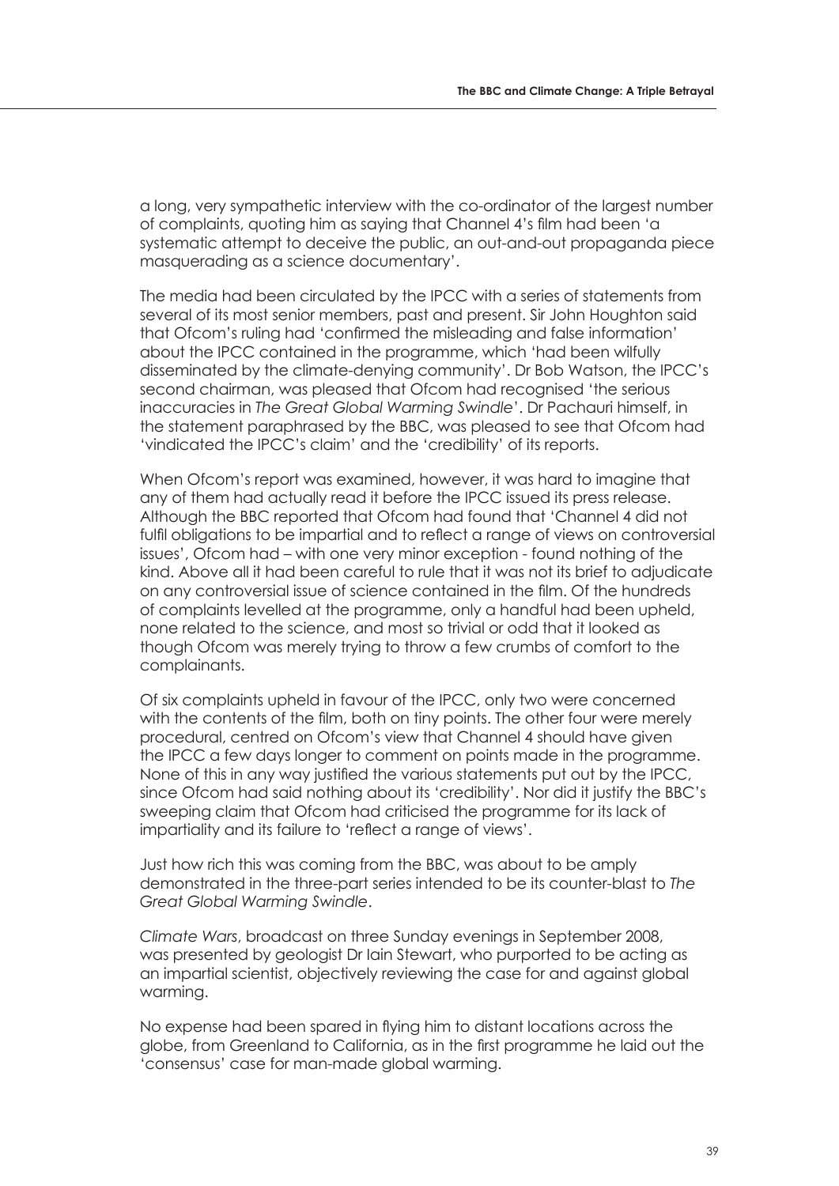a long, very sympathetic interview with the co-ordinator of the largest number of complaints, quoting him as saying that Channel 4's film had been 'a systematic attempt to deceive the public, an out-and-out propaganda piece masquerading as a science documentary'.

The media had been circulated by the IPCC with a series of statements from several of its most senior members, past and present. Sir John Houghton said that Ofcom's ruling had 'confirmed the misleading and false information' about the IPCC contained in the programme, which 'had been wilfully disseminated by the climate-denying community'. Dr Bob Watson, the IPCC's second chairman, was pleased that Ofcom had recognised 'the serious inaccuracies in *The Great Global Warming Swindle*'. Dr Pachauri himself, in the statement paraphrased by the BBC, was pleased to see that Ofcom had 'vindicated the IPCC's claim' and the 'credibility' of its reports.

When Ofcom's report was examined, however, it was hard to imagine that any of them had actually read it before the IPCC issued its press release. Although the BBC reported that Ofcom had found that 'Channel 4 did not fulfil obligations to be impartial and to reflect a range of views on controversial issues', Ofcom had – with one very minor exception - found nothing of the kind. Above all it had been careful to rule that it was not its brief to adjudicate on any controversial issue of science contained in the film. Of the hundreds of complaints levelled at the programme, only a handful had been upheld, none related to the science, and most so trivial or odd that it looked as though Ofcom was merely trying to throw a few crumbs of comfort to the complainants.

Of six complaints upheld in favour of the IPCC, only two were concerned with the contents of the film, both on tiny points. The other four were merely procedural, centred on Ofcom's view that Channel 4 should have given the IPCC a few days longer to comment on points made in the programme. None of this in any way justified the various statements put out by the IPCC, since Ofcom had said nothing about its 'credibility'. Nor did it justify the BBC's sweeping claim that Ofcom had criticised the programme for its lack of impartiality and its failure to 'reflect a range of views'.

Just how rich this was coming from the BBC, was about to be amply demonstrated in the three-part series intended to be its counter-blast to *The Great Global Warming Swindle*.

*Climate Wars*, broadcast on three Sunday evenings in September 2008, was presented by geologist Dr Iain Stewart, who purported to be acting as an impartial scientist, objectively reviewing the case for and against global warming.

No expense had been spared in flying him to distant locations across the globe, from Greenland to California, as in the first programme he laid out the 'consensus' case for man-made global warming.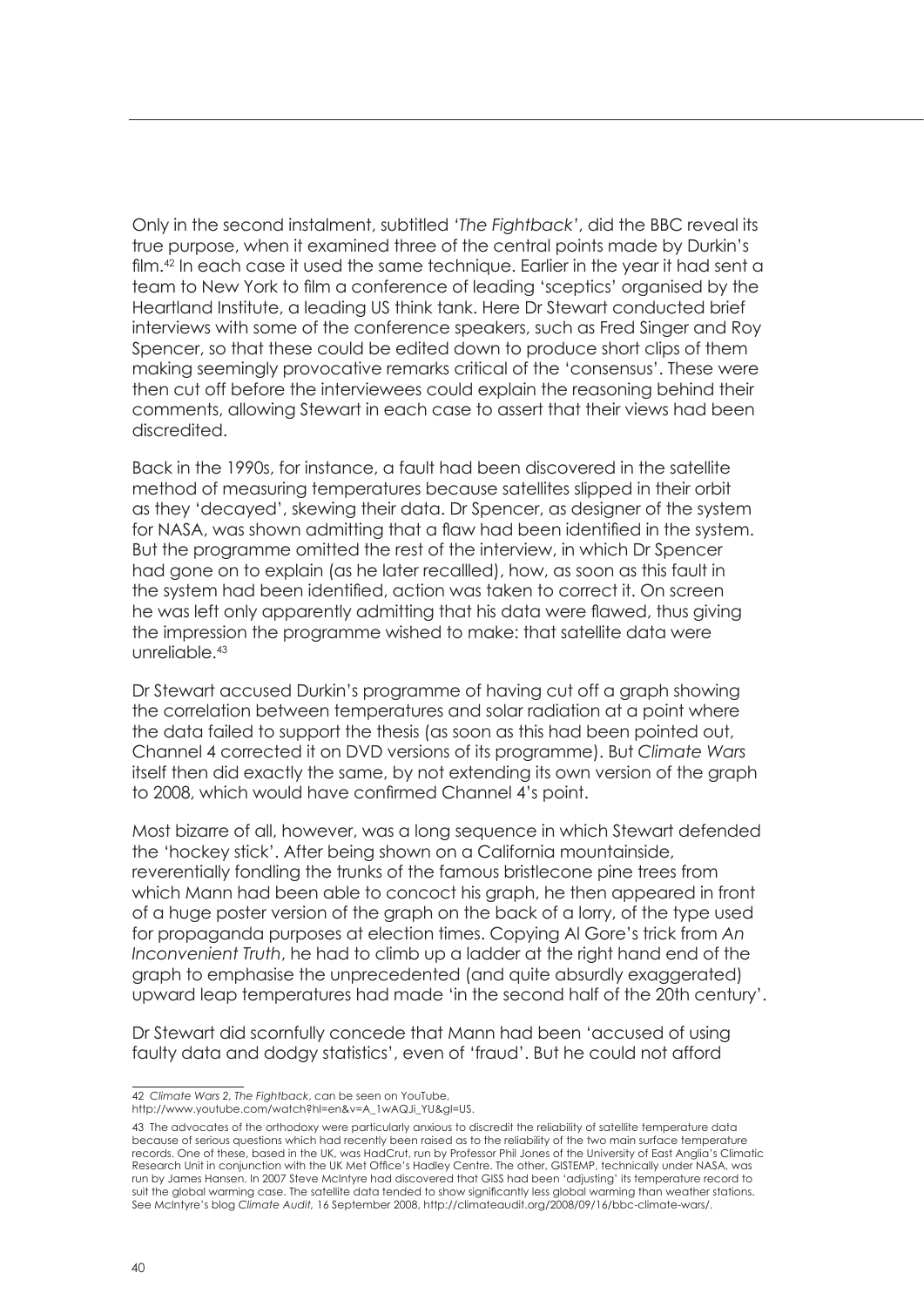Only in the second instalment, subtitled *'The Fightback'*, did the BBC reveal its true purpose, when it examined three of the central points made by Durkin's film.[42] In each case it used the same technique. Earlier in the year it had sent a team to New York to film a conference of leading 'sceptics' organised by the Heartland Institute, a leading US think tank. Here Dr Stewart conducted brief interviews with some of the conference speakers, such as Fred Singer and Roy Spencer, so that these could be edited down to produce short clips of them making seemingly provocative remarks critical of the 'consensus'. These were then cut off before the interviewees could explain the reasoning behind their comments, allowing Stewart in each case to assert that their views had been discredited.

Back in the 1990s, for instance, a fault had been discovered in the satellite method of measuring temperatures because satellites slipped in their orbit as they 'decayed', skewing their data. Dr Spencer, as designer of the system for NASA, was shown admitting that a flaw had been identified in the system. But the programme omitted the rest of the interview, in which Dr Spencer had gone on to explain (as he later recallled), how, as soon as this fault in the system had been identified, action was taken to correct it. On screen he was left only apparently admitting that his data were flawed, thus giving the impression the programme wished to make: that satellite data were unreliable.[43]

Dr Stewart accused Durkin's programme of having cut off a graph showing the correlation between temperatures and solar radiation at a point where the data failed to support the thesis (as soon as this had been pointed out, Channel 4 corrected it on DVD versions of its programme). But *Climate Wars* itself then did exactly the same, by not extending its own version of the graph to 2008, which would have confirmed Channel 4's point.

Most bizarre of all, however, was a long sequence in which Stewart defended the 'hockey stick'. After being shown on a California mountainside, reverentially fondling the trunks of the famous bristlecone pine trees from which Mann had been able to concoct his graph, he then appeared in front of a huge poster version of the graph on the back of a lorry, of the type used for propaganda purposes at election times. Copying Al Gore's trick from *An Inconvenient Truth*, he had to climb up a ladder at the right hand end of the graph to emphasise the unprecedented (and quite absurdly exaggerated) upward leap temperatures had made 'in the second half of the 20th century'.

Dr Stewart did scornfully concede that Mann had been 'accused of using faulty data and dodgy statistics', even of 'fraud'. But he could not afford

---

42 *Climate Wars 2, The Fightback*, can be seen on YouTube, http://www.youtube.com/watch?hl=en&v=A_1wAQJi_YU&gl=US.

43 The advocates of the orthodoxy were particularly anxious to discredit the reliability of satellite temperature data because of serious questions which had recently been raised as to the reliability of the two main surface temperature records. One of these, based in the UK, was HadCrut, run by Professor Phil Jones of the University of East Anglia's Climatic Research Unit in conjunction with the UK Met Office's Hadley Centre. The other, GISTEMP, technically under NASA, was run by James Hansen. In 2007 Steve McIntyre had discovered that GISS had been 'adjusting' its temperature record to suit the global warming case. The satellite data tended to show significantly less global warming than weather stations. See McIntyre's blog *Climate Audit*, 16 September 2008, http://climateaudit.org/2008/09/16/bbc-climate-wars/.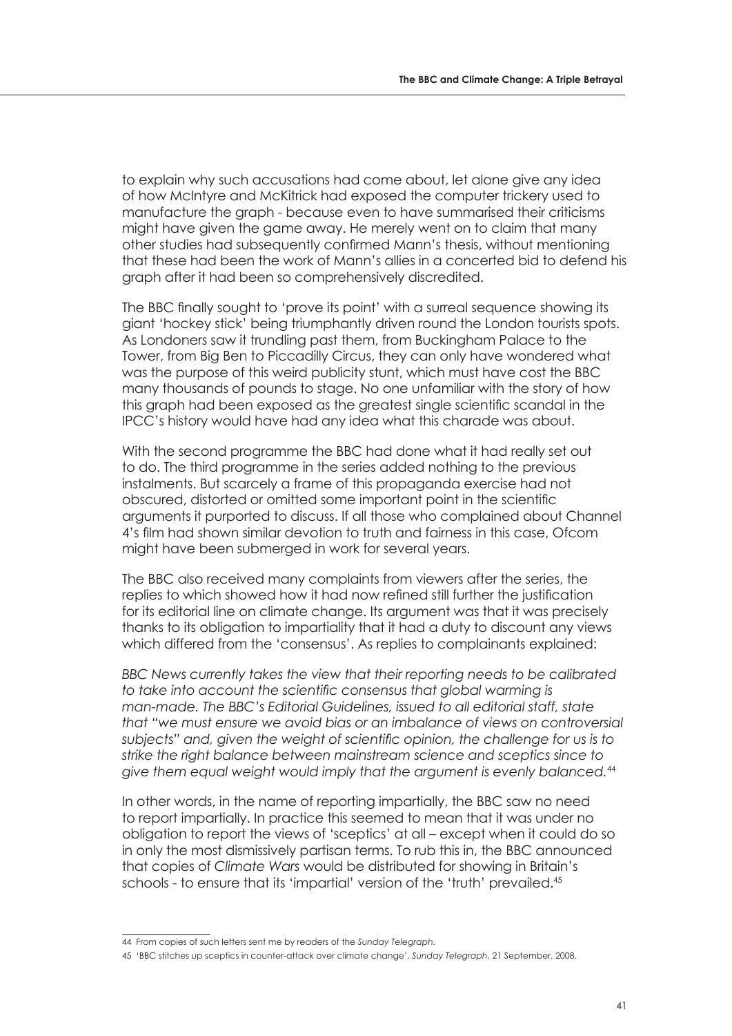to explain why such accusations had come about, let alone give any idea of how McIntyre and McKitrick had exposed the computer trickery used to manufacture the graph - because even to have summarised their criticisms might have given the game away. He merely went on to claim that many other studies had subsequently confirmed Mann's thesis, without mentioning that these had been the work of Mann's allies in a concerted bid to defend his graph after it had been so comprehensively discredited.

The BBC finally sought to 'prove its point' with a surreal sequence showing its giant 'hockey stick' being triumphantly driven round the London tourists spots. As Londoners saw it trundling past them, from Buckingham Palace to the Tower, from Big Ben to Piccadilly Circus, they can only have wondered what was the purpose of this weird publicity stunt, which must have cost the BBC many thousands of pounds to stage. No one unfamiliar with the story of how this graph had been exposed as the greatest single scientific scandal in the IPCC's history would have had any idea what this charade was about.

With the second programme the BBC had done what it had really set out to do. The third programme in the series added nothing to the previous instalments. But scarcely a frame of this propaganda exercise had not obscured, distorted or omitted some important point in the scientific arguments it purported to discuss. If all those who complained about Channel 4's film had shown similar devotion to truth and fairness in this case, Ofcom might have been submerged in work for several years.

The BBC also received many complaints from viewers after the series, the replies to which showed how it had now refined still further the justification for its editorial line on climate change. Its argument was that it was precisely thanks to its obligation to impartiality that it had a duty to discount any views which differed from the 'consensus'. As replies to complainants explained:

*BBC News currently takes the view that their reporting needs to be calibrated to take into account the scientific consensus that global warming is man-made. The BBC's Editorial Guidelines, issued to all editorial staff, state that "we must ensure we avoid bias or an imbalance of views on controversial subjects" and, given the weight of scientific opinion, the challenge for us is to strike the right balance between mainstream science and sceptics since to give them equal weight would imply that the argument is evenly balanced.*[44]

In other words, in the name of reporting impartially, the BBC saw no need to report impartially. In practice this seemed to mean that it was under no obligation to report the views of 'sceptics' at all – except when it could do so in only the most dismissively partisan terms. To rub this in, the BBC announced that copies of *Climate Wars* would be distributed for showing in Britain's schools - to ensure that its 'impartial' version of the 'truth' prevailed.[45]

---

44 From copies of such letters sent me by readers of the *Sunday Telegraph.*

45 'BBC stitches up sceptics in counter-attack over climate change', *Sunday Telegraph*, 21 September, 2008.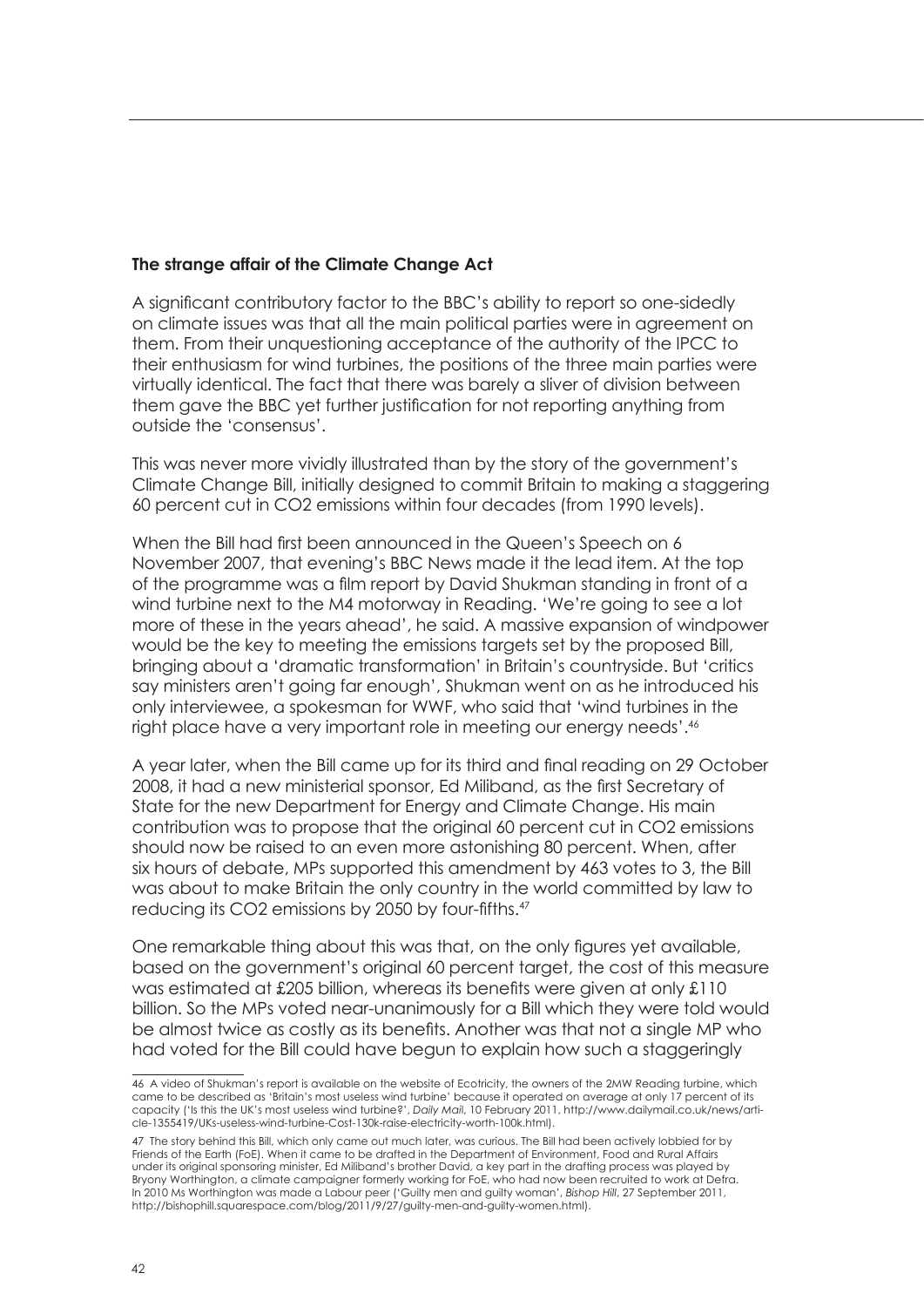### The strange affair of the Climate Change Act

A significant contributory factor to the BBC's ability to report so one-sidedly on climate issues was that all the main political parties were in agreement on them. From their unquestioning acceptance of the authority of the IPCC to their enthusiasm for wind turbines, the positions of the three main parties were virtually identical. The fact that there was barely a sliver of division between them gave the BBC yet further justification for not reporting anything from outside the 'consensus'.

This was never more vividly illustrated than by the story of the government's Climate Change Bill, initially designed to commit Britain to making a staggering 60 percent cut in CO2 emissions within four decades (from 1990 levels).

When the Bill had first been announced in the Queen's Speech on 6 November 2007, that evening's BBC News made it the lead item. At the top of the programme was a film report by David Shukman standing in front of a wind turbine next to the M4 motorway in Reading. 'We're going to see a lot more of these in the years ahead', he said. A massive expansion of windpower would be the key to meeting the emissions targets set by the proposed Bill, bringing about a 'dramatic transformation' in Britain's countryside. But 'critics say ministers aren't going far enough', Shukman went on as he introduced his only interviewee, a spokesman for WWF, who said that 'wind turbines in the right place have a very important role in meeting our energy needs'.[46]

A year later, when the Bill came up for its third and final reading on 29 October 2008, it had a new ministerial sponsor, Ed Miliband, as the first Secretary of State for the new Department for Energy and Climate Change. His main contribution was to propose that the original 60 percent cut in CO2 emissions should now be raised to an even more astonishing 80 percent. When, after six hours of debate, MPs supported this amendment by 463 votes to 3, the Bill was about to make Britain the only country in the world committed by law to reducing its CO2 emissions by 2050 by four-fifths.[47]

One remarkable thing about this was that, on the only figures yet available, based on the government's original 60 percent target, the cost of this measure was estimated at £205 billion, whereas its benefits were given at only £110 billion. So the MPs voted near-unanimously for a Bill which they were told would be almost twice as costly as its benefits. Another was that not a single MP who had voted for the Bill could have begun to explain how such a staggeringly

---

46 A video of Shukman's report is available on the website of Ecotricity, the owners of the 2MW Reading turbine, which came to be described as 'Britain's most useless wind turbine' because it operated on average at only 17 percent of its capacity ('Is this the UK's most useless wind turbine?', *Daily Mail*, 10 February 2011, http://www.dailymail.co.uk/news/article-1355419/UKs-useless-wind-turbine-Cost-130k-raise-electricity-worth-100k.html).

47 The story behind this Bill, which only came out much later, was curious. The Bill had been actively lobbied for by Friends of the Earth (FoE). When it came to be drafted in the Department of Environment, Food and Rural Affairs under its original sponsoring minister, Ed Miliband's brother David, a key part in the drafting process was played by Bryony Worthington, a climate campaigner formerly working for FoE, who had now been recruited to work at Defra. In 2010 Ms Worthington was made a Labour peer ('Guilty men and guilty woman', *Bishop Hill*, 27 September 2011, http://bishophill.squarespace.com/blog/2011/9/27/guilty-men-and-guilty-women.html).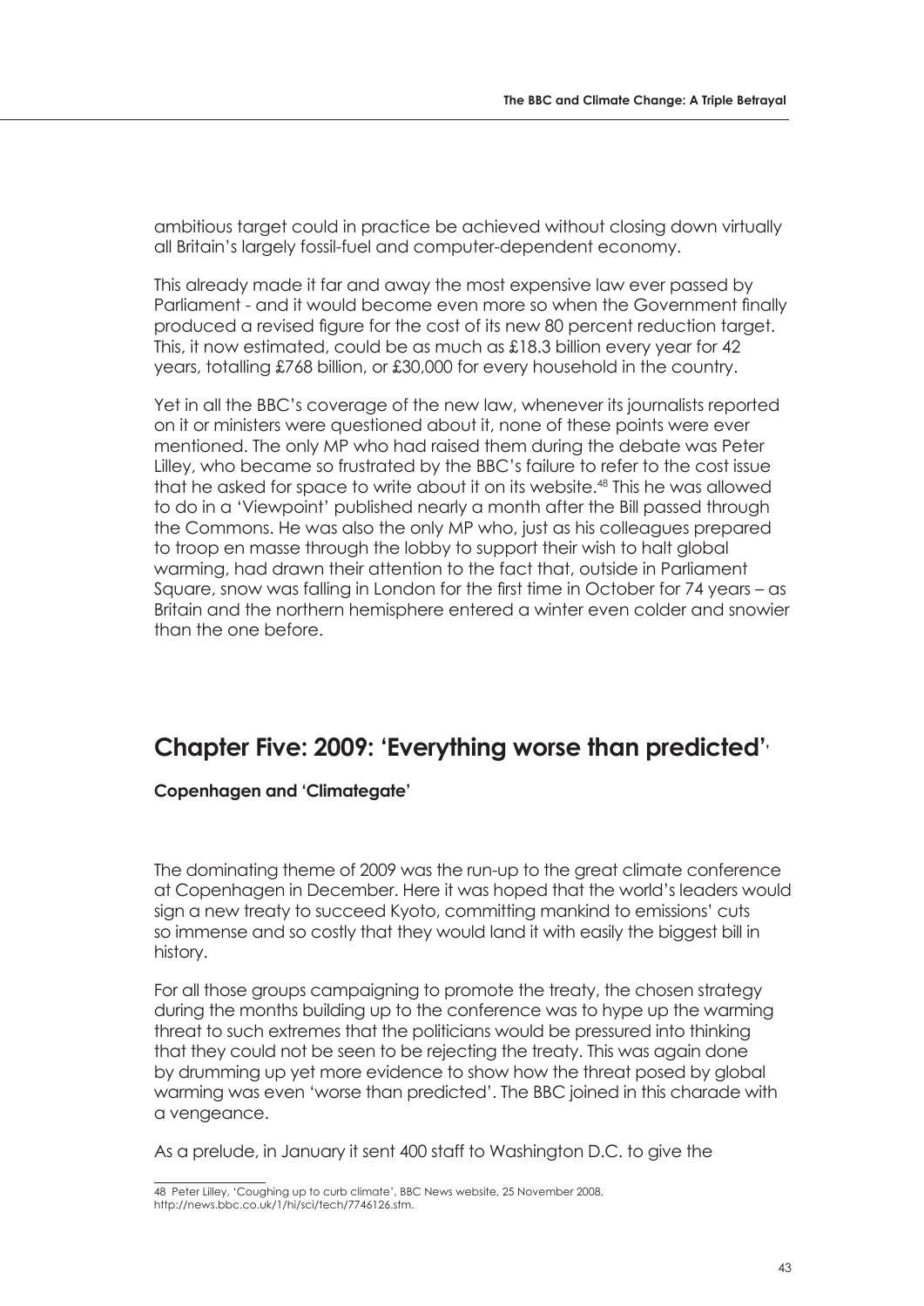ambitious target could in practice be achieved without closing down virtually all Britain's largely fossil-fuel and computer-dependent economy.

This already made it far and away the most expensive law ever passed by Parliament - and it would become even more so when the Government finally produced a revised figure for the cost of its new 80 percent reduction target. This, it now estimated, could be as much as £18.3 billion every year for 42 years, totalling £768 billion, or £30,000 for every household in the country.

Yet in all the BBC's coverage of the new law, whenever its journalists reported on it or ministers were questioned about it, none of these points were ever mentioned. The only MP who had raised them during the debate was Peter Lilley, who became so frustrated by the BBC's failure to refer to the cost issue that he asked for space to write about it on its website.[48] This he was allowed to do in a 'Viewpoint' published nearly a month after the Bill passed through the Commons. He was also the only MP who, just as his colleagues prepared to troop en masse through the lobby to support their wish to halt global warming, had drawn their attention to the fact that, outside in Parliament Square, snow was falling in London for the first time in October for 74 years – as Britain and the northern hemisphere entered a winter even colder and snowier than the one before.

## Chapter Five: 2009: 'Everything worse than predicted'

### Copenhagen and 'Climategate'

The dominating theme of 2009 was the run-up to the great climate conference at Copenhagen in December. Here it was hoped that the world's leaders would sign a new treaty to succeed Kyoto, committing mankind to emissions' cuts so immense and so costly that they would land it with easily the biggest bill in history.

For all those groups campaigning to promote the treaty, the chosen strategy during the months building up to the conference was to hype up the warming threat to such extremes that the politicians would be pressured into thinking that they could not be seen to be rejecting the treaty. This was again done by drumming up yet more evidence to show how the threat posed by global warming was even 'worse than predicted'. The BBC joined in this charade with a vengeance.

As a prelude, in January it sent 400 staff to Washington D.C. to give the

48 Peter Lilley, 'Coughing up to curb climate', BBC News website, 25 November 2008, http://news.bbc.co.uk/1/hi/sci/tech/7746126.stm.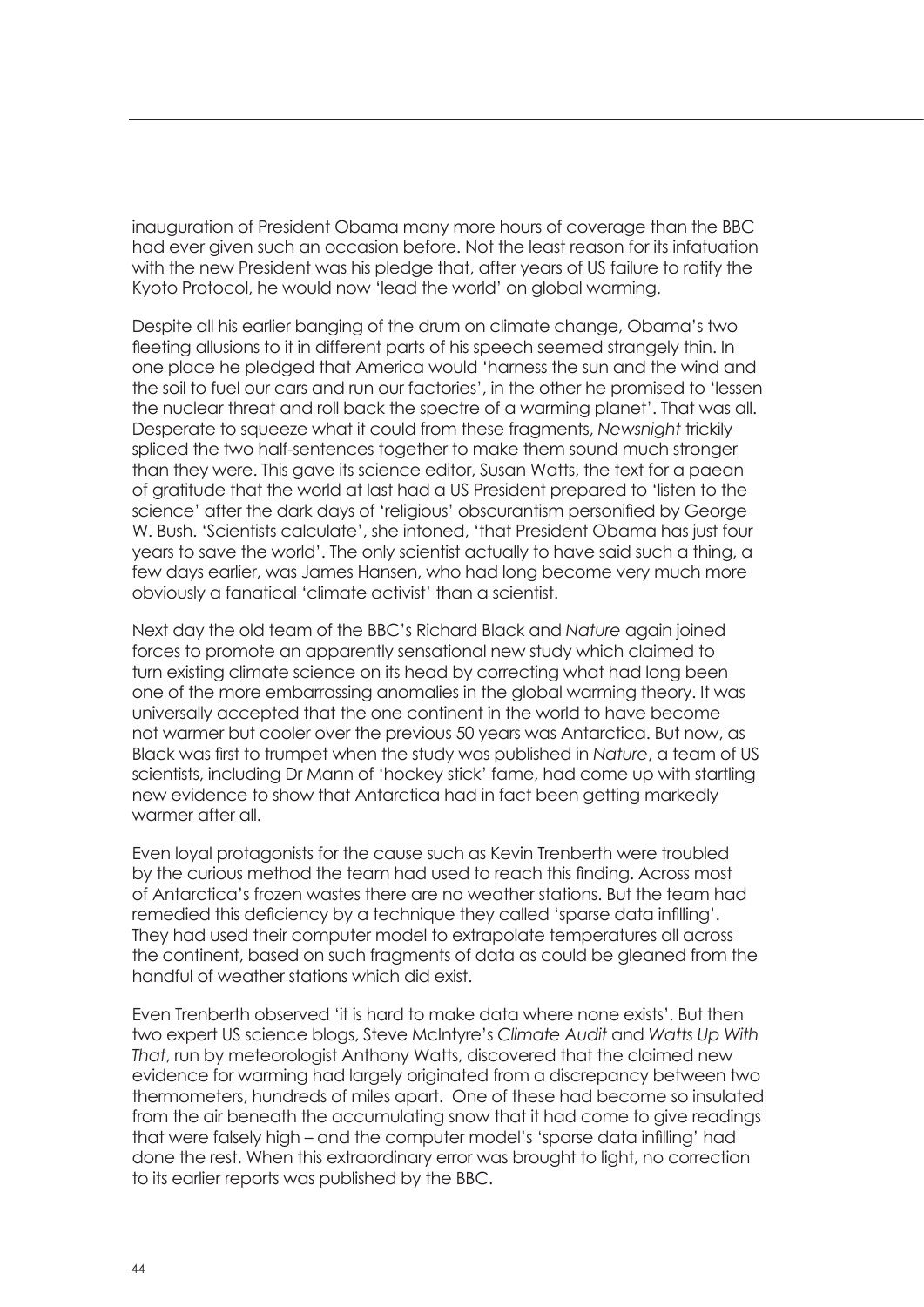inauguration of President Obama many more hours of coverage than the BBC had ever given such an occasion before. Not the least reason for its infatuation with the new President was his pledge that, after years of US failure to ratify the Kyoto Protocol, he would now 'lead the world' on global warming.

Despite all his earlier banging of the drum on climate change, Obama's two fleeting allusions to it in different parts of his speech seemed strangely thin. In one place he pledged that America would 'harness the sun and the wind and the soil to fuel our cars and run our factories', in the other he promised to 'lessen the nuclear threat and roll back the spectre of a warming planet'. That was all. Desperate to squeeze what it could from these fragments, *Newsnight* trickily spliced the two half-sentences together to make them sound much stronger than they were. This gave its science editor, Susan Watts, the text for a paean of gratitude that the world at last had a US President prepared to 'listen to the science' after the dark days of 'religious' obscurantism personified by George W. Bush. 'Scientists calculate', she intoned, 'that President Obama has just four years to save the world'. The only scientist actually to have said such a thing, a few days earlier, was James Hansen, who had long become very much more obviously a fanatical 'climate activist' than a scientist.

Next day the old team of the BBC's Richard Black and *Nature* again joined forces to promote an apparently sensational new study which claimed to turn existing climate science on its head by correcting what had long been one of the more embarrassing anomalies in the global warming theory. It was universally accepted that the one continent in the world to have become not warmer but cooler over the previous 50 years was Antarctica. But now, as Black was first to trumpet when the study was published in *Nature*, a team of US scientists, including Dr Mann of 'hockey stick' fame, had come up with startling new evidence to show that Antarctica had in fact been getting markedly warmer after all.

Even loyal protagonists for the cause such as Kevin Trenberth were troubled by the curious method the team had used to reach this finding. Across most of Antarctica's frozen wastes there are no weather stations. But the team had remedied this deficiency by a technique they called 'sparse data infilling'. They had used their computer model to extrapolate temperatures all across the continent, based on such fragments of data as could be gleaned from the handful of weather stations which did exist.

Even Trenberth observed 'it is hard to make data where none exists'. But then two expert US science blogs, Steve McIntyre's *Climate Audit* and *Watts Up With That*, run by meteorologist Anthony Watts, discovered that the claimed new evidence for warming had largely originated from a discrepancy between two thermometers, hundreds of miles apart. One of these had become so insulated from the air beneath the accumulating snow that it had come to give readings that were falsely high – and the computer model's 'sparse data infilling' had done the rest. When this extraordinary error was brought to light, no correction to its earlier reports was published by the BBC.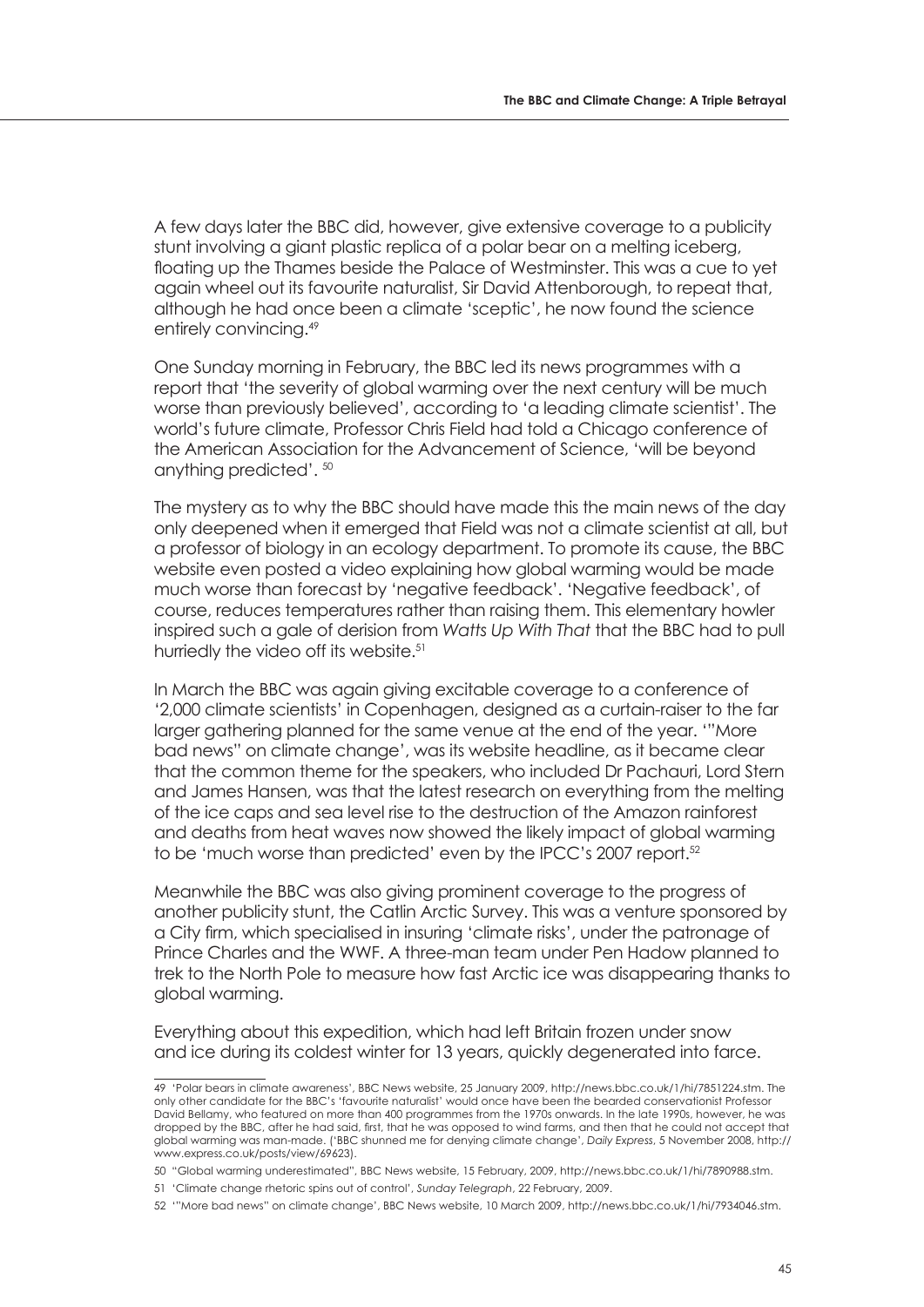A few days later the BBC did, however, give extensive coverage to a publicity stunt involving a giant plastic replica of a polar bear on a melting iceberg, floating up the Thames beside the Palace of Westminster. This was a cue to yet again wheel out its favourite naturalist, Sir David Attenborough, to repeat that, although he had once been a climate 'sceptic', he now found the science entirely convincing.[49]

One Sunday morning in February, the BBC led its news programmes with a report that 'the severity of global warming over the next century will be much worse than previously believed', according to 'a leading climate scientist'. The world's future climate, Professor Chris Field had told a Chicago conference of the American Association for the Advancement of Science, 'will be beyond anything predicted'. [50]

The mystery as to why the BBC should have made this the main news of the day only deepened when it emerged that Field was not a climate scientist at all, but a professor of biology in an ecology department. To promote its cause, the BBC website even posted a video explaining how global warming would be made much worse than forecast by 'negative feedback'. 'Negative feedback', of course, reduces temperatures rather than raising them. This elementary howler inspired such a gale of derision from *Watts Up With That* that the BBC had to pull hurriedly the video off its website.[51]

In March the BBC was again giving excitable coverage to a conference of '2,000 climate scientists' in Copenhagen, designed as a curtain-raiser to the far larger gathering planned for the same venue at the end of the year. '"More bad news" on climate change', was its website headline, as it became clear that the common theme for the speakers, who included Dr Pachauri, Lord Stern and James Hansen, was that the latest research on everything from the melting of the ice caps and sea level rise to the destruction of the Amazon rainforest and deaths from heat waves now showed the likely impact of global warming to be 'much worse than predicted' even by the IPCC's 2007 report.[52]

Meanwhile the BBC was also giving prominent coverage to the progress of another publicity stunt, the Catlin Arctic Survey. This was a venture sponsored by a City firm, which specialised in insuring 'climate risks', under the patronage of Prince Charles and the WWF. A three-man team under Pen Hadow planned to trek to the North Pole to measure how fast Arctic ice was disappearing thanks to global warming.

Everything about this expedition, which had left Britain frozen under snow and ice during its coldest winter for 13 years, quickly degenerated into farce.

---

49 'Polar bears in climate awareness', BBC News website, 25 January 2009, http://news.bbc.co.uk/1/hi/7851224.stm. The only other candidate for the BBC's 'favourite naturalist' would once have been the bearded conservationist Professor David Bellamy, who featured on more than 400 programmes from the 1970s onwards. In the late 1990s, however, he was dropped by the BBC, after he had said, first, that he was opposed to wind farms, and then that he could not accept that global warming was man-made. ('BBC shunned me for denying climate change', *Daily Express*, 5 November 2008, http://www.express.co.uk/posts/view/69623).

50 "Global warming underestimated", BBC News website, 15 February, 2009, http://news.bbc.co.uk/1/hi/7890988.stm.

51 'Climate change rhetoric spins out of control', *Sunday Telegraph*, 22 February, 2009.

52 '"More bad news" on climate change', BBC News website, 10 March 2009, http://news.bbc.co.uk/1/hi/7934046.stm.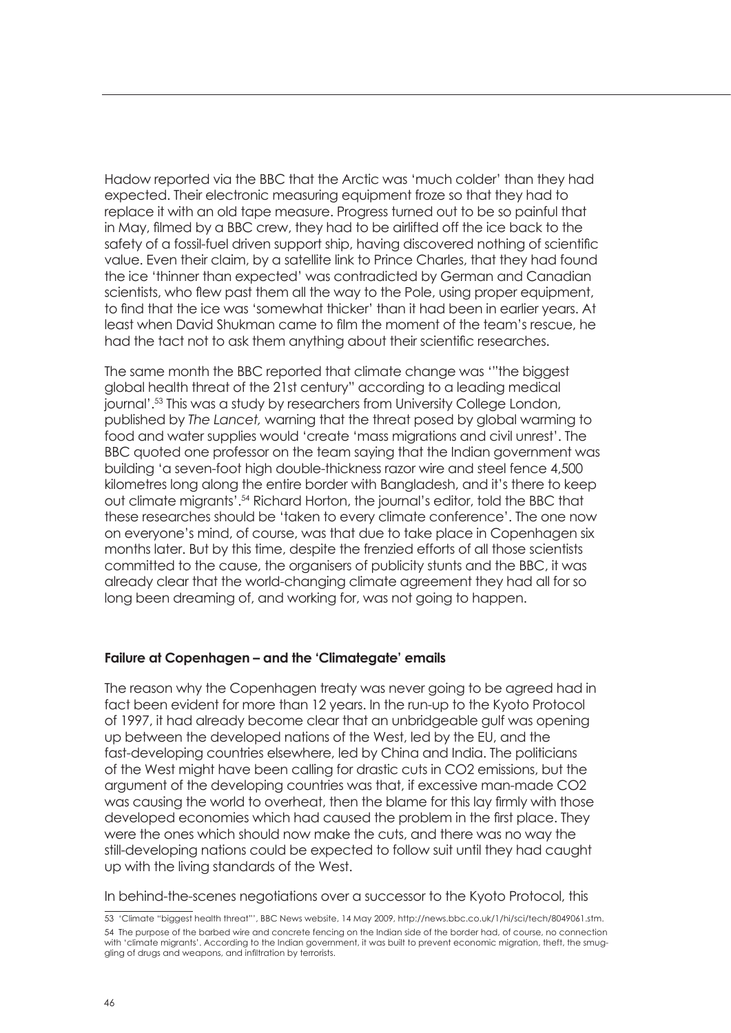Hadow reported via the BBC that the Arctic was 'much colder' than they had expected. Their electronic measuring equipment froze so that they had to replace it with an old tape measure. Progress turned out to be so painful that in May, filmed by a BBC crew, they had to be airlifted off the ice back to the safety of a fossil-fuel driven support ship, having discovered nothing of scientific value. Even their claim, by a satellite link to Prince Charles, that they had found the ice 'thinner than expected' was contradicted by German and Canadian scientists, who flew past them all the way to the Pole, using proper equipment, to find that the ice was 'somewhat thicker' than it had been in earlier years. At least when David Shukman came to film the moment of the team's rescue, he had the tact not to ask them anything about their scientific researches.

The same month the BBC reported that climate change was '"the biggest global health threat of the 21st century" according to a leading medical journal'.[53] This was a study by researchers from University College London, published by *The Lancet,* warning that the threat posed by global warming to food and water supplies would 'create 'mass migrations and civil unrest'. The BBC quoted one professor on the team saying that the Indian government was building 'a seven-foot high double-thickness razor wire and steel fence 4,500 kilometres long along the entire border with Bangladesh, and it's there to keep out climate migrants'.[54] Richard Horton, the journal's editor, told the BBC that these researches should be 'taken to every climate conference'. The one now on everyone's mind, of course, was that due to take place in Copenhagen six months later. But by this time, despite the frenzied efforts of all those scientists committed to the cause, the organisers of publicity stunts and the BBC, it was already clear that the world-changing climate agreement they had all for so long been dreaming of, and working for, was not going to happen.

**Failure at Copenhagen – and the 'Climategate' emails**

The reason why the Copenhagen treaty was never going to be agreed had in fact been evident for more than 12 years. In the run-up to the Kyoto Protocol of 1997, it had already become clear that an unbridgeable gulf was opening up between the developed nations of the West, led by the EU, and the fast-developing countries elsewhere, led by China and India. The politicians of the West might have been calling for drastic cuts in $CO_2$ emissions, but the argument of the developing countries was that, if excessive man-made $CO_2$ was causing the world to overheat, then the blame for this lay firmly with those developed economies which had caused the problem in the first place. They were the ones which should now make the cuts, and there was no way the still-developing nations could be expected to follow suit until they had caught up with the living standards of the West.

In behind-the-scenes negotiations over a successor to the Kyoto Protocol, this

---

53 'Climate "biggest health threat"', BBC News website, 14 May 2009, http://news.bbc.co.uk/1/hi/sci/tech/8049061.stm.

54 The purpose of the barbed wire and concrete fencing on the Indian side of the border had, of course, no connection with 'climate migrants'. According to the Indian government, it was built to prevent economic migration, theft, the smuggling of drugs and weapons, and infiltration by terrorists.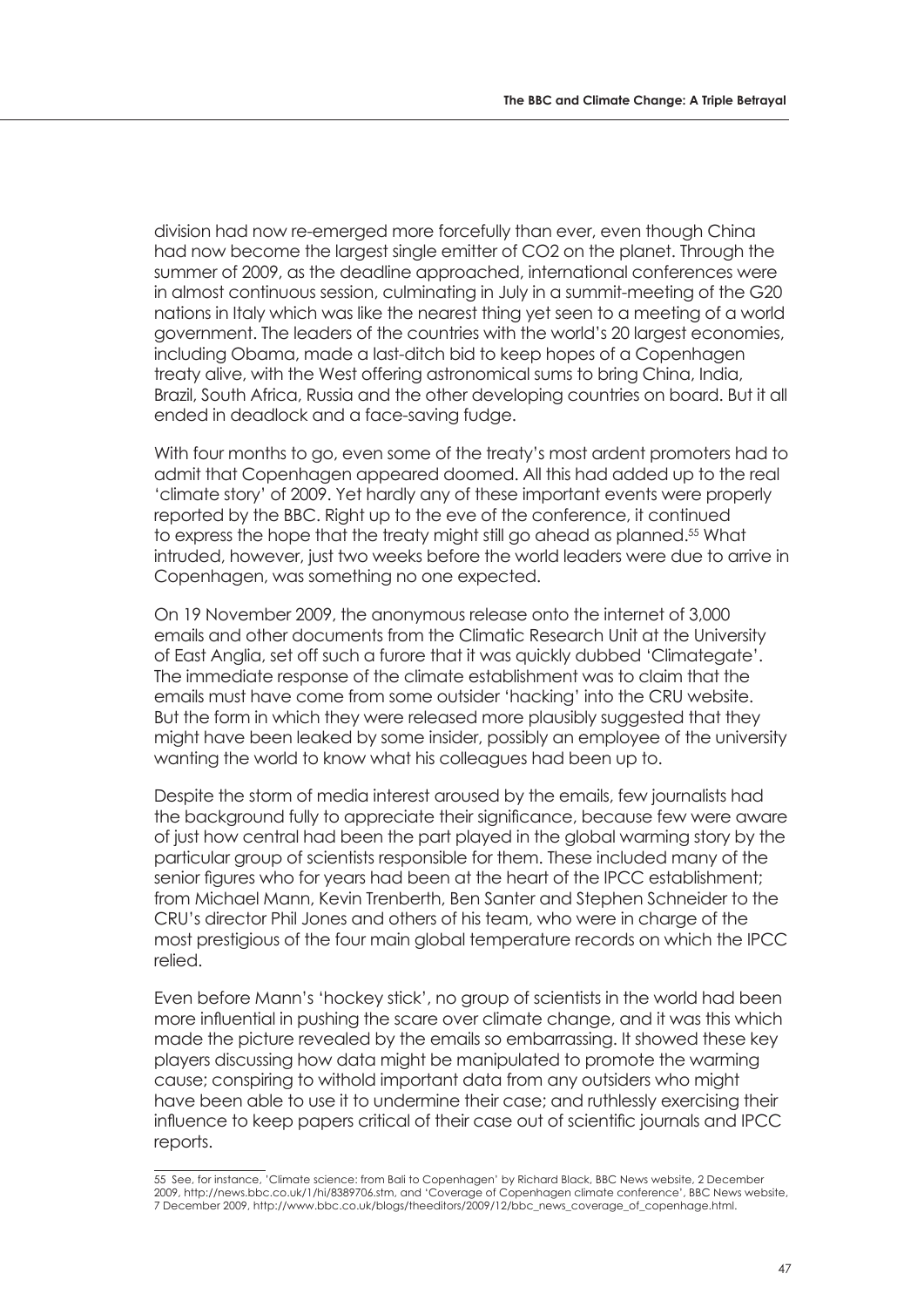division had now re-emerged more forcefully than ever, even though China had now become the largest single emitter of $CO_2$ on the planet. Through the summer of 2009, as the deadline approached, international conferences were in almost continuous session, culminating in July in a summit-meeting of the G20 nations in Italy which was like the nearest thing yet seen to a meeting of a world government. The leaders of the countries with the world's 20 largest economies, including Obama, made a last-ditch bid to keep hopes of a Copenhagen treaty alive, with the West offering astronomical sums to bring China, India, Brazil, South Africa, Russia and the other developing countries on board. But it all ended in deadlock and a face-saving fudge.

With four months to go, even some of the treaty's most ardent promoters had to admit that Copenhagen appeared doomed. All this had added up to the real 'climate story' of 2009. Yet hardly any of these important events were properly reported by the BBC. Right up to the eve of the conference, it continued to express the hope that the treaty might still go ahead as planned.[55] What intruded, however, just two weeks before the world leaders were due to arrive in Copenhagen, was something no one expected.

On 19 November 2009, the anonymous release onto the internet of 3,000 emails and other documents from the Climatic Research Unit at the University of East Anglia, set off such a furore that it was quickly dubbed 'Climategate'. The immediate response of the climate establishment was to claim that the emails must have come from some outsider 'hacking' into the CRU website. But the form in which they were released more plausibly suggested that they might have been leaked by some insider, possibly an employee of the university wanting the world to know what his colleagues had been up to.

Despite the storm of media interest aroused by the emails, few journalists had the background fully to appreciate their significance, because few were aware of just how central had been the part played in the global warming story by the particular group of scientists responsible for them. These included many of the senior figures who for years had been at the heart of the IPCC establishment; from Michael Mann, Kevin Trenberth, Ben Santer and Stephen Schneider to the CRU's director Phil Jones and others of his team, who were in charge of the most prestigious of the four main global temperature records on which the IPCC relied.

Even before Mann's 'hockey stick', no group of scientists in the world had been more influential in pushing the scare over climate change, and it was this which made the picture revealed by the emails so embarrassing. It showed these key players discussing how data might be manipulated to promote the warming cause; conspiring to withold important data from any outsiders who might have been able to use it to undermine their case; and ruthlessly exercising their influence to keep papers critical of their case out of scientific journals and IPCC reports.

---

55 See, for instance, 'Climate science: from Bali to Copenhagen' by Richard Black, BBC News website, 2 December 2009, http://news.bbc.co.uk/1/hi/8389706.stm, and 'Coverage of Copenhagen climate conference', BBC News website, 7 December 2009, http://www.bbc.co.uk/blogs/theeditors/2009/12/bbc_news_coverage_of_copenhage.html.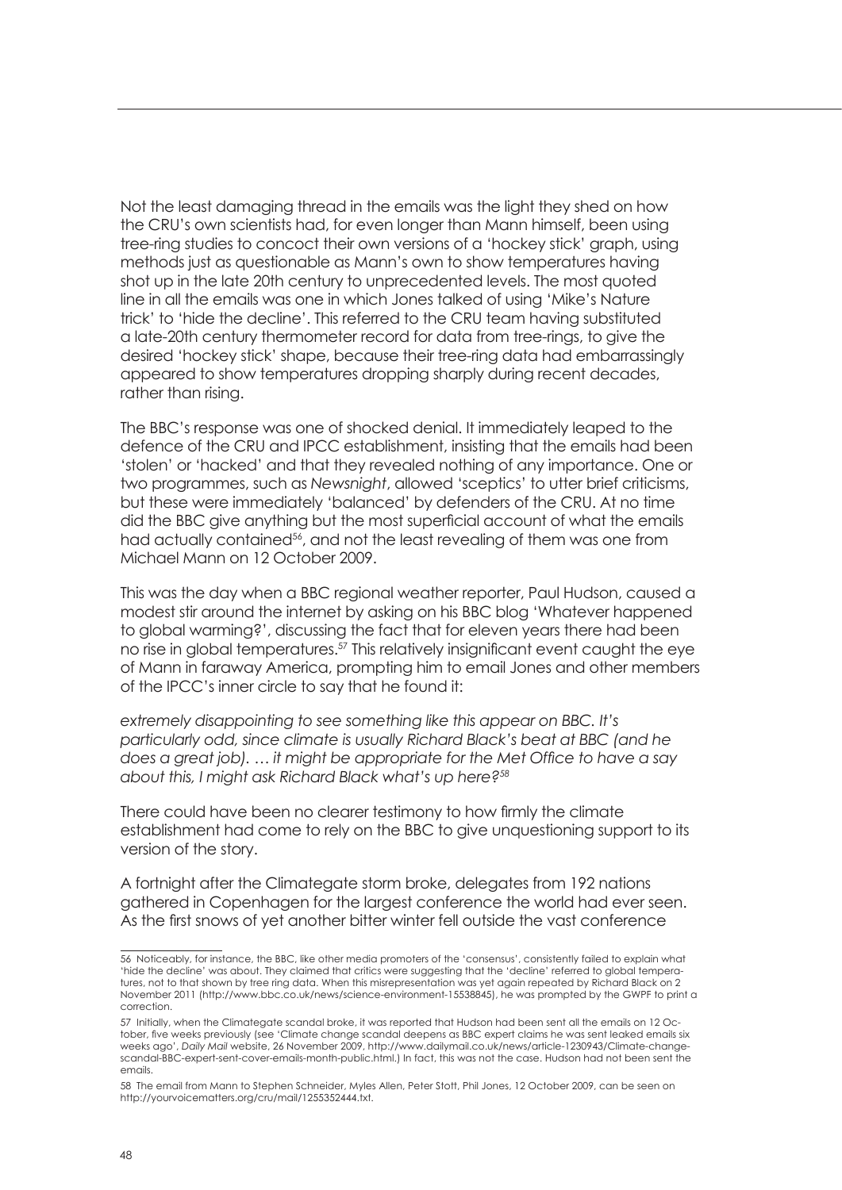Not the least damaging thread in the emails was the light they shed on how the CRU's own scientists had, for even longer than Mann himself, been using tree-ring studies to concoct their own versions of a 'hockey stick' graph, using methods just as questionable as Mann's own to show temperatures having shot up in the late 20th century to unprecedented levels. The most quoted line in all the emails was one in which Jones talked of using 'Mike's Nature trick' to 'hide the decline'. This referred to the CRU team having substituted a late-20th century thermometer record for data from tree-rings, to give the desired 'hockey stick' shape, because their tree-ring data had embarrassingly appeared to show temperatures dropping sharply during recent decades, rather than rising.

The BBC's response was one of shocked denial. It immediately leaped to the defence of the CRU and IPCC establishment, insisting that the emails had been 'stolen' or 'hacked' and that they revealed nothing of any importance. One or two programmes, such as *Newsnight*, allowed 'sceptics' to utter brief criticisms, but these were immediately 'balanced' by defenders of the CRU. At no time did the BBC give anything but the most superficial account of what the emails had actually contained[56], and not the least revealing of them was one from Michael Mann on 12 October 2009.

This was the day when a BBC regional weather reporter, Paul Hudson, caused a modest stir around the internet by asking on his BBC blog 'Whatever happened to global warming?', discussing the fact that for eleven years there had been no rise in global temperatures.[57] This relatively insignificant event caught the eye of Mann in faraway America, prompting him to email Jones and other members of the IPCC's inner circle to say that he found it:

*extremely disappointing to see something like this appear on BBC. It's particularly odd, since climate is usually Richard Black's beat at BBC (and he does a great job). … it might be appropriate for the Met Office to have a say about this, I might ask Richard Black what's up here?*[58]

There could have been no clearer testimony to how firmly the climate establishment had come to rely on the BBC to give unquestioning support to its version of the story.

A fortnight after the Climategate storm broke, delegates from 192 nations gathered in Copenhagen for the largest conference the world had ever seen. As the first snows of yet another bitter winter fell outside the vast conference

---

56 Noticeably, for instance, the BBC, like other media promoters of the 'consensus', consistently failed to explain what 'hide the decline' was about. They claimed that critics were suggesting that the 'decline' referred to global temperatures, not to that shown by tree ring data. When this misrepresentation was yet again repeated by Richard Black on 2 November 2011 (http://www.bbc.co.uk/news/science-environment-15538845), he was prompted by the GWPF to print a correction.

57 Initially, when the Climategate scandal broke, it was reported that Hudson had been sent all the emails on 12 October, five weeks previously (see 'Climate change scandal deepens as BBC expert claims he was sent leaked emails six weeks ago', *Daily Mail* website, 26 November 2009, http://www.dailymail.co.uk/news/article-1230943/Climate-change-scandal-BBC-expert-sent-cover-emails-month-public.html.) In fact, this was not the case. Hudson had not been sent the emails.

58 The email from Mann to Stephen Schneider, Myles Allen, Peter Stott, Phil Jones, 12 October 2009, can be seen on http://yourvoicematters.org/cru/mail/1255352444.txt.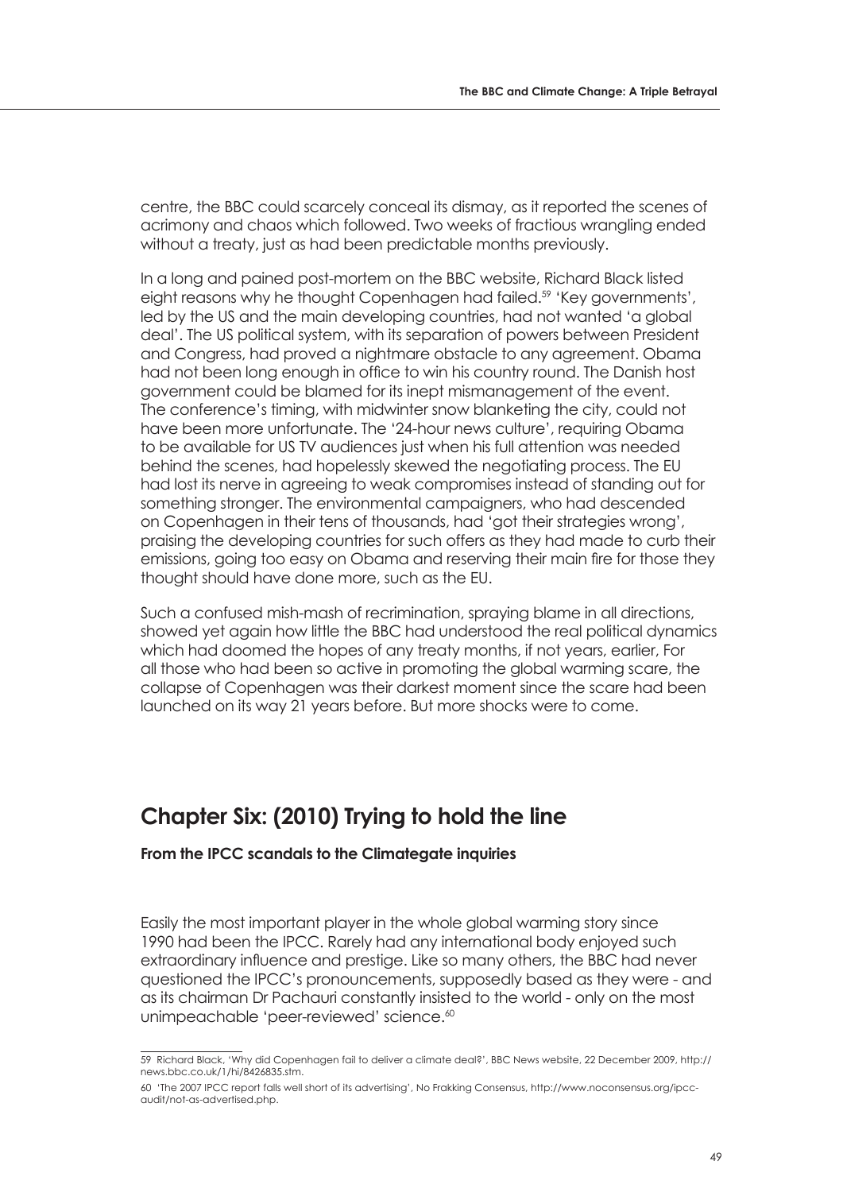centre, the BBC could scarcely conceal its dismay, as it reported the scenes of acrimony and chaos which followed. Two weeks of fractious wrangling ended without a treaty, just as had been predictable months previously.

In a long and pained post-mortem on the BBC website, Richard Black listed eight reasons why he thought Copenhagen had failed.[59] 'Key governments', led by the US and the main developing countries, had not wanted 'a global deal'. The US political system, with its separation of powers between President and Congress, had proved a nightmare obstacle to any agreement. Obama had not been long enough in office to win his country round. The Danish host government could be blamed for its inept mismanagement of the event. The conference's timing, with midwinter snow blanketing the city, could not have been more unfortunate. The '24-hour news culture', requiring Obama to be available for US TV audiences just when his full attention was needed behind the scenes, had hopelessly skewed the negotiating process. The EU had lost its nerve in agreeing to weak compromises instead of standing out for something stronger. The environmental campaigners, who had descended on Copenhagen in their tens of thousands, had 'got their strategies wrong', praising the developing countries for such offers as they had made to curb their emissions, going too easy on Obama and reserving their main fire for those they thought should have done more, such as the EU.

Such a confused mish-mash of recrimination, spraying blame in all directions, showed yet again how little the BBC had understood the real political dynamics which had doomed the hopes of any treaty months, if not years, earlier, For all those who had been so active in promoting the global warming scare, the collapse of Copenhagen was their darkest moment since the scare had been launched on its way 21 years before. But more shocks were to come.

## Chapter Six: (2010) Trying to hold the line

**From the IPCC scandals to the Climategate inquiries**

Easily the most important player in the whole global warming story since 1990 had been the IPCC. Rarely had any international body enjoyed such extraordinary influence and prestige. Like so many others, the BBC had never questioned the IPCC's pronouncements, supposedly based as they were - and as its chairman Dr Pachauri constantly insisted to the world - only on the most unimpeachable 'peer-reviewed' science.[60]

---

59 Richard Black, 'Why did Copenhagen fail to deliver a climate deal?', BBC News website, 22 December 2009, http://news.bbc.co.uk/1/hi/8426835.stm.

60 'The 2007 IPCC report falls well short of its advertising', No Frakking Consensus, http://www.noconsensus.org/ipcc-audit/not-as-advertised.php.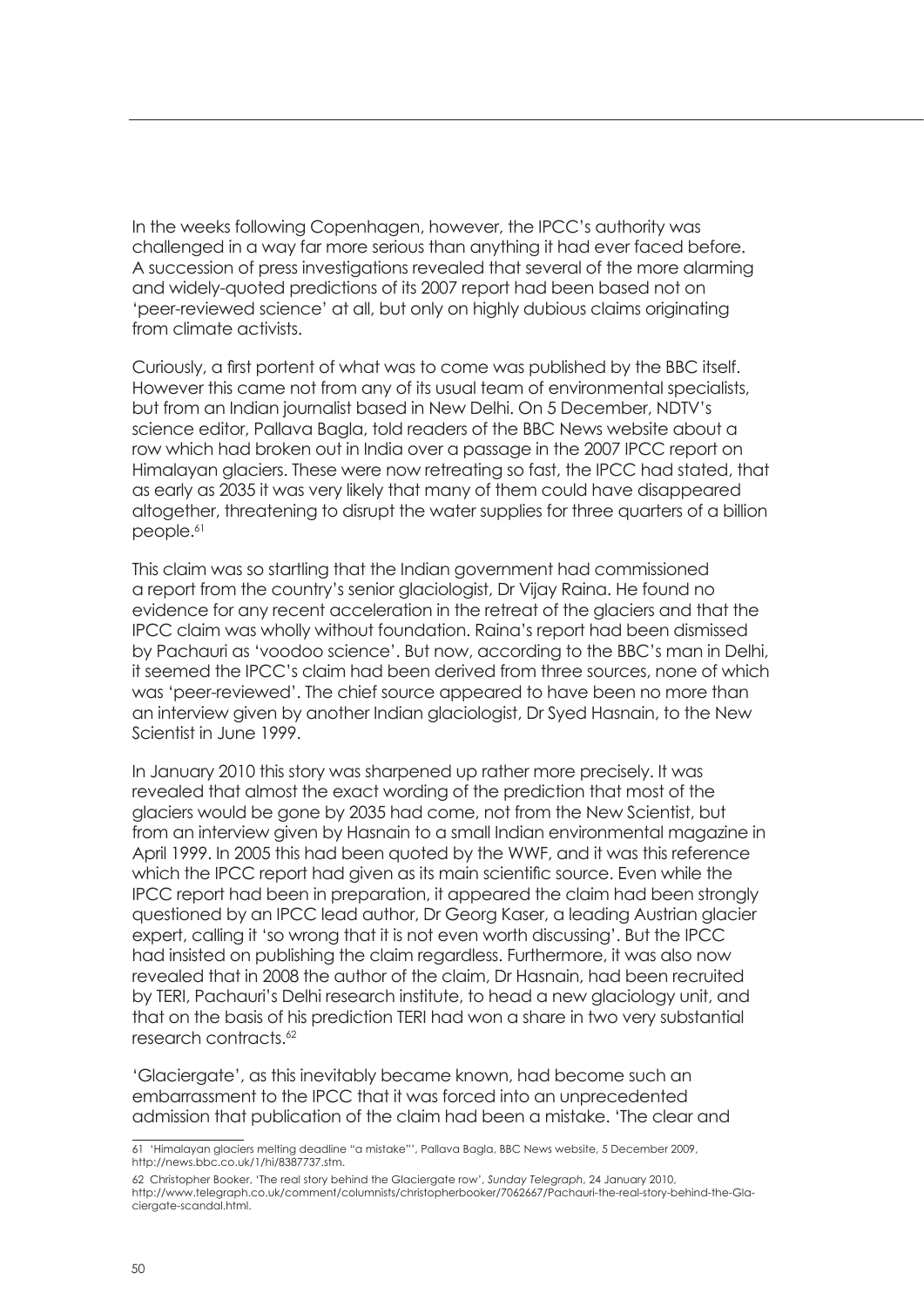In the weeks following Copenhagen, however, the IPCC's authority was challenged in a way far more serious than anything it had ever faced before. A succession of press investigations revealed that several of the more alarming and widely-quoted predictions of its 2007 report had been based not on 'peer-reviewed science' at all, but only on highly dubious claims originating from climate activists.

Curiously, a first portent of what was to come was published by the BBC itself. However this came not from any of its usual team of environmental specialists, but from an Indian journalist based in New Delhi. On 5 December, NDTV's science editor, Pallava Bagla, told readers of the BBC News website about a row which had broken out in India over a passage in the 2007 IPCC report on Himalayan glaciers. These were now retreating so fast, the IPCC had stated, that as early as 2035 it was very likely that many of them could have disappeared altogether, threatening to disrupt the water supplies for three quarters of a billion people.[61]

This claim was so startling that the Indian government had commissioned a report from the country's senior glaciologist, Dr Vijay Raina. He found no evidence for any recent acceleration in the retreat of the glaciers and that the IPCC claim was wholly without foundation. Raina's report had been dismissed by Pachauri as 'voodoo science'. But now, according to the BBC's man in Delhi, it seemed the IPCC's claim had been derived from three sources, none of which was 'peer-reviewed'. The chief source appeared to have been no more than an interview given by another Indian glaciologist, Dr Syed Hasnain, to the New Scientist in June 1999.

In January 2010 this story was sharpened up rather more precisely. It was revealed that almost the exact wording of the prediction that most of the glaciers would be gone by 2035 had come, not from the New Scientist, but from an interview given by Hasnain to a small Indian environmental magazine in April 1999. In 2005 this had been quoted by the WWF, and it was this reference which the IPCC report had given as its main scientific source. Even while the IPCC report had been in preparation, it appeared the claim had been strongly questioned by an IPCC lead author, Dr Georg Kaser, a leading Austrian glacier expert, calling it 'so wrong that it is not even worth discussing'. But the IPCC had insisted on publishing the claim regardless. Furthermore, it was also now revealed that in 2008 the author of the claim, Dr Hasnain, had been recruited by TERI, Pachauri's Delhi research institute, to head a new glaciology unit, and that on the basis of his prediction TERI had won a share in two very substantial research contracts.[62]

'Glaciergate', as this inevitably became known, had become such an embarrassment to the IPCC that it was forced into an unprecedented admission that publication of the claim had been a mistake. 'The clear and

---

61 'Himalayan glaciers melting deadline "a mistake"', Pallava Bagla, BBC News website, 5 December 2009, http://news.bbc.co.uk/1/hi/8387737.stm.

62 Christopher Booker, 'The real story behind the Glaciergate row', *Sunday Telegraph*, 24 January 2010, http://www.telegraph.co.uk/comment/columnists/christopherbooker/7062667/Pachauri-the-real-story-behind-the-Glaciergate-scandal.html.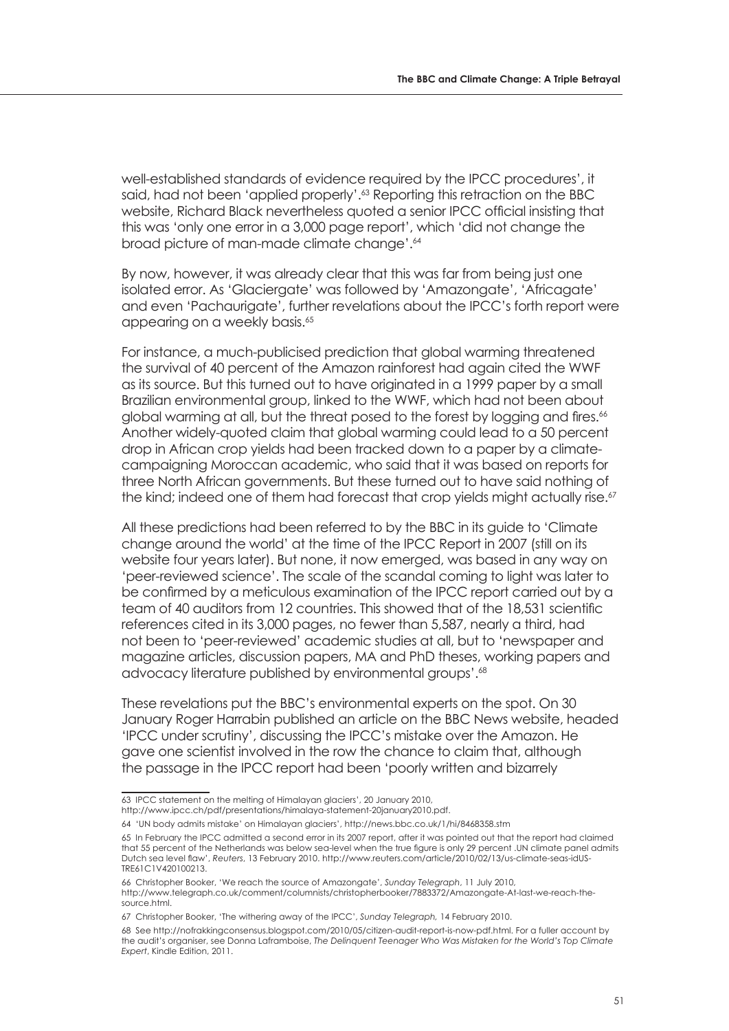well-established standards of evidence required by the IPCC procedures', it said, had not been 'applied properly'.[63] Reporting this retraction on the BBC website, Richard Black nevertheless quoted a senior IPCC official insisting that this was 'only one error in a 3,000 page report', which 'did not change the broad picture of man-made climate change'.[64]

By now, however, it was already clear that this was far from being just one isolated error. As 'Glaciergate' was followed by 'Amazongate', 'Africagate' and even 'Pachaurigate', further revelations about the IPCC's forth report were appearing on a weekly basis.[65]

For instance, a much-publicised prediction that global warming threatened the survival of 40 percent of the Amazon rainforest had again cited the WWF as its source. But this turned out to have originated in a 1999 paper by a small Brazilian environmental group, linked to the WWF, which had not been about global warming at all, but the threat posed to the forest by logging and fires.[66] Another widely-quoted claim that global warming could lead to a 50 percent drop in African crop yields had been tracked down to a paper by a climate-campaigning Moroccan academic, who said that it was based on reports for three North African governments. But these turned out to have said nothing of the kind; indeed one of them had forecast that crop yields might actually rise.[67]

All these predictions had been referred to by the BBC in its guide to 'Climate change around the world' at the time of the IPCC Report in 2007 (still on its website four years later). But none, it now emerged, was based in any way on 'peer-reviewed science'. The scale of the scandal coming to light was later to be confirmed by a meticulous examination of the IPCC report carried out by a team of 40 auditors from 12 countries. This showed that of the 18,531 scientific references cited in its 3,000 pages, no fewer than 5,587, nearly a third, had not been to 'peer-reviewed' academic studies at all, but to 'newspaper and magazine articles, discussion papers, MA and PhD theses, working papers and advocacy literature published by environmental groups'.[68]

These revelations put the BBC's environmental experts on the spot. On 30 January Roger Harrabin published an article on the BBC News website, headed 'IPCC under scrutiny', discussing the IPCC's mistake over the Amazon. He gave one scientist involved in the row the chance to claim that, although the passage in the IPCC report had been 'poorly written and bizarrely

---

63 IPCC statement on the melting of Himalayan glaciers', 20 January 2010, http://www.ipcc.ch/pdf/presentations/himalaya-statement-20january2010.pdf.

64 'UN body admits mistake' on Himalayan glaciers', http://news.bbc.co.uk/1/hi/8468358.stm

65 In February the IPCC admitted a second error in its 2007 report, after it was pointed out that the report had claimed that 55 percent of the Netherlands was below sea-level when the true figure is only 29 percent .UN climate panel admits Dutch sea level flaw', *Reuters*, 13 February 2010. http://www.reuters.com/article/2010/02/13/us-climate-seas-idUS-TRE61C1V420100213.

66 Christopher Booker, 'We reach the source of Amazongate', *Sunday Telegraph*, 11 July 2010, http://www.telegraph.co.uk/comment/columnists/christopherbooker/7883372/Amazongate-At-last-we-reach-the-source.html.

67 Christopher Booker, 'The withering away of the IPCC', *Sunday Telegraph,* 14 February 2010.

68 See http://nofrakkingconsensus.blogspot.com/2010/05/citizen-audit-report-is-now-pdf.html. For a fuller account by the audit's organiser, see Donna Laframboise, *The Delinquent Teenager Who Was Mistaken for the World's Top Climate Expert*, Kindle Edition, 2011.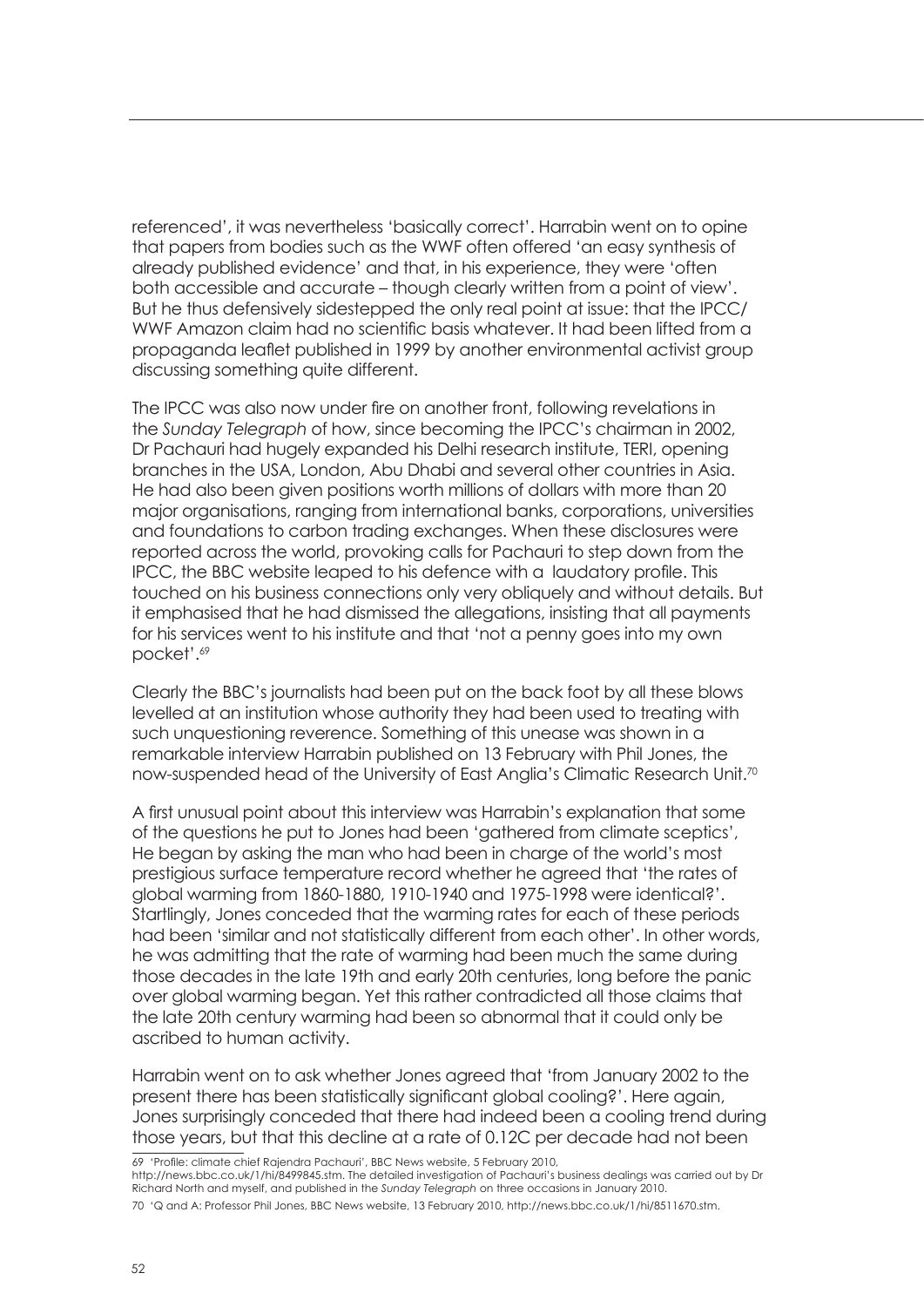referenced', it was nevertheless 'basically correct'. Harrabin went on to opine that papers from bodies such as the WWF often offered 'an easy synthesis of already published evidence' and that, in his experience, they were 'often both accessible and accurate – though clearly written from a point of view'. But he thus defensively sidestepped the only real point at issue: that the IPCC/WWF Amazon claim had no scientific basis whatever. It had been lifted from a propaganda leaflet published in 1999 by another environmental activist group discussing something quite different.

The IPCC was also now under fire on another front, following revelations in the *Sunday Telegraph* of how, since becoming the IPCC's chairman in 2002, Dr Pachauri had hugely expanded his Delhi research institute, TERI, opening branches in the USA, London, Abu Dhabi and several other countries in Asia. He had also been given positions worth millions of dollars with more than 20 major organisations, ranging from international banks, corporations, universities and foundations to carbon trading exchanges. When these disclosures were reported across the world, provoking calls for Pachauri to step down from the IPCC, the BBC website leaped to his defence with a laudatory profile. This touched on his business connections only very obliquely and without details. But it emphasised that he had dismissed the allegations, insisting that all payments for his services went to his institute and that 'not a penny goes into my own pocket'.[69]

Clearly the BBC's journalists had been put on the back foot by all these blows levelled at an institution whose authority they had been used to treating with such unquestioning reverence. Something of this unease was shown in a remarkable interview Harrabin published on 13 February with Phil Jones, the now-suspended head of the University of East Anglia's Climatic Research Unit.[70]

A first unusual point about this interview was Harrabin's explanation that some of the questions he put to Jones had been 'gathered from climate sceptics', He began by asking the man who had been in charge of the world's most prestigious surface temperature record whether he agreed that 'the rates of global warming from 1860-1880, 1910-1940 and 1975-1998 were identical?'. Startlingly, Jones conceded that the warming rates for each of these periods had been 'similar and not statistically different from each other'. In other words, he was admitting that the rate of warming had been much the same during those decades in the late 19th and early 20th centuries, long before the panic over global warming began. Yet this rather contradicted all those claims that the late 20th century warming had been so abnormal that it could only be ascribed to human activity.

Harrabin went on to ask whether Jones agreed that 'from January 2002 to the present there has been statistically significant global cooling?'. Here again, Jones surprisingly conceded that there had indeed been a cooling trend during those years, but that this decline at a rate of 0.12C per decade had not been

---

69 'Profile: climate chief Rajendra Pachauri', BBC News website, 5 February 2010, http://news.bbc.co.uk/1/hi/8499845.stm. The detailed investigation of Pachauri's business dealings was carried out by Dr Richard North and myself, and published in the *Sunday Telegraph* on three occasions in January 2010.

70 'Q and A: Professor Phil Jones, BBC News website, 13 February 2010, http://news.bbc.co.uk/1/hi/8511670.stm.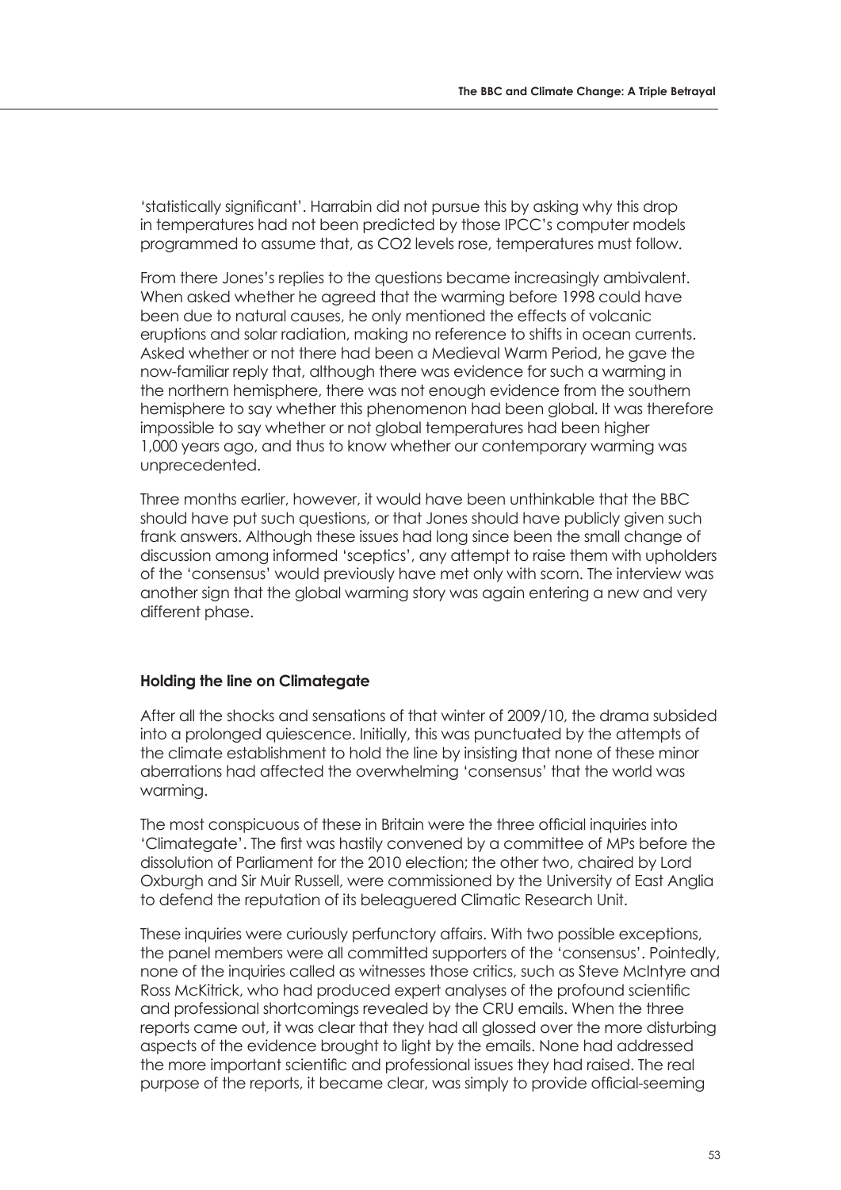'statistically significant'. Harrabin did not pursue this by asking why this drop in temperatures had not been predicted by those IPCC's computer models programmed to assume that, as $CO_2$ levels rose, temperatures must follow.

From there Jones's replies to the questions became increasingly ambivalent. When asked whether he agreed that the warming before 1998 could have been due to natural causes, he only mentioned the effects of volcanic eruptions and solar radiation, making no reference to shifts in ocean currents. Asked whether or not there had been a Medieval Warm Period, he gave the now-familiar reply that, although there was evidence for such a warming in the northern hemisphere, there was not enough evidence from the southern hemisphere to say whether this phenomenon had been global. It was therefore impossible to say whether or not global temperatures had been higher 1,000 years ago, and thus to know whether our contemporary warming was unprecedented.

Three months earlier, however, it would have been unthinkable that the BBC should have put such questions, or that Jones should have publicly given such frank answers. Although these issues had long since been the small change of discussion among informed 'sceptics', any attempt to raise them with upholders of the 'consensus' would previously have met only with scorn. The interview was another sign that the global warming story was again entering a new and very different phase.

### Holding the line on Climategate

After all the shocks and sensations of that winter of 2009/10, the drama subsided into a prolonged quiescence. Initially, this was punctuated by the attempts of the climate establishment to hold the line by insisting that none of these minor aberrations had affected the overwhelming 'consensus' that the world was warming.

The most conspicuous of these in Britain were the three official inquiries into 'Climategate'. The first was hastily convened by a committee of MPs before the dissolution of Parliament for the 2010 election; the other two, chaired by Lord Oxburgh and Sir Muir Russell, were commissioned by the University of East Anglia to defend the reputation of its beleaguered Climatic Research Unit.

These inquiries were curiously perfunctory affairs. With two possible exceptions, the panel members were all committed supporters of the 'consensus'. Pointedly, none of the inquiries called as witnesses those critics, such as Steve McIntyre and Ross McKitrick, who had produced expert analyses of the profound scientific and professional shortcomings revealed by the CRU emails. When the three reports came out, it was clear that they had all glossed over the more disturbing aspects of the evidence brought to light by the emails. None had addressed the more important scientific and professional issues they had raised. The real purpose of the reports, it became clear, was simply to provide official-seeming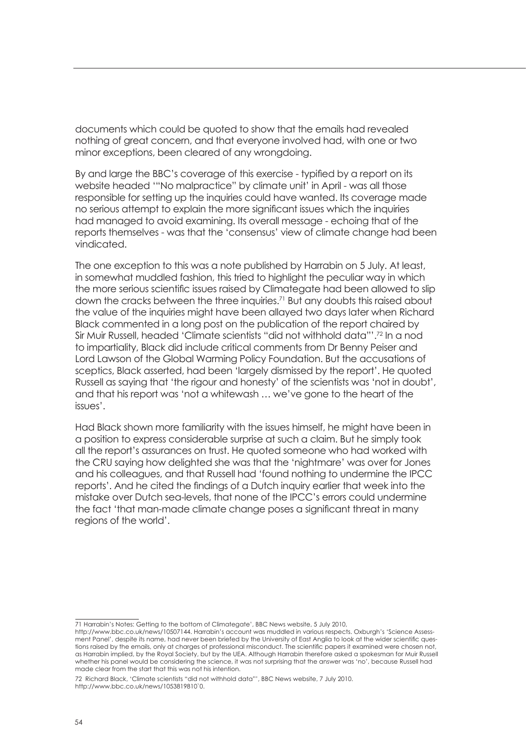documents which could be quoted to show that the emails had revealed nothing of great concern, and that everyone involved had, with one or two minor exceptions, been cleared of any wrongdoing.

By and large the BBC's coverage of this exercise - typified by a report on its website headed '"No malpractice" by climate unit' in April - was all those responsible for setting up the inquiries could have wanted. Its coverage made no serious attempt to explain the more significant issues which the inquiries had managed to avoid examining. Its overall message - echoing that of the reports themselves - was that the 'consensus' view of climate change had been vindicated.

The one exception to this was a note published by Harrabin on 5 July. At least, in somewhat muddled fashion, this tried to highlight the peculiar way in which the more serious scientific issues raised by Climategate had been allowed to slip down the cracks between the three inquiries.[71] But any doubts this raised about the value of the inquiries might have been allayed two days later when Richard Black commented in a long post on the publication of the report chaired by Sir Muir Russell, headed 'Climate scientists "did not withhold data"'.[72] In a nod to impartiality, Black did include critical comments from Dr Benny Peiser and Lord Lawson of the Global Warming Policy Foundation. But the accusations of sceptics, Black asserted, had been 'largely dismissed by the report'. He quoted Russell as saying that 'the rigour and honesty' of the scientists was 'not in doubt', and that his report was 'not a whitewash … we've gone to the heart of the issues'.

Had Black shown more familiarity with the issues himself, he might have been in a position to express considerable surprise at such a claim. But he simply took all the report's assurances on trust. He quoted someone who had worked with the CRU saying how delighted she was that the 'nightmare' was over for Jones and his colleagues, and that Russell had 'found nothing to undermine the IPCC reports'. And he cited the findings of a Dutch inquiry earlier that week into the mistake over Dutch sea-levels, that none of the IPCC's errors could undermine the fact 'that man-made climate change poses a significant threat in many regions of the world'.

---

71 Harrabin's Notes: Getting to the bottom of Climategate', BBC News website, 5 July 2010, http://www.bbc.co.uk/news/10507144. Harrabin's account was muddled in various respects. Oxburgh's 'Science Assessment Panel', despite its name, had never been briefed by the University of East Anglia to look at the wider scientific questions raised by the emails, only at charges of professional misconduct. The scientific papers it examined were chosen not, as Harrabin implied, by the Royal Society, but by the UEA. Although Harrabin therefore asked a spokesman for Muir Russell whether his panel would be considering the science, it was not surprising that the answer was 'no', because Russell had made clear from the start that this was not his intention.

72 Richard Black, 'Climate scientists "did not withhold data"', BBC News website, 7 July 2010. http://www.bbc.co.uk/news/1053819810`0.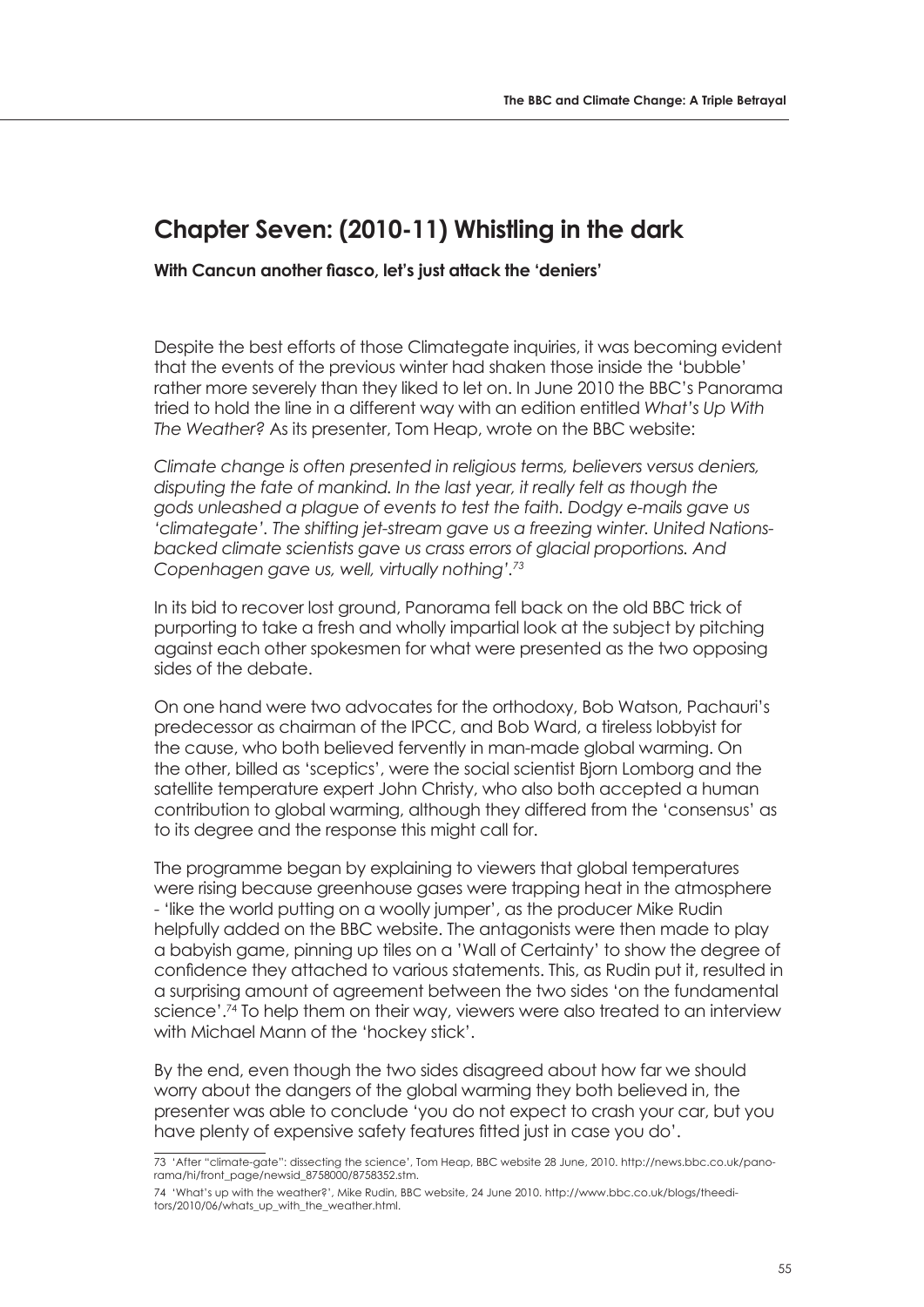## Chapter Seven: (2010-11) Whistling in the dark

**With Cancun another fiasco, let's just attack the 'deniers'**

Despite the best efforts of those Climategate inquiries, it was becoming evident that the events of the previous winter had shaken those inside the 'bubble' rather more severely than they liked to let on. In June 2010 the BBC's Panorama tried to hold the line in a different way with an edition entitled *What's Up With The Weather?* As its presenter, Tom Heap, wrote on the BBC website:

*Climate change is often presented in religious terms, believers versus deniers, disputing the fate of mankind. In the last year, it really felt as though the gods unleashed a plague of events to test the faith. Dodgy e-mails gave us 'climategate'. The shifting jet-stream gave us a freezing winter. United Nations-backed climate scientists gave us crass errors of glacial proportions. And Copenhagen gave us, well, virtually nothing'.*[73]

In its bid to recover lost ground, Panorama fell back on the old BBC trick of purporting to take a fresh and wholly impartial look at the subject by pitching against each other spokesmen for what were presented as the two opposing sides of the debate.

On one hand were two advocates for the orthodoxy, Bob Watson, Pachauri's predecessor as chairman of the IPCC, and Bob Ward, a tireless lobbyist for the cause, who both believed fervently in man-made global warming. On the other, billed as 'sceptics', were the social scientist Bjorn Lomborg and the satellite temperature expert John Christy, who also both accepted a human contribution to global warming, although they differed from the 'consensus' as to its degree and the response this might call for.

The programme began by explaining to viewers that global temperatures were rising because greenhouse gases were trapping heat in the atmosphere - 'like the world putting on a woolly jumper', as the producer Mike Rudin helpfully added on the BBC website. The antagonists were then made to play a babyish game, pinning up tiles on a 'Wall of Certainty' to show the degree of confidence they attached to various statements. This, as Rudin put it, resulted in a surprising amount of agreement between the two sides 'on the fundamental science'.[74] To help them on their way, viewers were also treated to an interview with Michael Mann of the 'hockey stick'.

By the end, even though the two sides disagreed about how far we should worry about the dangers of the global warming they both believed in, the presenter was able to conclude 'you do not expect to crash your car, but you have plenty of expensive safety features fitted just in case you do'.

---

73 'After "climate-gate": dissecting the science', Tom Heap, BBC website 28 June, 2010. http://news.bbc.co.uk/panorama/hi/front_page/newsid_8758000/8758352.stm.

74 'What's up with the weather?', Mike Rudin, BBC website, 24 June 2010. http://www.bbc.co.uk/blogs/theeditors/2010/06/whats_up_with_the_weather.html.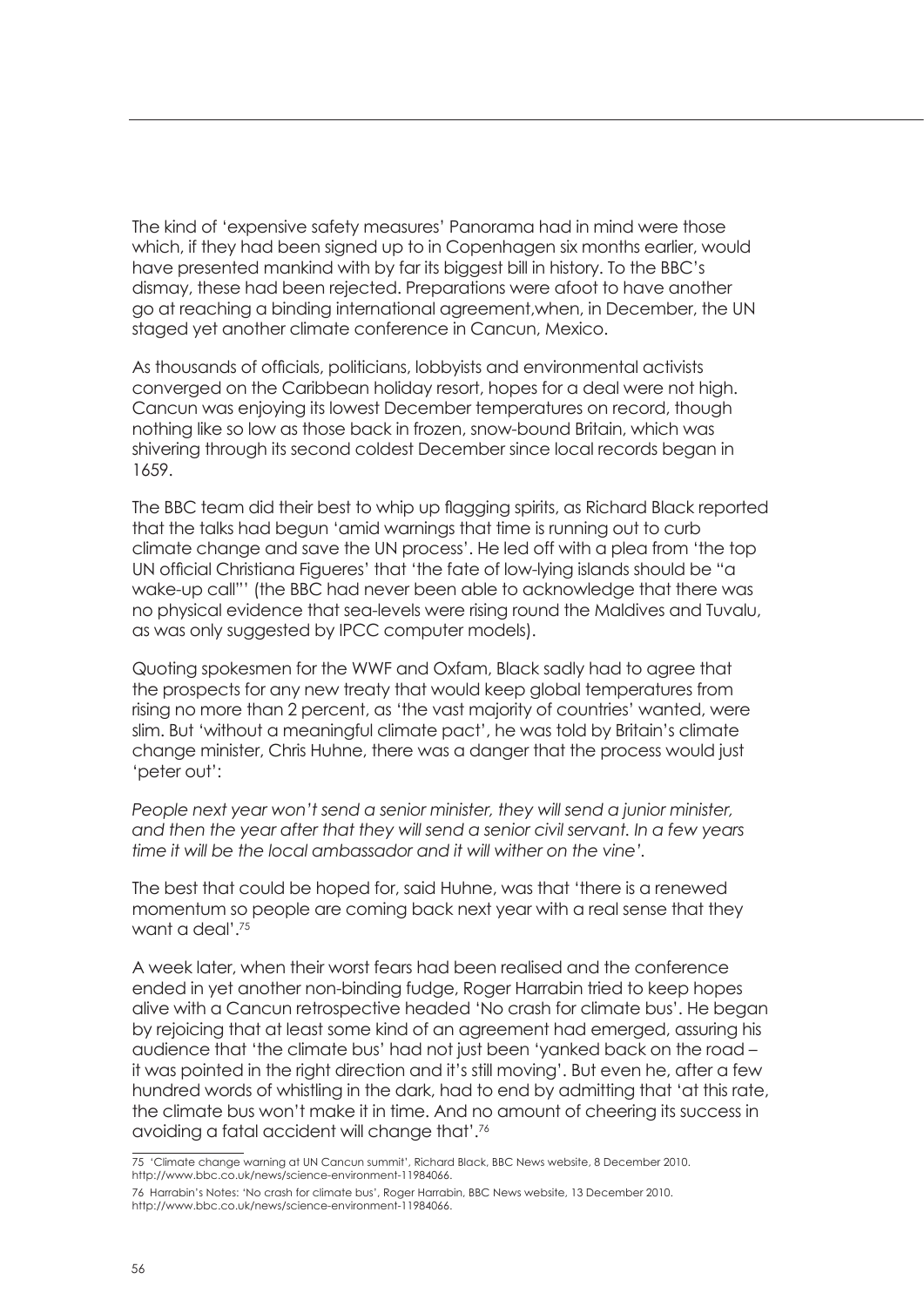The kind of 'expensive safety measures' Panorama had in mind were those which, if they had been signed up to in Copenhagen six months earlier, would have presented mankind with by far its biggest bill in history. To the BBC's dismay, these had been rejected. Preparations were afoot to have another go at reaching a binding international agreement,when, in December, the UN staged yet another climate conference in Cancun, Mexico.

As thousands of officials, politicians, lobbyists and environmental activists converged on the Caribbean holiday resort, hopes for a deal were not high. Cancun was enjoying its lowest December temperatures on record, though nothing like so low as those back in frozen, snow-bound Britain, which was shivering through its second coldest December since local records began in 1659.

The BBC team did their best to whip up flagging spirits, as Richard Black reported that the talks had begun 'amid warnings that time is running out to curb climate change and save the UN process'. He led off with a plea from 'the top UN official Christiana Figueres' that 'the fate of low-lying islands should be "a wake-up call"' (the BBC had never been able to acknowledge that there was no physical evidence that sea-levels were rising round the Maldives and Tuvalu, as was only suggested by IPCC computer models).

Quoting spokesmen for the WWF and Oxfam, Black sadly had to agree that the prospects for any new treaty that would keep global temperatures from rising no more than 2 percent, as 'the vast majority of countries' wanted, were slim. But 'without a meaningful climate pact', he was told by Britain's climate change minister, Chris Huhne, there was a danger that the process would just 'peter out':

*People next year won't send a senior minister, they will send a junior minister, and then the year after that they will send a senior civil servant. In a few years time it will be the local ambassador and it will wither on the vine'.*

The best that could be hoped for, said Huhne, was that 'there is a renewed momentum so people are coming back next year with a real sense that they want a deal'.[75]

A week later, when their worst fears had been realised and the conference ended in yet another non-binding fudge, Roger Harrabin tried to keep hopes alive with a Cancun retrospective headed 'No crash for climate bus'. He began by rejoicing that at least some kind of an agreement had emerged, assuring his audience that 'the climate bus' had not just been 'yanked back on the road – it was pointed in the right direction and it's still moving'. But even he, after a few hundred words of whistling in the dark, had to end by admitting that 'at this rate, the climate bus won't make it in time. And no amount of cheering its success in avoiding a fatal accident will change that'.[76]

---

75 'Climate change warning at UN Cancun summit', Richard Black, BBC News website, 8 December 2010. http://www.bbc.co.uk/news/science-environment-11984066.

76 Harrabin's Notes: 'No crash for climate bus', Roger Harrabin, BBC News website, 13 December 2010. http://www.bbc.co.uk/news/science-environment-11984066.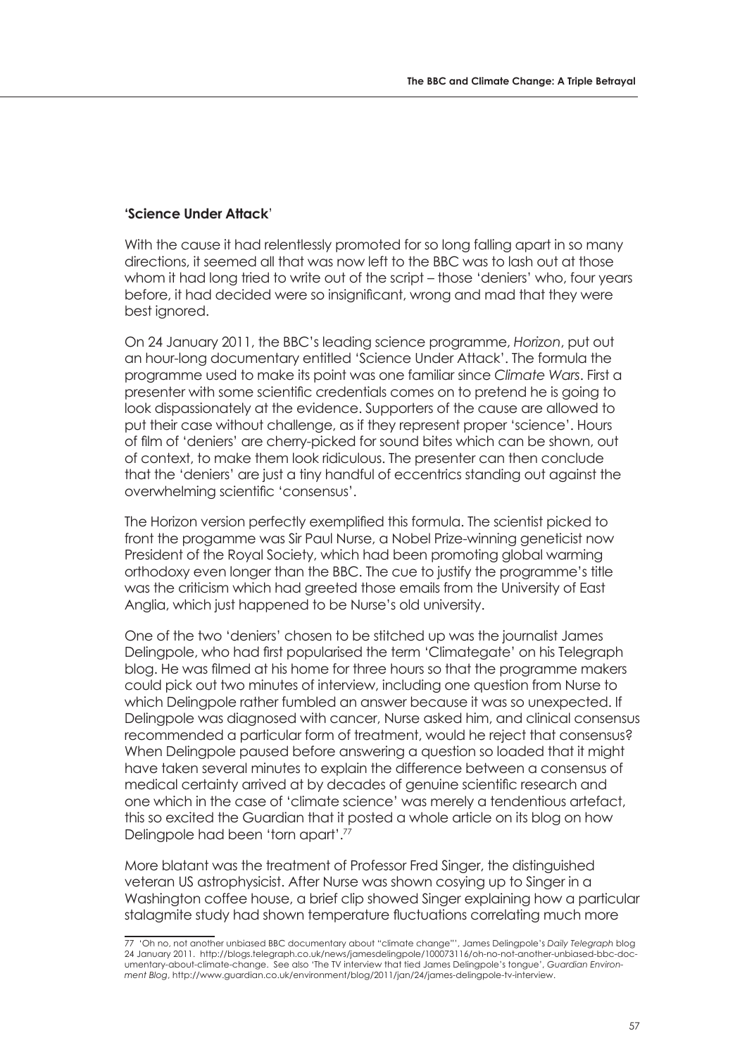**'Science Under Attack**'

With the cause it had relentlessly promoted for so long falling apart in so many directions, it seemed all that was now left to the BBC was to lash out at those whom it had long tried to write out of the script – those 'deniers' who, four years before, it had decided were so insignificant, wrong and mad that they were best ignored.

On 24 January 2011, the BBC's leading science programme, *Horizon*, put out an hour-long documentary entitled 'Science Under Attack'. The formula the programme used to make its point was one familiar since *Climate Wars*. First a presenter with some scientific credentials comes on to pretend he is going to look dispassionately at the evidence. Supporters of the cause are allowed to put their case without challenge, as if they represent proper 'science'. Hours of film of 'deniers' are cherry-picked for sound bites which can be shown, out of context, to make them look ridiculous. The presenter can then conclude that the 'deniers' are just a tiny handful of eccentrics standing out against the overwhelming scientific 'consensus'.

The Horizon version perfectly exemplified this formula. The scientist picked to front the progamme was Sir Paul Nurse, a Nobel Prize-winning geneticist now President of the Royal Society, which had been promoting global warming orthodoxy even longer than the BBC. The cue to justify the programme's title was the criticism which had greeted those emails from the University of East Anglia, which just happened to be Nurse's old university.

One of the two 'deniers' chosen to be stitched up was the journalist James Delingpole, who had first popularised the term 'Climategate' on his Telegraph blog. He was filmed at his home for three hours so that the programme makers could pick out two minutes of interview, including one question from Nurse to which Delingpole rather fumbled an answer because it was so unexpected. If Delingpole was diagnosed with cancer, Nurse asked him, and clinical consensus recommended a particular form of treatment, would he reject that consensus? When Delingpole paused before answering a question so loaded that it might have taken several minutes to explain the difference between a consensus of medical certainty arrived at by decades of genuine scientific research and one which in the case of 'climate science' was merely a tendentious artefact, this so excited the Guardian that it posted a whole article on its blog on how Delingpole had been 'torn apart'.[77]

More blatant was the treatment of Professor Fred Singer, the distinguished veteran US astrophysicist. After Nurse was shown cosying up to Singer in a Washington coffee house, a brief clip showed Singer explaining how a particular stalagmite study had shown temperature fluctuations correlating much more

---

77 'Oh no, not another unbiased BBC documentary about "climate change"', James Delingpole's *Daily Telegraph* blog 24 January 2011. http://blogs.telegraph.co.uk/news/jamesdelingpole/100073116/oh-no-not-another-unbiased-bbc-documentary-about-climate-change. See also 'The TV interview that tied James Delingpole's tongue', *Guardian Environment Blog*, http://www.guardian.co.uk/environment/blog/2011/jan/24/james-delingpole-tv-interview.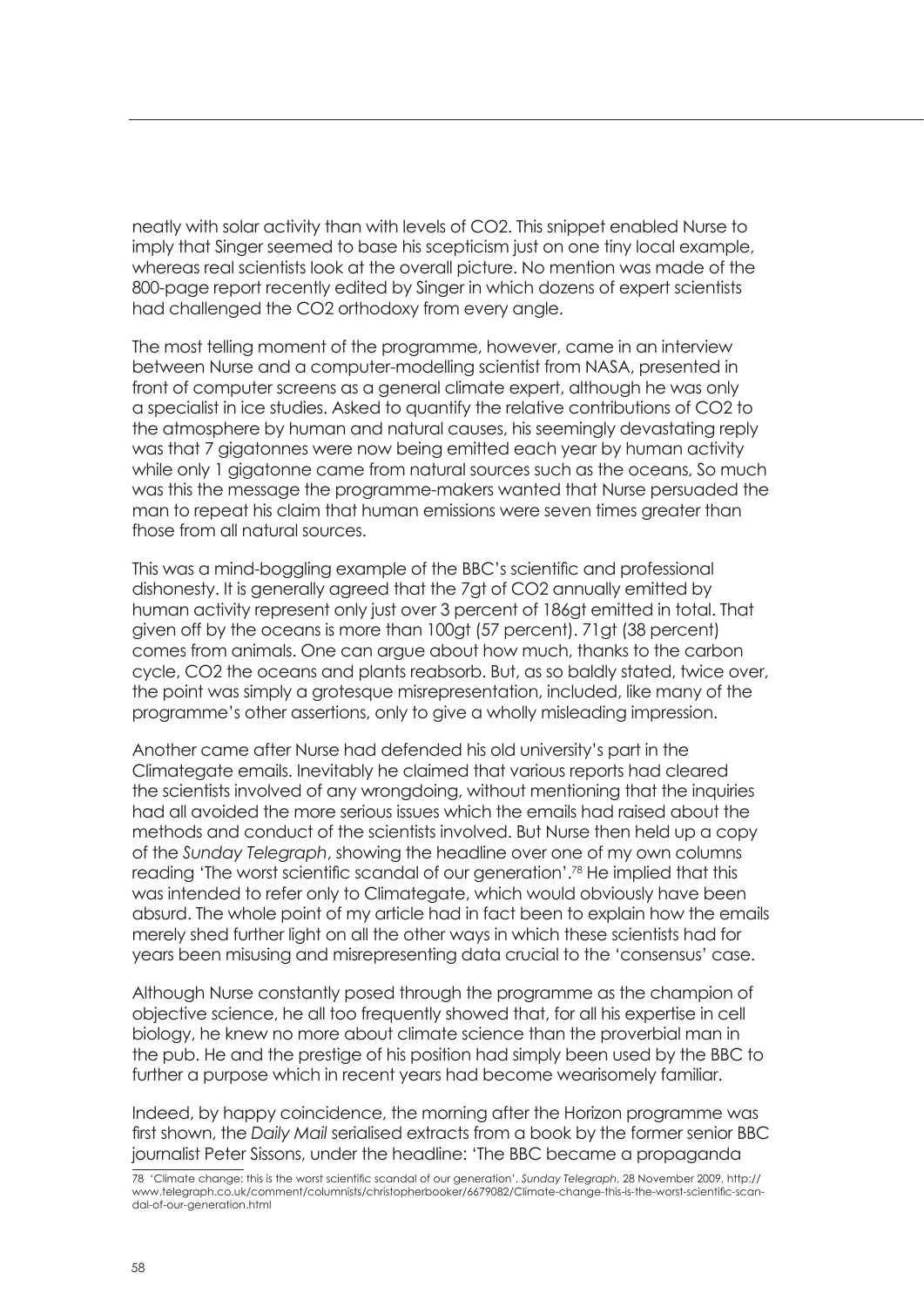neatly with solar activity than with levels of $CO_2$. This snippet enabled Nurse to imply that Singer seemed to base his scepticism just on one tiny local example, whereas real scientists look at the overall picture. No mention was made of the 800-page report recently edited by Singer in which dozens of expert scientists had challenged the $CO_2$ orthodoxy from every angle.

The most telling moment of the programme, however, came in an interview between Nurse and a computer-modelling scientist from NASA, presented in front of computer screens as a general climate expert, although he was only a specialist in ice studies. Asked to quantify the relative contributions of $CO_2$ to the atmosphere by human and natural causes, his seemingly devastating reply was that 7 gigatonnes were now being emitted each year by human activity while only 1 gigatonne came from natural sources such as the oceans, So much was this the message the programme-makers wanted that Nurse persuaded the man to repeat his claim that human emissions were seven times greater than those from all natural sources.

This was a mind-boggling example of the BBC's scientific and professional dishonesty. It is generally agreed that the 7gt of $CO_2$ annually emitted by human activity represent only just over 3 percent of 186gt emitted in total. That given off by the oceans is more than 100gt (57 percent). 71gt (38 percent) comes from animals. One can argue about how much, thanks to the carbon cycle, $CO_2$ the oceans and plants reabsorb. But, as so baldly stated, twice over, the point was simply a grotesque misrepresentation, included, like many of the programme's other assertions, only to give a wholly misleading impression.

Another came after Nurse had defended his old university's part in the Climategate emails. Inevitably he claimed that various reports had cleared the scientists involved of any wrongdoing, without mentioning that the inquiries had all avoided the more serious issues which the emails had raised about the methods and conduct of the scientists involved. But Nurse then held up a copy of the *Sunday Telegraph*, showing the headline over one of my own columns reading 'The worst scientific scandal of our generation'.[78] He implied that this was intended to refer only to Climategate, which would obviously have been absurd. The whole point of my article had in fact been to explain how the emails merely shed further light on all the other ways in which these scientists had for years been misusing and misrepresenting data crucial to the 'consensus' case.

Although Nurse constantly posed through the programme as the champion of objective science, he all too frequently showed that, for all his expertise in cell biology, he knew no more about climate science than the proverbial man in the pub. He and the prestige of his position had simply been used by the BBC to further a purpose which in recent years had become wearisomely familiar.

Indeed, by happy coincidence, the morning after the Horizon programme was first shown, the *Daily Mail* serialised extracts from a book by the former senior BBC journalist Peter Sissons, under the headline: 'The BBC became a propaganda

78 'Climate change: this is the worst scientific scandal of our generation', *Sunday Telegraph*, 28 November 2009. http://www.telegraph.co.uk/comment/columnists/christopherbooker/6679082/Climate-change-this-is-the-worst-scientific-scandal-of-our-generation.html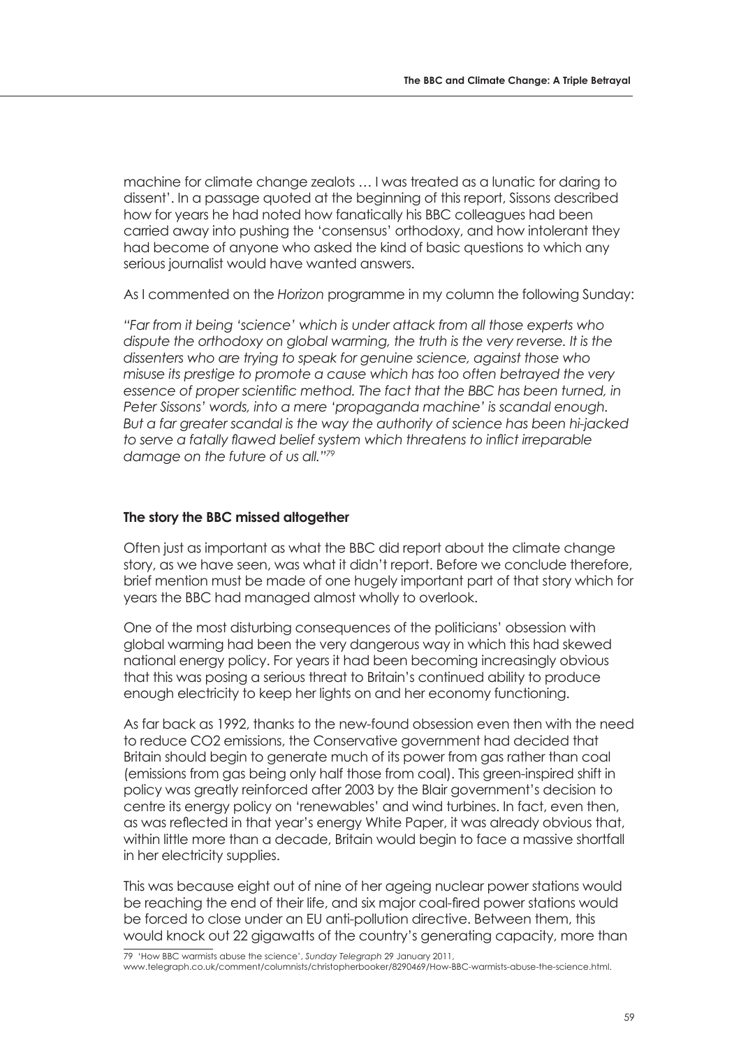machine for climate change zealots … I was treated as a lunatic for daring to dissent'. In a passage quoted at the beginning of this report, Sissons described how for years he had noted how fanatically his BBC colleagues had been carried away into pushing the 'consensus' orthodoxy, and how intolerant they had become of anyone who asked the kind of basic questions to which any serious journalist would have wanted answers.

As I commented on the *Horizon* programme in my column the following Sunday:

*"Far from it being 'science' which is under attack from all those experts who dispute the orthodoxy on global warming, the truth is the very reverse. It is the dissenters who are trying to speak for genuine science, against those who misuse its prestige to promote a cause which has too often betrayed the very essence of proper scientific method. The fact that the BBC has been turned, in Peter Sissons' words, into a mere 'propaganda machine' is scandal enough. But a far greater scandal is the way the authority of science has been hi-jacked to serve a fatally flawed belief system which threatens to inflict irreparable damage on the future of us all."*[79]

**The story the BBC missed altogether**

Often just as important as what the BBC did report about the climate change story, as we have seen, was what it didn't report. Before we conclude therefore, brief mention must be made of one hugely important part of that story which for years the BBC had managed almost wholly to overlook.

One of the most disturbing consequences of the politicians' obsession with global warming had been the very dangerous way in which this had skewed national energy policy. For years it had been becoming increasingly obvious that this was posing a serious threat to Britain's continued ability to produce enough electricity to keep her lights on and her economy functioning.

As far back as 1992, thanks to the new-found obsession even then with the need to reduce $CO_2$ emissions, the Conservative government had decided that Britain should begin to generate much of its power from gas rather than coal (emissions from gas being only half those from coal). This green-inspired shift in policy was greatly reinforced after 2003 by the Blair government's decision to centre its energy policy on 'renewables' and wind turbines. In fact, even then, as was reflected in that year's energy White Paper, it was already obvious that, within little more than a decade, Britain would begin to face a massive shortfall in her electricity supplies.

This was because eight out of nine of her ageing nuclear power stations would be reaching the end of their life, and six major coal-fired power stations would be forced to close under an EU anti-pollution directive. Between them, this would knock out 22 gigawatts of the country's generating capacity, more than

79 'How BBC warmists abuse the science', *Sunday Telegraph* 29 January 2011, www.telegraph.co.uk/comment/columnists/christopherbooker/8290469/How-BBC-warmists-abuse-the-science.html.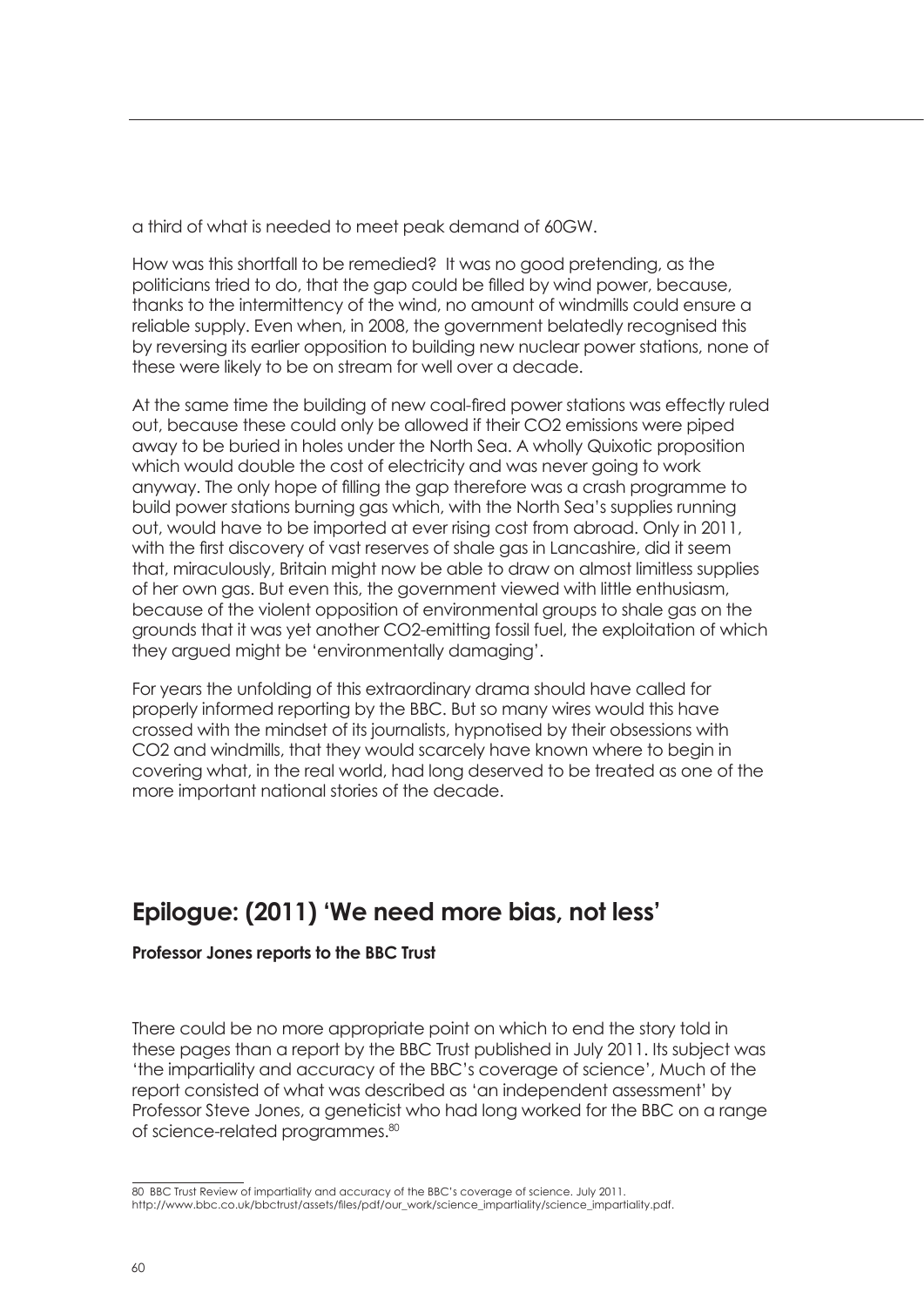a third of what is needed to meet peak demand of 60GW.

How was this shortfall to be remedied? It was no good pretending, as the politicians tried to do, that the gap could be filled by wind power, because, thanks to the intermittency of the wind, no amount of windmills could ensure a reliable supply. Even when, in 2008, the government belatedly recognised this by reversing its earlier opposition to building new nuclear power stations, none of these were likely to be on stream for well over a decade.

At the same time the building of new coal-fired power stations was effectly ruled out, because these could only be allowed if their $CO_2$ emissions were piped away to be buried in holes under the North Sea. A wholly Quixotic proposition which would double the cost of electricity and was never going to work anyway. The only hope of filling the gap therefore was a crash programme to build power stations burning gas which, with the North Sea's supplies running out, would have to be imported at ever rising cost from abroad. Only in 2011, with the first discovery of vast reserves of shale gas in Lancashire, did it seem that, miraculously, Britain might now be able to draw on almost limitless supplies of her own gas. But even this, the government viewed with little enthusiasm, because of the violent opposition of environmental groups to shale gas on the grounds that it was yet another $CO_2$-emitting fossil fuel, the exploitation of which they argued might be 'environmentally damaging'.

For years the unfolding of this extraordinary drama should have called for properly informed reporting by the BBC. But so many wires would this have crossed with the mindset of its journalists, hypnotised by their obsessions with $CO_2$ and windmills, that they would scarcely have known where to begin in covering what, in the real world, had long deserved to be treated as one of the more important national stories of the decade.

## Epilogue: (2011) 'We need more bias, not less'

**Professor Jones reports to the BBC Trust**

There could be no more appropriate point on which to end the story told in these pages than a report by the BBC Trust published in July 2011. Its subject was 'the impartiality and accuracy of the BBC's coverage of science', Much of the report consisted of what was described as 'an independent assessment' by Professor Steve Jones, a geneticist who had long worked for the BBC on a range of science-related programmes.[80]

---

80 BBC Trust Review of impartiality and accuracy of the BBC's coverage of science. July 2011. http://www.bbc.co.uk/bbctrust/assets/files/pdf/our_work/science_impartiality/science_impartiality.pdf.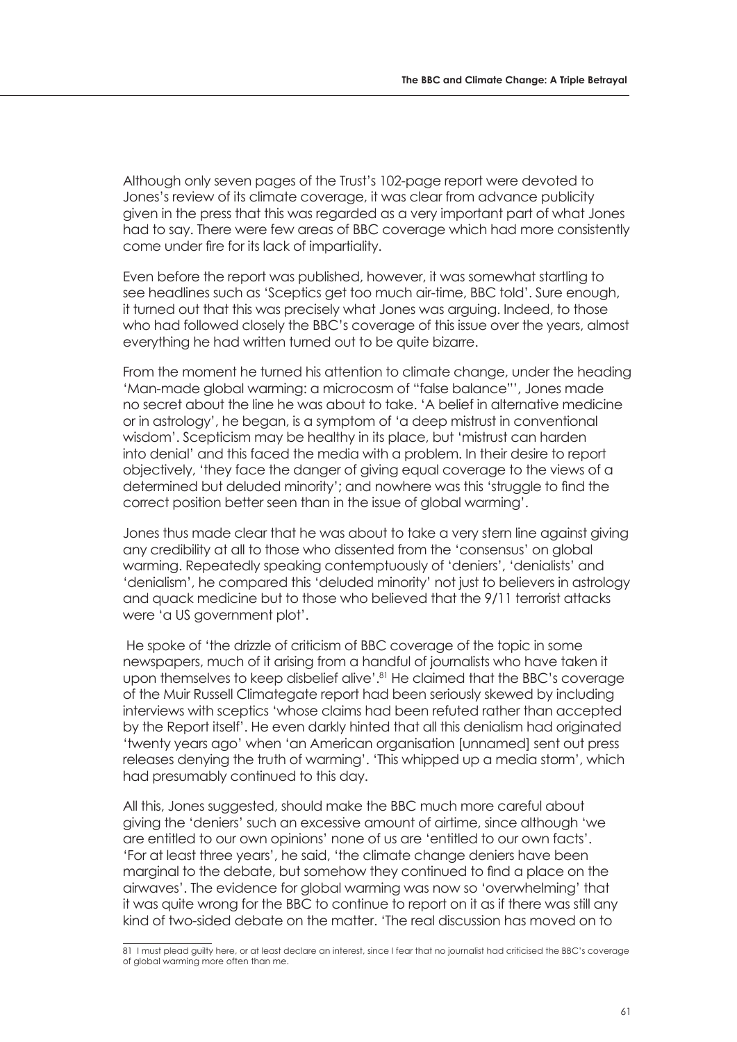Although only seven pages of the Trust's 102-page report were devoted to Jones's review of its climate coverage, it was clear from advance publicity given in the press that this was regarded as a very important part of what Jones had to say. There were few areas of BBC coverage which had more consistently come under fire for its lack of impartiality.

Even before the report was published, however, it was somewhat startling to see headlines such as 'Sceptics get too much air-time, BBC told'. Sure enough, it turned out that this was precisely what Jones was arguing. Indeed, to those who had followed closely the BBC's coverage of this issue over the years, almost everything he had written turned out to be quite bizarre.

From the moment he turned his attention to climate change, under the heading 'Man-made global warming: a microcosm of "false balance"', Jones made no secret about the line he was about to take. 'A belief in alternative medicine or in astrology', he began, is a symptom of 'a deep mistrust in conventional wisdom'. Scepticism may be healthy in its place, but 'mistrust can harden into denial' and this faced the media with a problem. In their desire to report objectively, 'they face the danger of giving equal coverage to the views of a determined but deluded minority'; and nowhere was this 'struggle to find the correct position better seen than in the issue of global warming'.

Jones thus made clear that he was about to take a very stern line against giving any credibility at all to those who dissented from the 'consensus' on global warming. Repeatedly speaking contemptuously of 'deniers', 'denialists' and 'denialism', he compared this 'deluded minority' not just to believers in astrology and quack medicine but to those who believed that the 9/11 terrorist attacks were 'a US government plot'.

He spoke of 'the drizzle of criticism of BBC coverage of the topic in some newspapers, much of it arising from a handful of journalists who have taken it upon themselves to keep disbelief alive'.[81] He claimed that the BBC's coverage of the Muir Russell Climategate report had been seriously skewed by including interviews with sceptics 'whose claims had been refuted rather than accepted by the Report itself'. He even darkly hinted that all this denialism had originated 'twenty years ago' when 'an American organisation [unnamed] sent out press releases denying the truth of warming'. 'This whipped up a media storm', which had presumably continued to this day.

All this, Jones suggested, should make the BBC much more careful about giving the 'deniers' such an excessive amount of airtime, since although 'we are entitled to our own opinions' none of us are 'entitled to our own facts'. 'For at least three years', he said, 'the climate change deniers have been marginal to the debate, but somehow they continued to find a place on the airwaves'. The evidence for global warming was now so 'overwhelming' that it was quite wrong for the BBC to continue to report on it as if there was still any kind of two-sided debate on the matter. 'The real discussion has moved on to

---

81 I must plead guilty here, or at least declare an interest, since I fear that no journalist had criticised the BBC's coverage of global warming more often than me.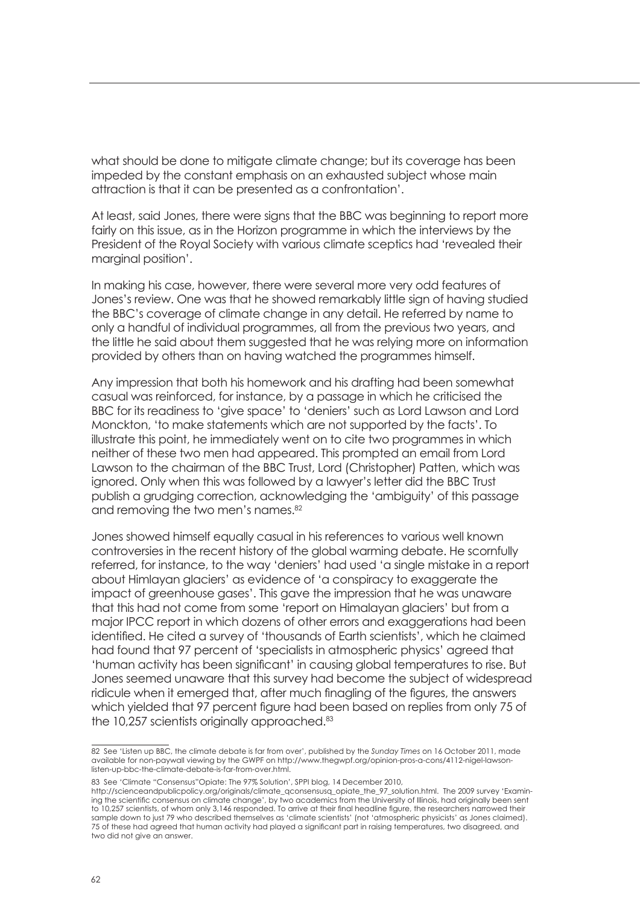what should be done to mitigate climate change; but its coverage has been impeded by the constant emphasis on an exhausted subject whose main attraction is that it can be presented as a confrontation'.

At least, said Jones, there were signs that the BBC was beginning to report more fairly on this issue, as in the Horizon programme in which the interviews by the President of the Royal Society with various climate sceptics had 'revealed their marginal position'.

In making his case, however, there were several more very odd features of Jones's review. One was that he showed remarkably little sign of having studied the BBC's coverage of climate change in any detail. He referred by name to only a handful of individual programmes, all from the previous two years, and the little he said about them suggested that he was relying more on information provided by others than on having watched the programmes himself.

Any impression that both his homework and his drafting had been somewhat casual was reinforced, for instance, by a passage in which he criticised the BBC for its readiness to 'give space' to 'deniers' such as Lord Lawson and Lord Monckton, 'to make statements which are not supported by the facts'. To illustrate this point, he immediately went on to cite two programmes in which neither of these two men had appeared. This prompted an email from Lord Lawson to the chairman of the BBC Trust, Lord (Christopher) Patten, which was ignored. Only when this was followed by a lawyer's letter did the BBC Trust publish a grudging correction, acknowledging the 'ambiguity' of this passage and removing the two men's names.[82]

Jones showed himself equally casual in his references to various well known controversies in the recent history of the global warming debate. He scornfully referred, for instance, to the way 'deniers' had used 'a single mistake in a report about Himlayan glaciers' as evidence of 'a conspiracy to exaggerate the impact of greenhouse gases'. This gave the impression that he was unaware that this had not come from some 'report on Himalayan glaciers' but from a major IPCC report in which dozens of other errors and exaggerations had been identified. He cited a survey of 'thousands of Earth scientists', which he claimed had found that 97 percent of 'specialists in atmospheric physics' agreed that 'human activity has been significant' in causing global temperatures to rise. But Jones seemed unaware that this survey had become the subject of widespread ridicule when it emerged that, after much finagling of the figures, the answers which yielded that 97 percent figure had been based on replies from only 75 of the 10,257 scientists originally approached.[83]

---

82 See 'Listen up BBC, the climate debate is far from over', published by the *Sunday Times* on 16 October 2011, made available for non-paywall viewing by the GWPF on http://www.thegwpf.org/opinion-pros-a-cons/4112-nigel-lawson-listen-up-bbc-the-climate-debate-is-far-from-over.html.

83 See 'Climate "Consensus"Opiate: The 97% Solution', SPPI blog, 14 December 2010, http://scienceandpublicpolicy.org/originals/climate_qconsensusq_opiate_the_97_solution.html. The 2009 survey 'Examining the scientific consensus on climate change', by two academics from the University of Illinois, had originally been sent to 10,257 scientists, of whom only 3,146 responded. To arrive at their final headline figure, the researchers narrowed their sample down to just 79 who described themselves as 'climate scientists' (not 'atmospheric physicists' as Jones claimed). 75 of these had agreed that human activity had played a significant part in raising temperatures, two disagreed, and two did not give an answer.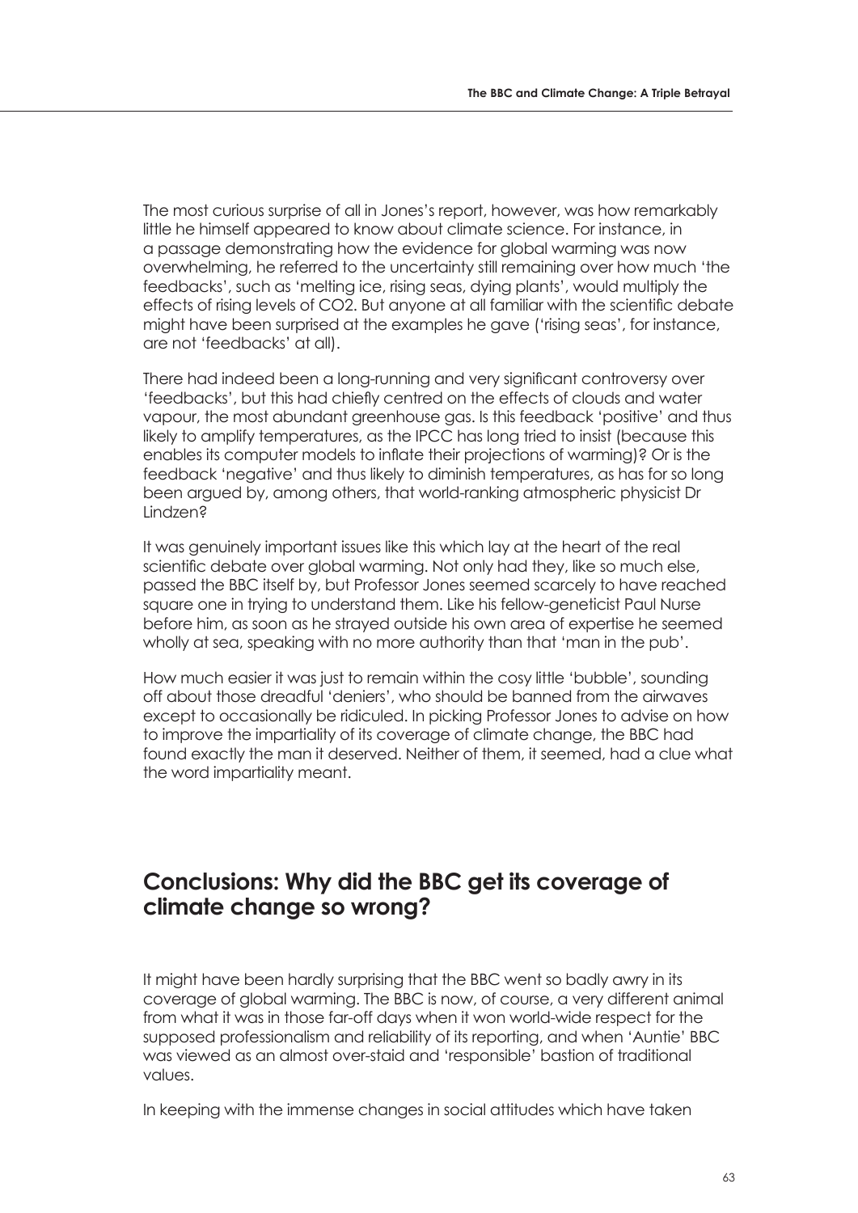The most curious surprise of all in Jones's report, however, was how remarkably little he himself appeared to know about climate science. For instance, in a passage demonstrating how the evidence for global warming was now overwhelming, he referred to the uncertainty still remaining over how much 'the feedbacks', such as 'melting ice, rising seas, dying plants', would multiply the effects of rising levels of $CO_2$. But anyone at all familiar with the scientific debate might have been surprised at the examples he gave ('rising seas', for instance, are not 'feedbacks' at all).

There had indeed been a long-running and very significant controversy over 'feedbacks', but this had chiefly centred on the effects of clouds and water vapour, the most abundant greenhouse gas. Is this feedback 'positive' and thus likely to amplify temperatures, as the IPCC has long tried to insist (because this enables its computer models to inflate their projections of warming)? Or is the feedback 'negative' and thus likely to diminish temperatures, as has for so long been argued by, among others, that world-ranking atmospheric physicist Dr Lindzen?

It was genuinely important issues like this which lay at the heart of the real scientific debate over global warming. Not only had they, like so much else, passed the BBC itself by, but Professor Jones seemed scarcely to have reached square one in trying to understand them. Like his fellow-geneticist Paul Nurse before him, as soon as he strayed outside his own area of expertise he seemed wholly at sea, speaking with no more authority than that 'man in the pub'.

How much easier it was just to remain within the cosy little 'bubble', sounding off about those dreadful 'deniers', who should be banned from the airwaves except to occasionally be ridiculed. In picking Professor Jones to advise on how to improve the impartiality of its coverage of climate change, the BBC had found exactly the man it deserved. Neither of them, it seemed, had a clue what the word impartiality meant.

## Conclusions: Why did the BBC get its coverage of climate change so wrong?

It might have been hardly surprising that the BBC went so badly awry in its coverage of global warming. The BBC is now, of course, a very different animal from what it was in those far-off days when it won world-wide respect for the supposed professionalism and reliability of its reporting, and when 'Auntie' BBC was viewed as an almost over-staid and 'responsible' bastion of traditional values.

In keeping with the immense changes in social attitudes which have taken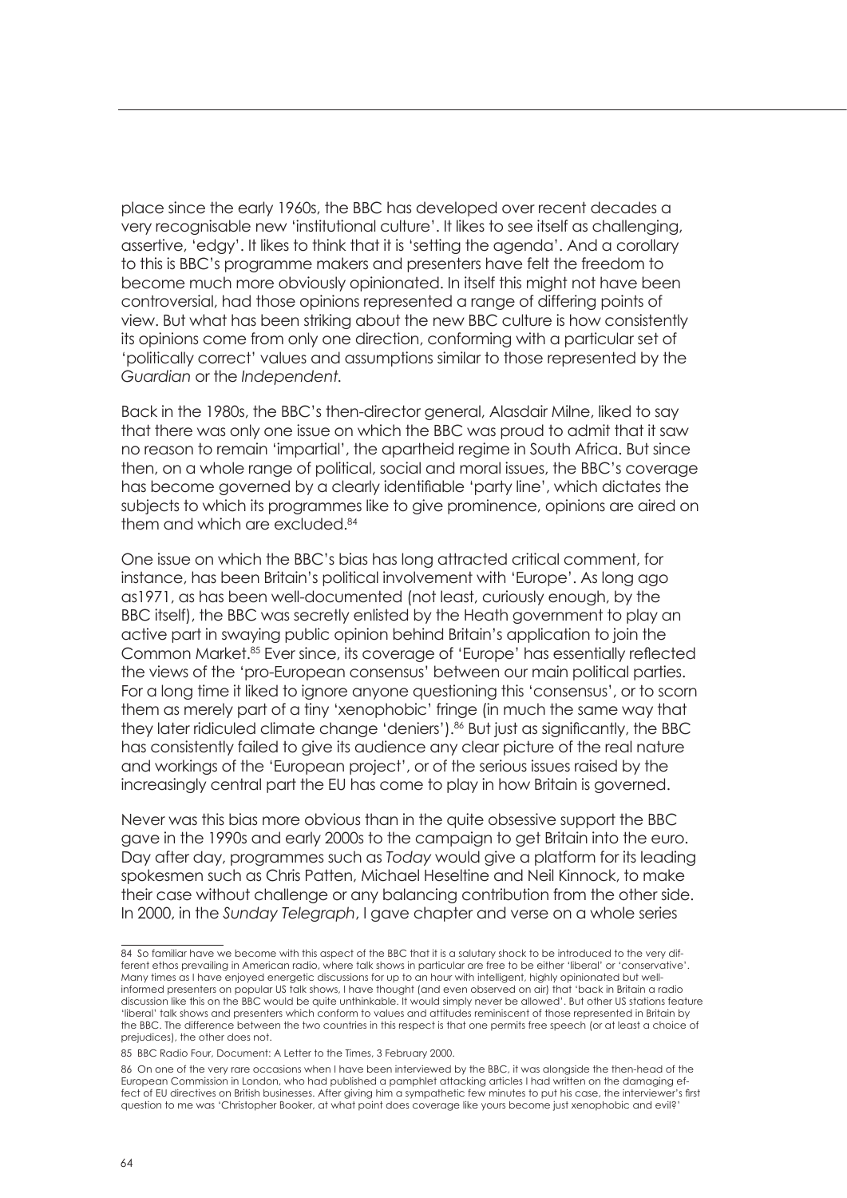place since the early 1960s, the BBC has developed over recent decades a very recognisable new 'institutional culture'. It likes to see itself as challenging, assertive, 'edgy'. It likes to think that it is 'setting the agenda'. And a corollary to this is BBC's programme makers and presenters have felt the freedom to become much more obviously opinionated. In itself this might not have been controversial, had those opinions represented a range of differing points of view. But what has been striking about the new BBC culture is how consistently its opinions come from only one direction, conforming with a particular set of 'politically correct' values and assumptions similar to those represented by the *Guardian* or the *Independent.*

Back in the 1980s, the BBC's then-director general, Alasdair Milne, liked to say that there was only one issue on which the BBC was proud to admit that it saw no reason to remain 'impartial', the apartheid regime in South Africa. But since then, on a whole range of political, social and moral issues, the BBC's coverage has become governed by a clearly identifiable 'party line', which dictates the subjects to which its programmes like to give prominence, opinions are aired on them and which are excluded.[84]

One issue on which the BBC's bias has long attracted critical comment, for instance, has been Britain's political involvement with 'Europe'. As long ago as1971, as has been well-documented (not least, curiously enough, by the BBC itself), the BBC was secretly enlisted by the Heath government to play an active part in swaying public opinion behind Britain's application to join the Common Market.[85] Ever since, its coverage of 'Europe' has essentially reflected the views of the 'pro-European consensus' between our main political parties. For a long time it liked to ignore anyone questioning this 'consensus', or to scorn them as merely part of a tiny 'xenophobic' fringe (in much the same way that they later ridiculed climate change 'deniers').[86] But just as significantly, the BBC has consistently failed to give its audience any clear picture of the real nature and workings of the 'European project', or of the serious issues raised by the increasingly central part the EU has come to play in how Britain is governed.

Never was this bias more obvious than in the quite obsessive support the BBC gave in the 1990s and early 2000s to the campaign to get Britain into the euro. Day after day, programmes such as *Today* would give a platform for its leading spokesmen such as Chris Patten, Michael Heseltine and Neil Kinnock, to make their case without challenge or any balancing contribution from the other side. In 2000, in the *Sunday Telegraph*, I gave chapter and verse on a whole series

---

84 So familiar have we become with this aspect of the BBC that it is a salutary shock to be introduced to the very different ethos prevailing in American radio, where talk shows in particular are free to be either 'liberal' or 'conservative'. Many times as I have enjoyed energetic discussions for up to an hour with intelligent, highly opinionated but well-informed presenters on popular US talk shows, I have thought (and even observed on air) that 'back in Britain a radio discussion like this on the BBC would be quite unthinkable. It would simply never be allowed'. But other US stations feature 'liberal' talk shows and presenters which conform to values and attitudes reminiscent of those represented in Britain by the BBC. The difference between the two countries in this respect is that one permits free speech (or at least a choice of prejudices), the other does not.

85 BBC Radio Four, Document: A Letter to the Times, 3 February 2000.

86 On one of the very rare occasions when I have been interviewed by the BBC, it was alongside the then-head of the European Commission in London, who had published a pamphlet attacking articles I had written on the damaging effect of EU directives on British businesses. After giving him a sympathetic few minutes to put his case, the interviewer's first question to me was 'Christopher Booker, at what point does coverage like yours become just xenophobic and evil?'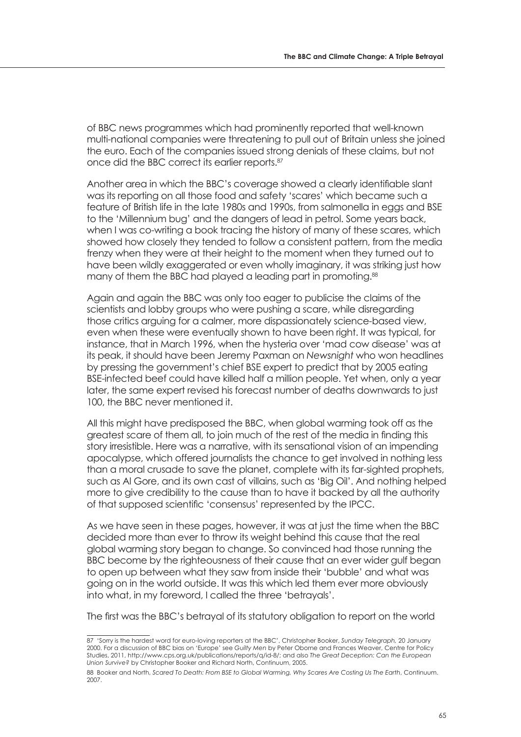of BBC news programmes which had prominently reported that well-known multi-national companies were threatening to pull out of Britain unless she joined the euro. Each of the companies issued strong denials of these claims, but not once did the BBC correct its earlier reports.[87]

Another area in which the BBC's coverage showed a clearly identifiable slant was its reporting on all those food and safety 'scares' which became such a feature of British life in the late 1980s and 1990s, from salmonella in eggs and BSE to the 'Millennium bug' and the dangers of lead in petrol. Some years back, when I was co-writing a book tracing the history of many of these scares, which showed how closely they tended to follow a consistent pattern, from the media frenzy when they were at their height to the moment when they turned out to have been wildly exaggerated or even wholly imaginary, it was striking just how many of them the BBC had played a leading part in promoting.[88]

Again and again the BBC was only too eager to publicise the claims of the scientists and lobby groups who were pushing a scare, while disregarding those critics arguing for a calmer, more dispassionately science-based view, even when these were eventually shown to have been right. It was typical, for instance, that in March 1996, when the hysteria over 'mad cow disease' was at its peak, it should have been Jeremy Paxman on *Newsnight* who won headlines by pressing the government's chief BSE expert to predict that by 2005 eating BSE-infected beef could have killed half a million people. Yet when, only a year later, the same expert revised his forecast number of deaths downwards to just 100, the BBC never mentioned it.

All this might have predisposed the BBC, when global warming took off as the greatest scare of them all, to join much of the rest of the media in finding this story irresistible. Here was a narrative, with its sensational vision of an impending apocalypse, which offered journalists the chance to get involved in nothing less than a moral crusade to save the planet, complete with its far-sighted prophets, such as Al Gore, and its own cast of villains, such as 'Big Oil'. And nothing helped more to give credibility to the cause than to have it backed by all the authority of that supposed scientific 'consensus' represented by the IPCC.

As we have seen in these pages, however, it was at just the time when the BBC decided more than ever to throw its weight behind this cause that the real global warming story began to change. So convinced had those running the BBC become by the righteousness of their cause that an ever wider gulf began to open up between what they saw from inside their 'bubble' and what was going on in the world outside. It was this which led them ever more obviously into what, in my foreword, I called the three 'betrayals'.

The first was the BBC's betrayal of its statutory obligation to report on the world

---

87 'Sorry is the hardest word for euro-loving reporters at the BBC', Christopher Booker, *Sunday Telegraph*, 20 January 2000. For a discussion of BBC bias on 'Europe' see *Guilty Men* by Peter Oborne and Frances Weaver, Centre for Policy Studies, 2011, http://www.cps.org.uk/publications/reports/q/id-8/; and also *The Great Deception: Can the European Union Survive?* by Christopher Booker and Richard North, Continuum, 2005.

88 Booker and North, *Scared To Death: From BSE to Global Warming, Why Scares Are Costing Us The Earth*, Continuum. 2007.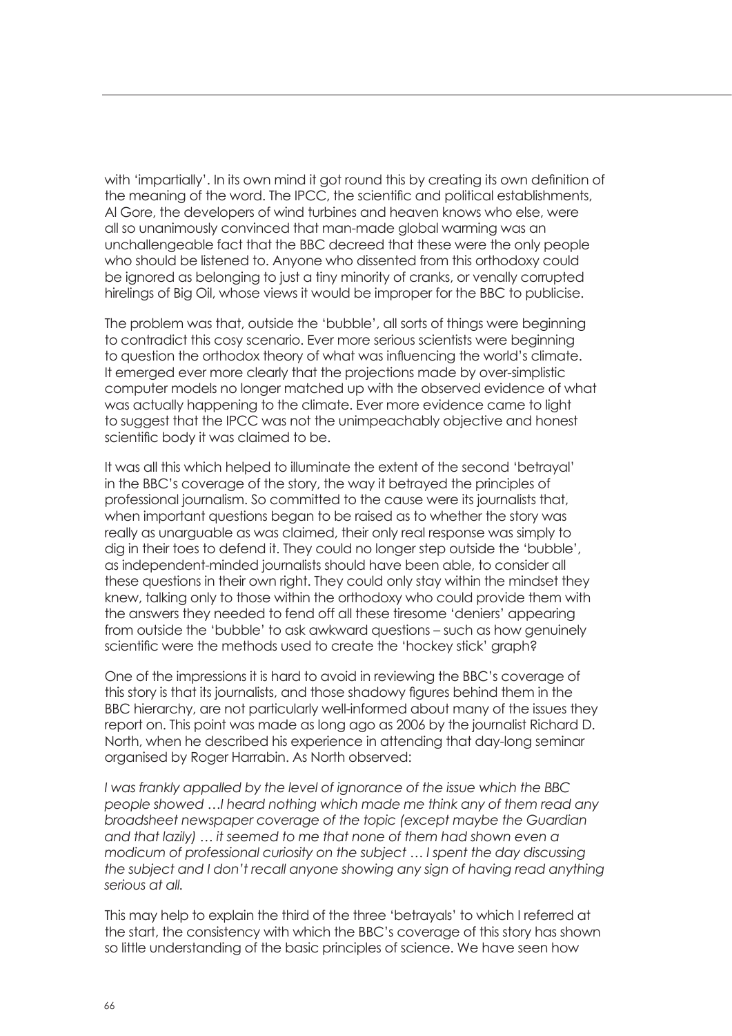with 'impartially'. In its own mind it got round this by creating its own definition of the meaning of the word. The IPCC, the scientific and political establishments, Al Gore, the developers of wind turbines and heaven knows who else, were all so unanimously convinced that man-made global warming was an unchallengeable fact that the BBC decreed that these were the only people who should be listened to. Anyone who dissented from this orthodoxy could be ignored as belonging to just a tiny minority of cranks, or venally corrupted hirelings of Big Oil, whose views it would be improper for the BBC to publicise.

The problem was that, outside the 'bubble', all sorts of things were beginning to contradict this cosy scenario. Ever more serious scientists were beginning to question the orthodox theory of what was influencing the world's climate. It emerged ever more clearly that the projections made by over-simplistic computer models no longer matched up with the observed evidence of what was actually happening to the climate. Ever more evidence came to light to suggest that the IPCC was not the unimpeachably objective and honest scientific body it was claimed to be.

It was all this which helped to illuminate the extent of the second 'betrayal' in the BBC's coverage of the story, the way it betrayed the principles of professional journalism. So committed to the cause were its journalists that, when important questions began to be raised as to whether the story was really as unarguable as was claimed, their only real response was simply to dig in their toes to defend it. They could no longer step outside the 'bubble', as independent-minded journalists should have been able, to consider all these questions in their own right. They could only stay within the mindset they knew, talking only to those within the orthodoxy who could provide them with the answers they needed to fend off all these tiresome 'deniers' appearing from outside the 'bubble' to ask awkward questions – such as how genuinely scientific were the methods used to create the 'hockey stick' graph?

One of the impressions it is hard to avoid in reviewing the BBC's coverage of this story is that its journalists, and those shadowy figures behind them in the BBC hierarchy, are not particularly well-informed about many of the issues they report on. This point was made as long ago as 2006 by the journalist Richard D. North, when he described his experience in attending that day-long seminar organised by Roger Harrabin. As North observed:

*I was frankly appalled by the level of ignorance of the issue which the BBC people showed …I heard nothing which made me think any of them read any broadsheet newspaper coverage of the topic (except maybe the Guardian and that lazily) … it seemed to me that none of them had shown even a modicum of professional curiosity on the subject … I spent the day discussing the subject and I don't recall anyone showing any sign of having read anything serious at all.*

This may help to explain the third of the three 'betrayals' to which I referred at the start, the consistency with which the BBC's coverage of this story has shown so little understanding of the basic principles of science. We have seen how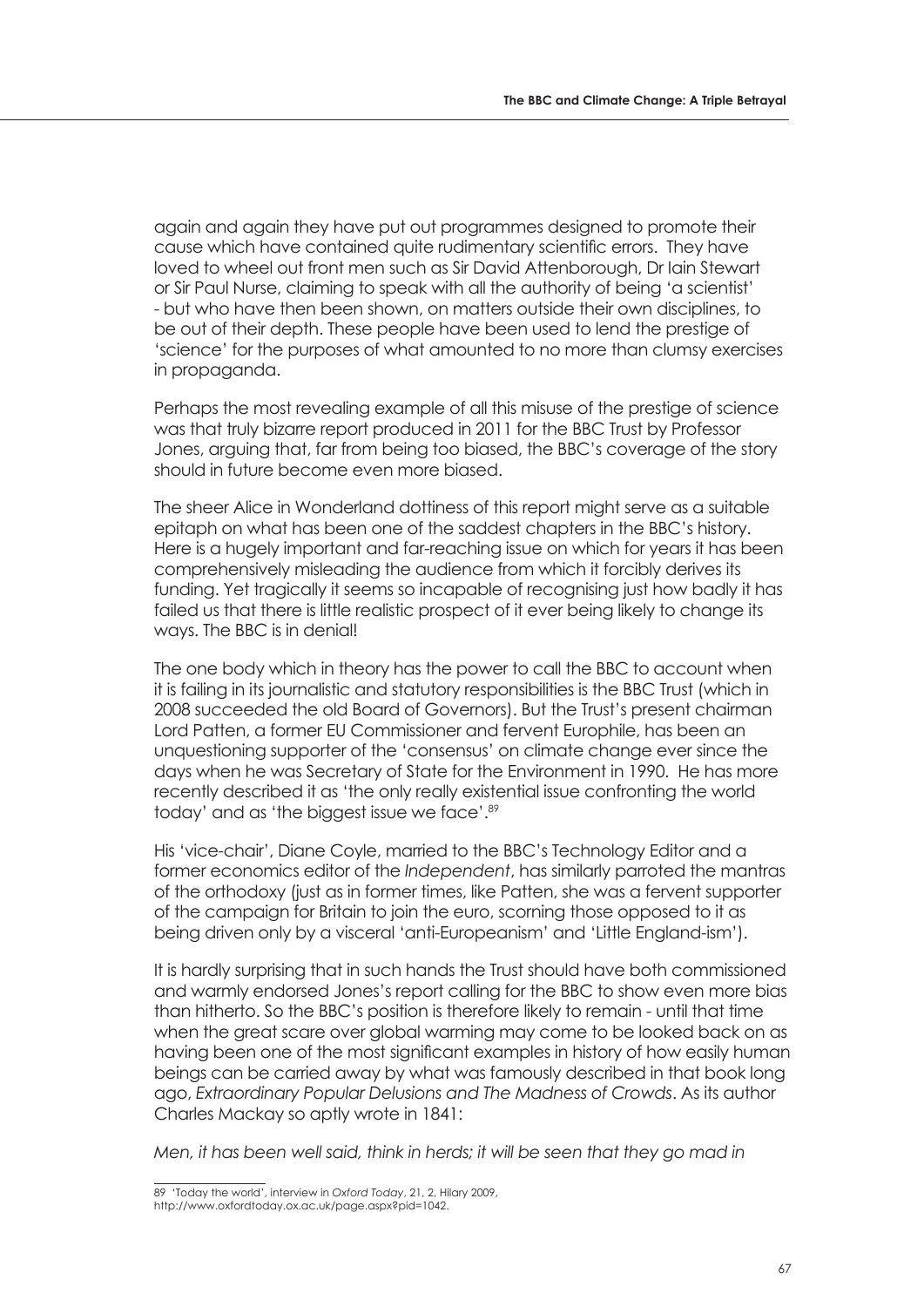again and again they have put out programmes designed to promote their cause which have contained quite rudimentary scientific errors. They have loved to wheel out front men such as Sir David Attenborough, Dr Iain Stewart or Sir Paul Nurse, claiming to speak with all the authority of being 'a scientist' - but who have then been shown, on matters outside their own disciplines, to be out of their depth. These people have been used to lend the prestige of 'science' for the purposes of what amounted to no more than clumsy exercises in propaganda.

Perhaps the most revealing example of all this misuse of the prestige of science was that truly bizarre report produced in 2011 for the BBC Trust by Professor Jones, arguing that, far from being too biased, the BBC's coverage of the story should in future become even more biased.

The sheer Alice in Wonderland dottiness of this report might serve as a suitable epitaph on what has been one of the saddest chapters in the BBC's history. Here is a hugely important and far-reaching issue on which for years it has been comprehensively misleading the audience from which it forcibly derives its funding. Yet tragically it seems so incapable of recognising just how badly it has failed us that there is little realistic prospect of it ever being likely to change its ways. The BBC is in denial!

The one body which in theory has the power to call the BBC to account when it is failing in its journalistic and statutory responsibilities is the BBC Trust (which in 2008 succeeded the old Board of Governors). But the Trust's present chairman Lord Patten, a former EU Commissioner and fervent Europhile, has been an unquestioning supporter of the 'consensus' on climate change ever since the days when he was Secretary of State for the Environment in 1990. He has more recently described it as 'the only really existential issue confronting the world today' and as 'the biggest issue we face'.[89]

His 'vice-chair', Diane Coyle, married to the BBC's Technology Editor and a former economics editor of the *Independent*, has similarly parroted the mantras of the orthodoxy (just as in former times, like Patten, she was a fervent supporter of the campaign for Britain to join the euro, scorning those opposed to it as being driven only by a visceral 'anti-Europeanism' and 'Little England-ism').

It is hardly surprising that in such hands the Trust should have both commissioned and warmly endorsed Jones's report calling for the BBC to show even more bias than hitherto. So the BBC's position is therefore likely to remain - until that time when the great scare over global warming may come to be looked back on as having been one of the most significant examples in history of how easily human beings can be carried away by what was famously described in that book long ago, *Extraordinary Popular Delusions and The Madness of Crowds*. As its author Charles Mackay so aptly wrote in 1841:

*Men, it has been well said, think in herds; it will be seen that they go mad in*

---

89 'Today the world', interview in *Oxford Today*, 21, 2, Hilary 2009, http://www.oxfordtoday.ox.ac.uk/page.aspx?pid=1042.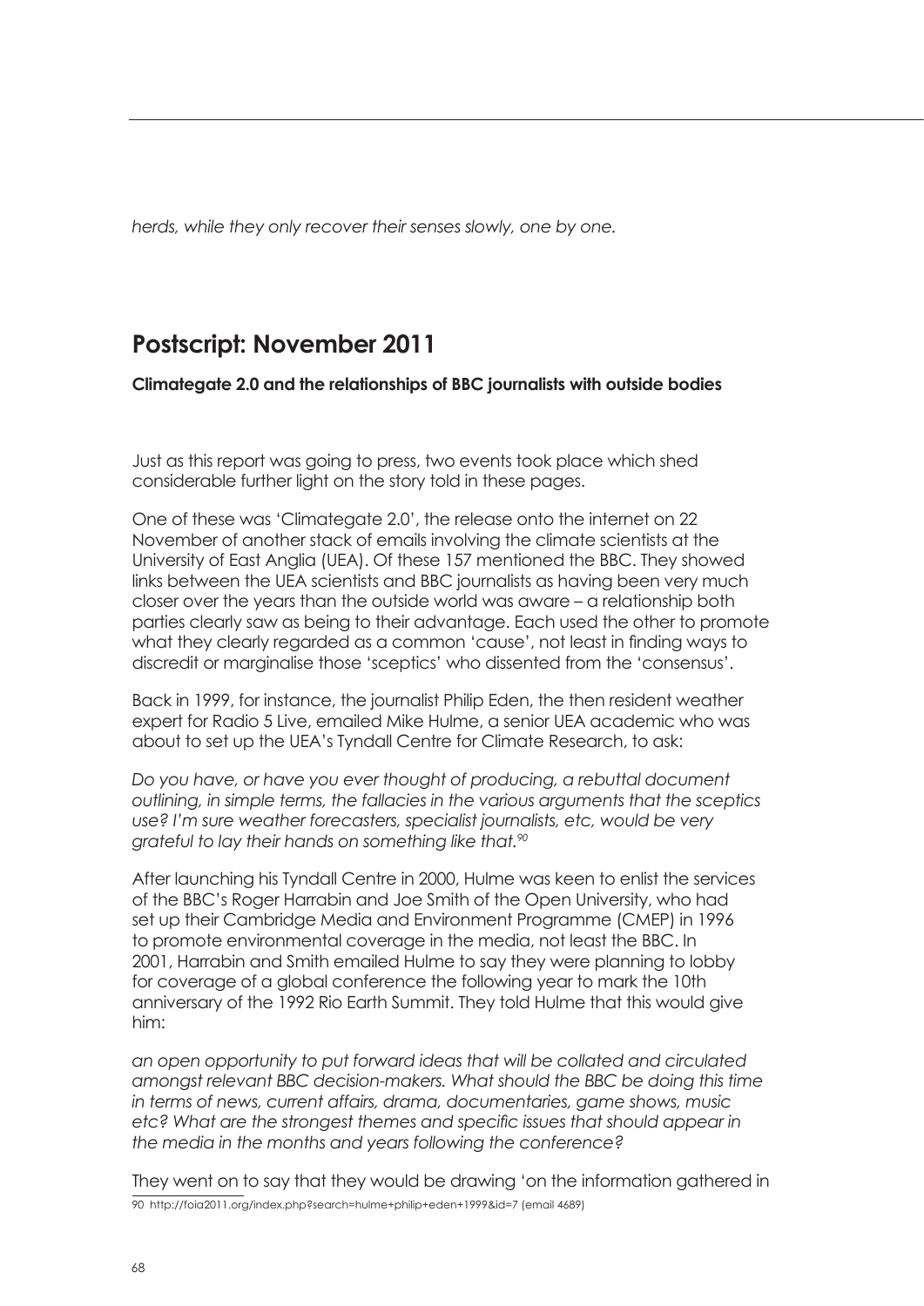*herds, while they only recover their senses slowly, one by one.*

## Postscript: November 2011

**Climategate 2.0 and the relationships of BBC journalists with outside bodies**

Just as this report was going to press, two events took place which shed considerable further light on the story told in these pages.

One of these was 'Climategate 2.0', the release onto the internet on 22 November of another stack of emails involving the climate scientists at the University of East Anglia (UEA). Of these 157 mentioned the BBC. They showed links between the UEA scientists and BBC journalists as having been very much closer over the years than the outside world was aware – a relationship both parties clearly saw as being to their advantage. Each used the other to promote what they clearly regarded as a common 'cause', not least in finding ways to discredit or marginalise those 'sceptics' who dissented from the 'consensus'.

Back in 1999, for instance, the journalist Philip Eden, the then resident weather expert for Radio 5 Live, emailed Mike Hulme, a senior UEA academic who was about to set up the UEA's Tyndall Centre for Climate Research, to ask:

*Do you have, or have you ever thought of producing, a rebuttal document outlining, in simple terms, the fallacies in the various arguments that the sceptics use? I'm sure weather forecasters, specialist journalists, etc, would be very grateful to lay their hands on something like that.*[90]

After launching his Tyndall Centre in 2000, Hulme was keen to enlist the services of the BBC's Roger Harrabin and Joe Smith of the Open University, who had set up their Cambridge Media and Environment Programme (CMEP) in 1996 to promote environmental coverage in the media, not least the BBC. In 2001, Harrabin and Smith emailed Hulme to say they were planning to lobby for coverage of a global conference the following year to mark the 10th anniversary of the 1992 Rio Earth Summit. They told Hulme that this would give him:

*an open opportunity to put forward ideas that will be collated and circulated amongst relevant BBC decision-makers. What should the BBC be doing this time in terms of news, current affairs, drama, documentaries, game shows, music etc? What are the strongest themes and specific issues that should appear in the media in the months and years following the conference?*

They went on to say that they would be drawing 'on the information gathered in

---

90 http://foia2011.org/index.php?search=hulme+philip+eden+1999&id=7 (email 4689)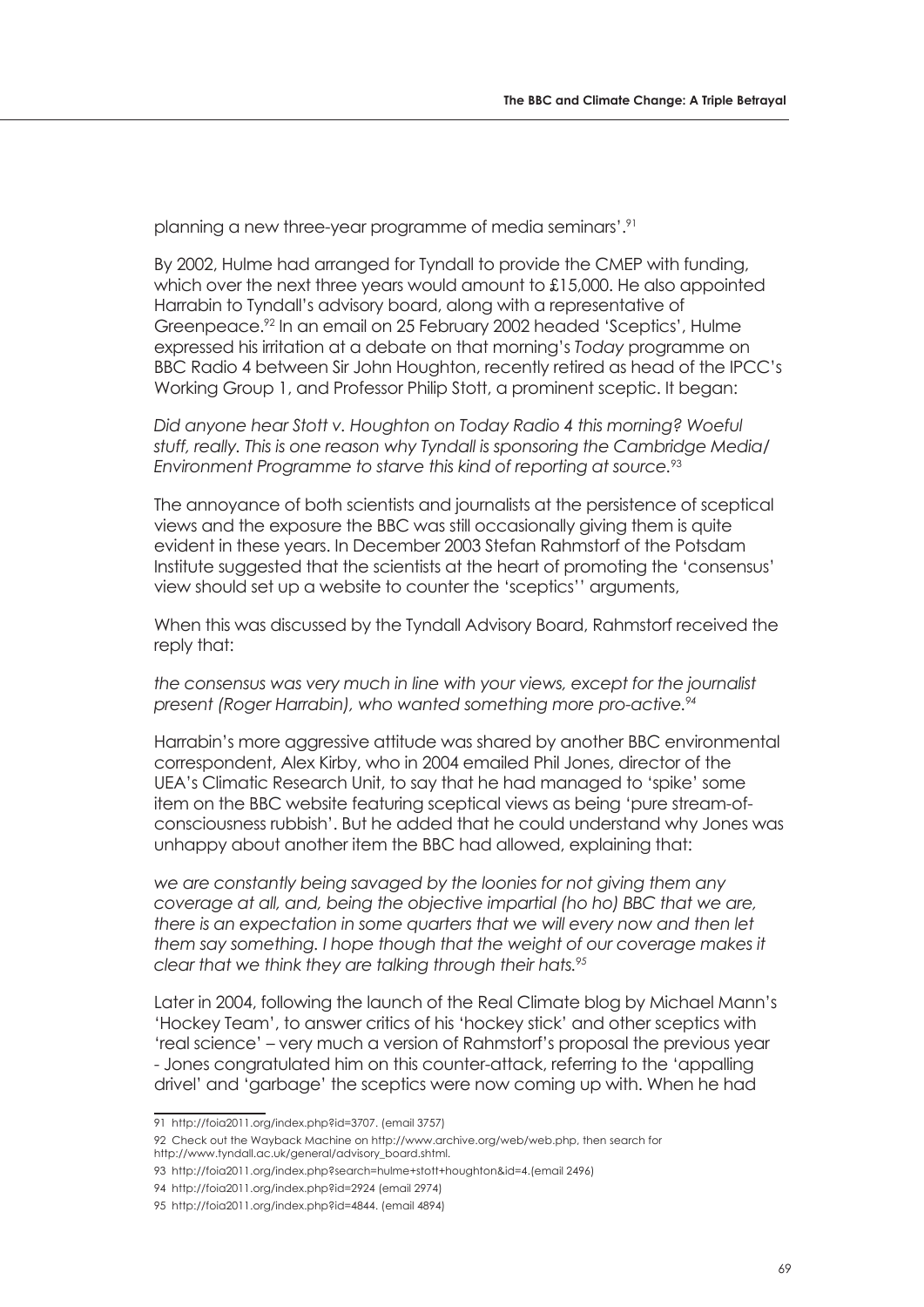planning a new three-year programme of media seminars'.[91]

By 2002, Hulme had arranged for Tyndall to provide the CMEP with funding, which over the next three years would amount to £15,000. He also appointed Harrabin to Tyndall's advisory board, along with a representative of Greenpeace.[92] In an email on 25 February 2002 headed 'Sceptics', Hulme expressed his irritation at a debate on that morning's *Today* programme on BBC Radio 4 between Sir John Houghton, recently retired as head of the IPCC's Working Group 1, and Professor Philip Stott, a prominent sceptic. It began:

*Did anyone hear Stott v. Houghton on Today Radio 4 this morning? Woeful stuff, really. This is one reason why Tyndall is sponsoring the Cambridge Media/ Environment Programme to starve this kind of reporting at source.*[93]

The annoyance of both scientists and journalists at the persistence of sceptical views and the exposure the BBC was still occasionally giving them is quite evident in these years. In December 2003 Stefan Rahmstorf of the Potsdam Institute suggested that the scientists at the heart of promoting the 'consensus' view should set up a website to counter the 'sceptics'' arguments,

When this was discussed by the Tyndall Advisory Board, Rahmstorf received the reply that:

*the consensus was very much in line with your views, except for the journalist present (Roger Harrabin), who wanted something more pro-active.*[94]

Harrabin's more aggressive attitude was shared by another BBC environmental correspondent, Alex Kirby, who in 2004 emailed Phil Jones, director of the UEA's Climatic Research Unit, to say that he had managed to 'spike' some item on the BBC website featuring sceptical views as being 'pure stream-of-consciousness rubbish'. But he added that he could understand why Jones was unhappy about another item the BBC had allowed, explaining that:

*we are constantly being savaged by the loonies for not giving them any coverage at all, and, being the objective impartial (ho ho) BBC that we are, there is an expectation in some quarters that we will every now and then let them say something. I hope though that the weight of our coverage makes it clear that we think they are talking through their hats.*[95]

Later in 2004, following the launch of the Real Climate blog by Michael Mann's 'Hockey Team', to answer critics of his 'hockey stick' and other sceptics with 'real science' – very much a version of Rahmstorf's proposal the previous year - Jones congratulated him on this counter-attack, referring to the 'appalling drivel' and 'garbage' the sceptics were now coming up with. When he had

---

91 http://foia2011.org/index.php?id=3707. (email 3757)

92 Check out the Wayback Machine on http://www.archive.org/web/web.php, then search for http://www.tyndall.ac.uk/general/advisory_board.shtml.

93 http://foia2011.org/index.php?search=hulme+stott+houghton&id=4.(email 2496)

94 http://foia2011.org/index.php?id=2924 (email 2974)

95 http://foia2011.org/index.php?id=4844. (email 4894)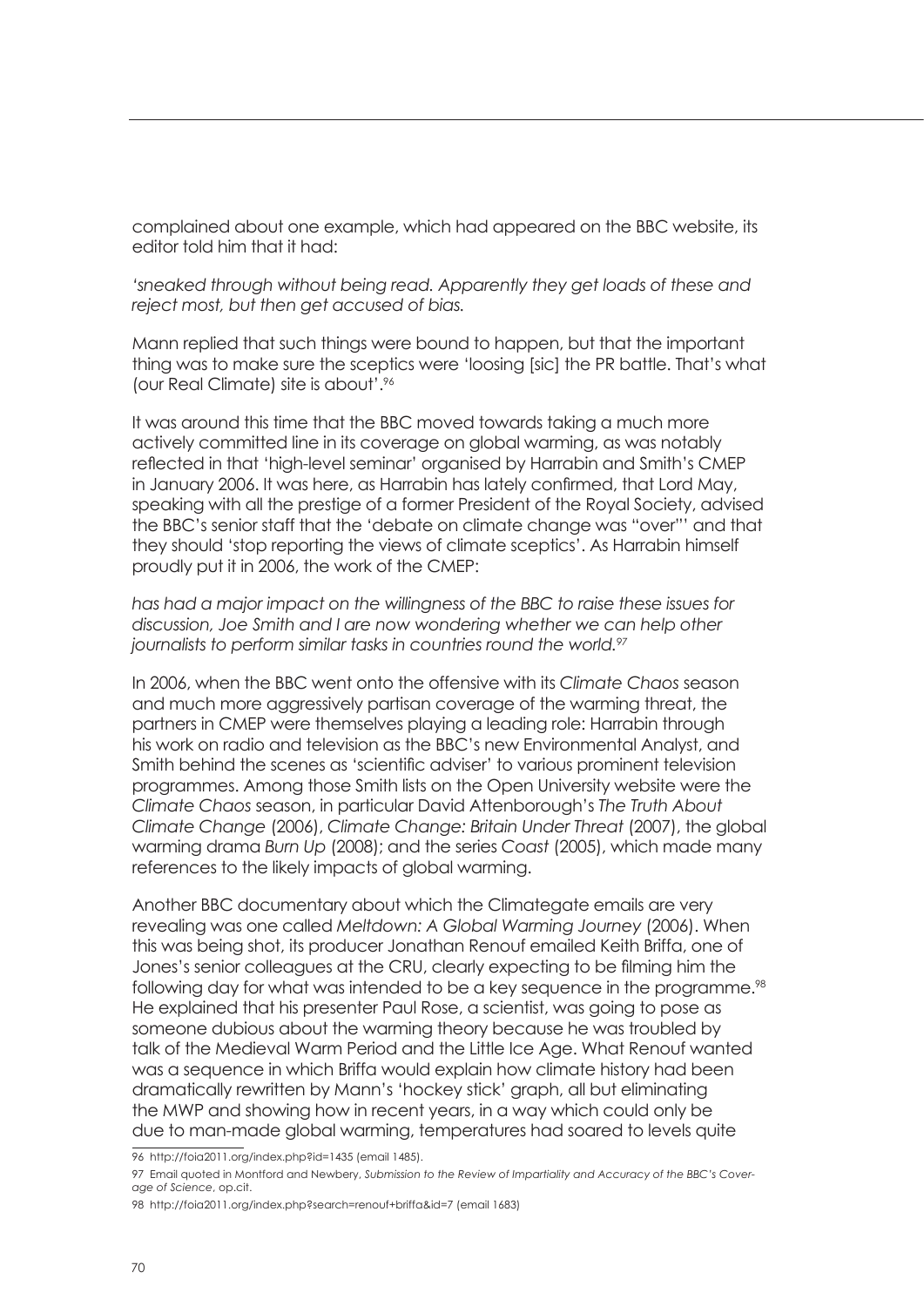complained about one example, which had appeared on the BBC website, its editor told him that it had:

*'sneaked through without being read. Apparently they get loads of these and reject most, but then get accused of bias.*

Mann replied that such things were bound to happen, but that the important thing was to make sure the sceptics were 'loosing [sic] the PR battle. That's what (our Real Climate) site is about'.[96]

It was around this time that the BBC moved towards taking a much more actively committed line in its coverage on global warming, as was notably reflected in that 'high-level seminar' organised by Harrabin and Smith's CMEP in January 2006. It was here, as Harrabin has lately confirmed, that Lord May, speaking with all the prestige of a former President of the Royal Society, advised the BBC's senior staff that the 'debate on climate change was "over"' and that they should 'stop reporting the views of climate sceptics'. As Harrabin himself proudly put it in 2006, the work of the CMEP:

*has had a major impact on the willingness of the BBC to raise these issues for discussion, Joe Smith and I are now wondering whether we can help other journalists to perform similar tasks in countries round the world.*[97]

In 2006, when the BBC went onto the offensive with its *Climate Chaos* season and much more aggressively partisan coverage of the warming threat, the partners in CMEP were themselves playing a leading role: Harrabin through his work on radio and television as the BBC's new Environmental Analyst, and Smith behind the scenes as 'scientific adviser' to various prominent television programmes. Among those Smith lists on the Open University website were the *Climate Chaos* season, in particular David Attenborough's *The Truth About Climate Change* (2006), *Climate Change: Britain Under Threat* (2007), the global warming drama *Burn Up* (2008); and the series *Coast* (2005), which made many references to the likely impacts of global warming.

Another BBC documentary about which the Climategate emails are very revealing was one called *Meltdown: A Global Warming Journey* (2006). When this was being shot, its producer Jonathan Renouf emailed Keith Briffa, one of Jones's senior colleagues at the CRU, clearly expecting to be filming him the following day for what was intended to be a key sequence in the programme.[98] He explained that his presenter Paul Rose, a scientist, was going to pose as someone dubious about the warming theory because he was troubled by talk of the Medieval Warm Period and the Little Ice Age. What Renouf wanted was a sequence in which Briffa would explain how climate history had been dramatically rewritten by Mann's 'hockey stick' graph, all but eliminating the MWP and showing how in recent years, in a way which could only be due to man-made global warming, temperatures had soared to levels quite

---

96 http://foia2011.org/index.php?id=1435 (email 1485).

97 Email quoted in Montford and Newbery, *Submission to the Review of Impartiality and Accuracy of the BBC's Coverage of Science*, op.cit.

98 http://foia2011.org/index.php?search=renouf+briffa&id=7 (email 1683)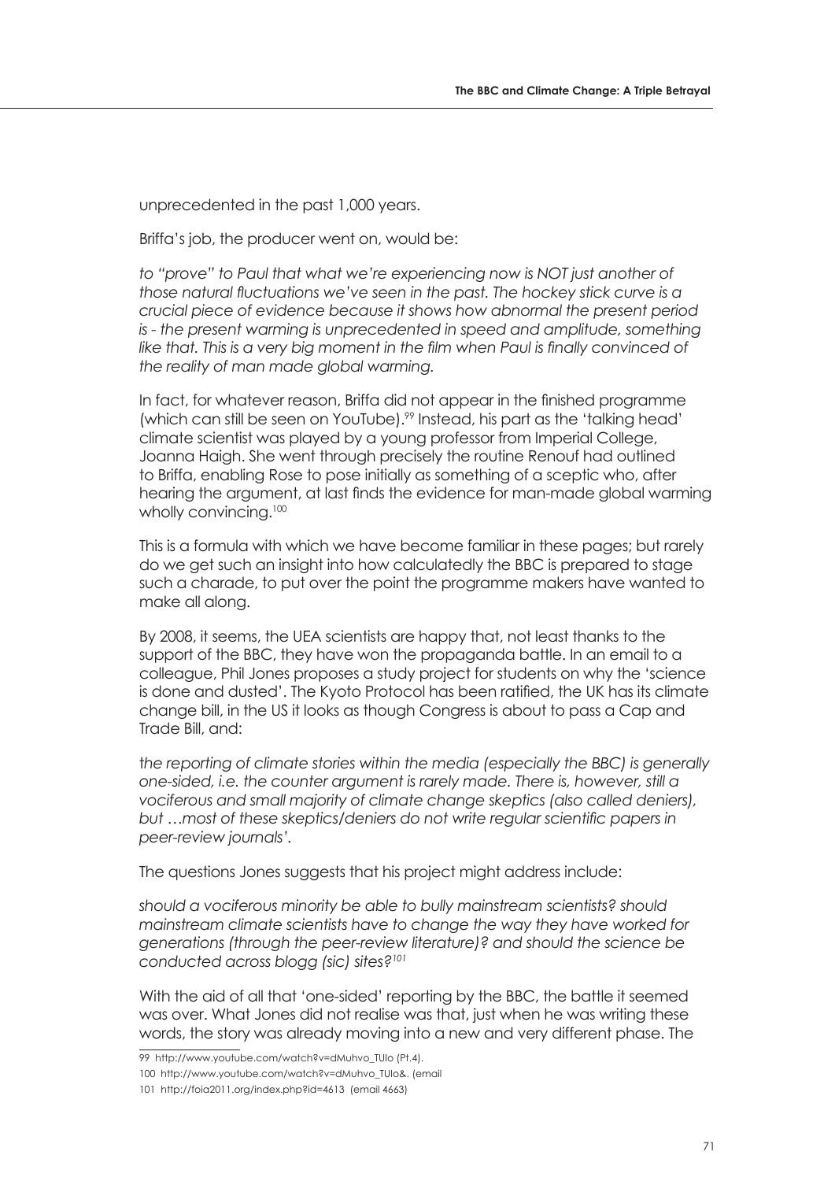unprecedented in the past 1,000 years.

Briffa's job, the producer went on, would be:

*to "prove" to Paul that what we're experiencing now is NOT just another of those natural fluctuations we've seen in the past. The hockey stick curve is a crucial piece of evidence because it shows how abnormal the present period is - the present warming is unprecedented in speed and amplitude, something like that. This is a very big moment in the film when Paul is finally convinced of the reality of man made global warming.*

In fact, for whatever reason, Briffa did not appear in the finished programme (which can still be seen on YouTube).[99] Instead, his part as the 'talking head' climate scientist was played by a young professor from Imperial College, Joanna Haigh. She went through precisely the routine Renouf had outlined to Briffa, enabling Rose to pose initially as something of a sceptic who, after hearing the argument, at last finds the evidence for man-made global warming wholly convincing.[100]

This is a formula with which we have become familiar in these pages; but rarely do we get such an insight into how calculatedly the BBC is prepared to stage such a charade, to put over the point the programme makers have wanted to make all along.

By 2008, it seems, the UEA scientists are happy that, not least thanks to the support of the BBC, they have won the propaganda battle. In an email to a colleague, Phil Jones proposes a study project for students on why the 'science is done and dusted'. The Kyoto Protocol has been ratified, the UK has its climate change bill, in the US it looks as though Congress is about to pass a Cap and Trade Bill, and:

*the reporting of climate stories within the media (especially the BBC) is generally one-sided, i.e. the counter argument is rarely made. There is, however, still a vociferous and small majority of climate change skeptics (also called deniers), but …most of these skeptics/deniers do not write regular scientific papers in peer-review journals'.*

The questions Jones suggests that his project might address include:

*should a vociferous minority be able to bully mainstream scientists? should mainstream climate scientists have to change the way they have worked for generations (through the peer-review literature)? and should the science be conducted across blogg (sic) sites?*[101]

With the aid of all that 'one-sided' reporting by the BBC, the battle it seemed was over. What Jones did not realise was that, just when he was writing these words, the story was already moving into a new and very different phase. The

---

99 http://www.youtube.com/watch?v=dMuhvo_TUIo (Pt.4).

100 http://www.youtube.com/watch?v=dMuhvo_TUIo&. (email

101 http://foia2011.org/index.php?id=4613 (email 4663)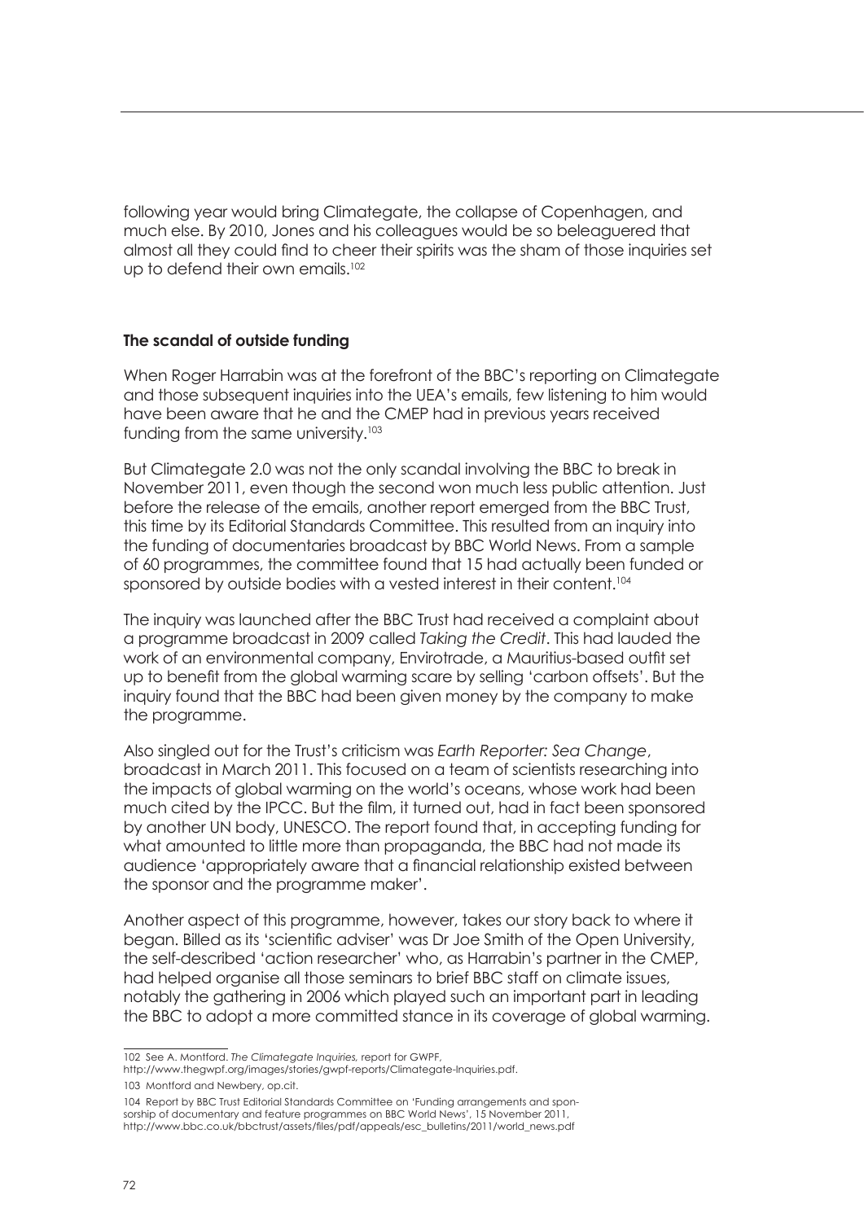following year would bring Climategate, the collapse of Copenhagen, and much else. By 2010, Jones and his colleagues would be so beleaguered that almost all they could find to cheer their spirits was the sham of those inquiries set up to defend their own emails.[102]

**The scandal of outside funding**

When Roger Harrabin was at the forefront of the BBC's reporting on Climategate and those subsequent inquiries into the UEA's emails, few listening to him would have been aware that he and the CMEP had in previous years received funding from the same university.[103]

But Climategate 2.0 was not the only scandal involving the BBC to break in November 2011, even though the second won much less public attention. Just before the release of the emails, another report emerged from the BBC Trust, this time by its Editorial Standards Committee. This resulted from an inquiry into the funding of documentaries broadcast by BBC World News. From a sample of 60 programmes, the committee found that 15 had actually been funded or sponsored by outside bodies with a vested interest in their content.[104]

The inquiry was launched after the BBC Trust had received a complaint about a programme broadcast in 2009 called *Taking the Credit*. This had lauded the work of an environmental company, Envirotrade, a Mauritius-based outfit set up to benefit from the global warming scare by selling 'carbon offsets'. But the inquiry found that the BBC had been given money by the company to make the programme.

Also singled out for the Trust's criticism was *Earth Reporter: Sea Change*, broadcast in March 2011. This focused on a team of scientists researching into the impacts of global warming on the world's oceans, whose work had been much cited by the IPCC. But the film, it turned out, had in fact been sponsored by another UN body, UNESCO. The report found that, in accepting funding for what amounted to little more than propaganda, the BBC had not made its audience 'appropriately aware that a financial relationship existed between the sponsor and the programme maker'.

Another aspect of this programme, however, takes our story back to where it began. Billed as its 'scientific adviser' was Dr Joe Smith of the Open University, the self-described 'action researcher' who, as Harrabin's partner in the CMEP, had helped organise all those seminars to brief BBC staff on climate issues, notably the gathering in 2006 which played such an important part in leading the BBC to adopt a more committed stance in its coverage of global warming.

---

102 See A. Montford. *The Climategate Inquiries,* report for GWPF, http://www.thegwpf.org/images/stories/gwpf-reports/Climategate-Inquiries.pdf.

103 Montford and Newbery, op.cit.

104 Report by BBC Trust Editorial Standards Committee on 'Funding arrangements and sponsorship of documentary and feature programmes on BBC World News', 15 November 2011, http://www.bbc.co.uk/bbctrust/assets/files/pdf/appeals/esc_bulletins/2011/world_news.pdf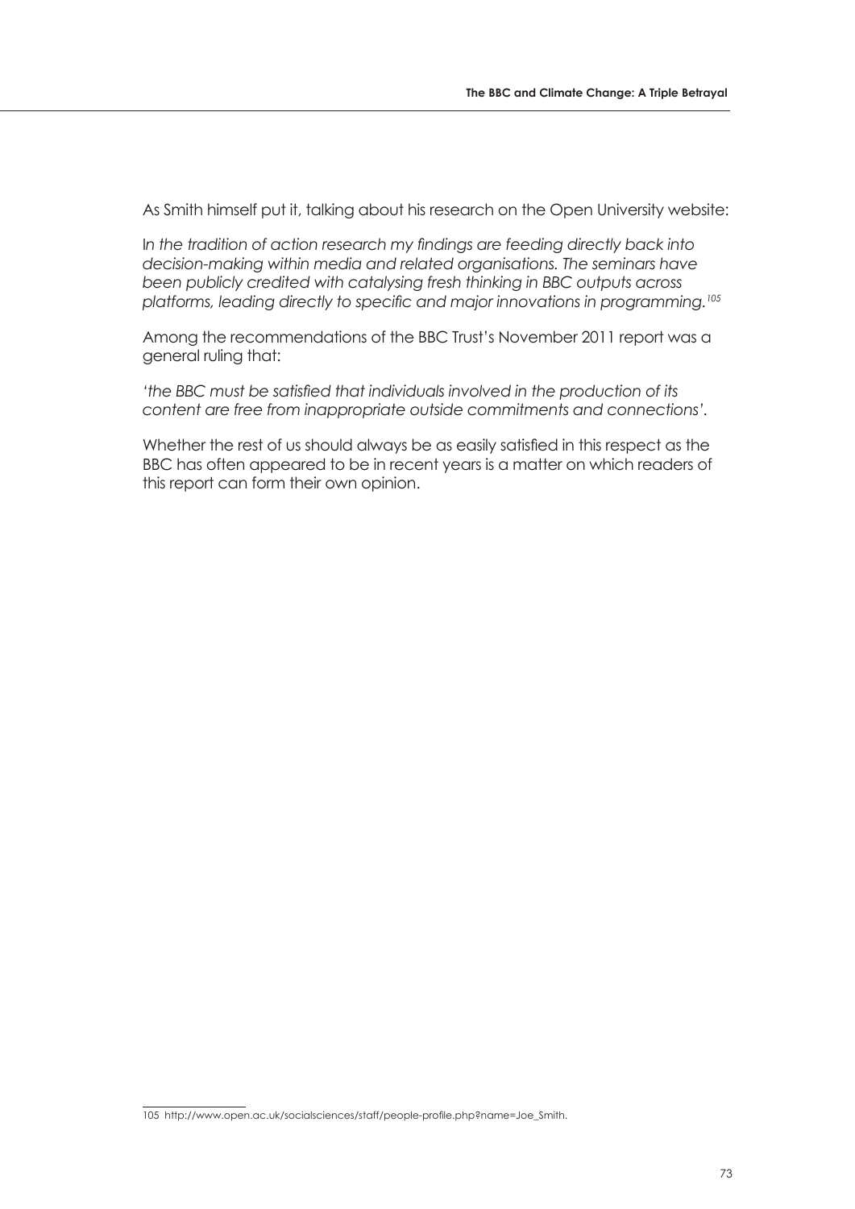As Smith himself put it, talking about his research on the Open University website:

*In the tradition of action research my findings are feeding directly back into decision-making within media and related organisations. The seminars have been publicly credited with catalysing fresh thinking in BBC outputs across platforms, leading directly to specific and major innovations in programming.*[105]

Among the recommendations of the BBC Trust's November 2011 report was a general ruling that:

*'the BBC must be satisfied that individuals involved in the production of its content are free from inappropriate outside commitments and connections'.*

Whether the rest of us should always be as easily satisfied in this respect as the BBC has often appeared to be in recent years is a matter on which readers of this report can form their own opinion.

---

105 http://www.open.ac.uk/socialsciences/staff/people-profile.php?name=Joe_Smith.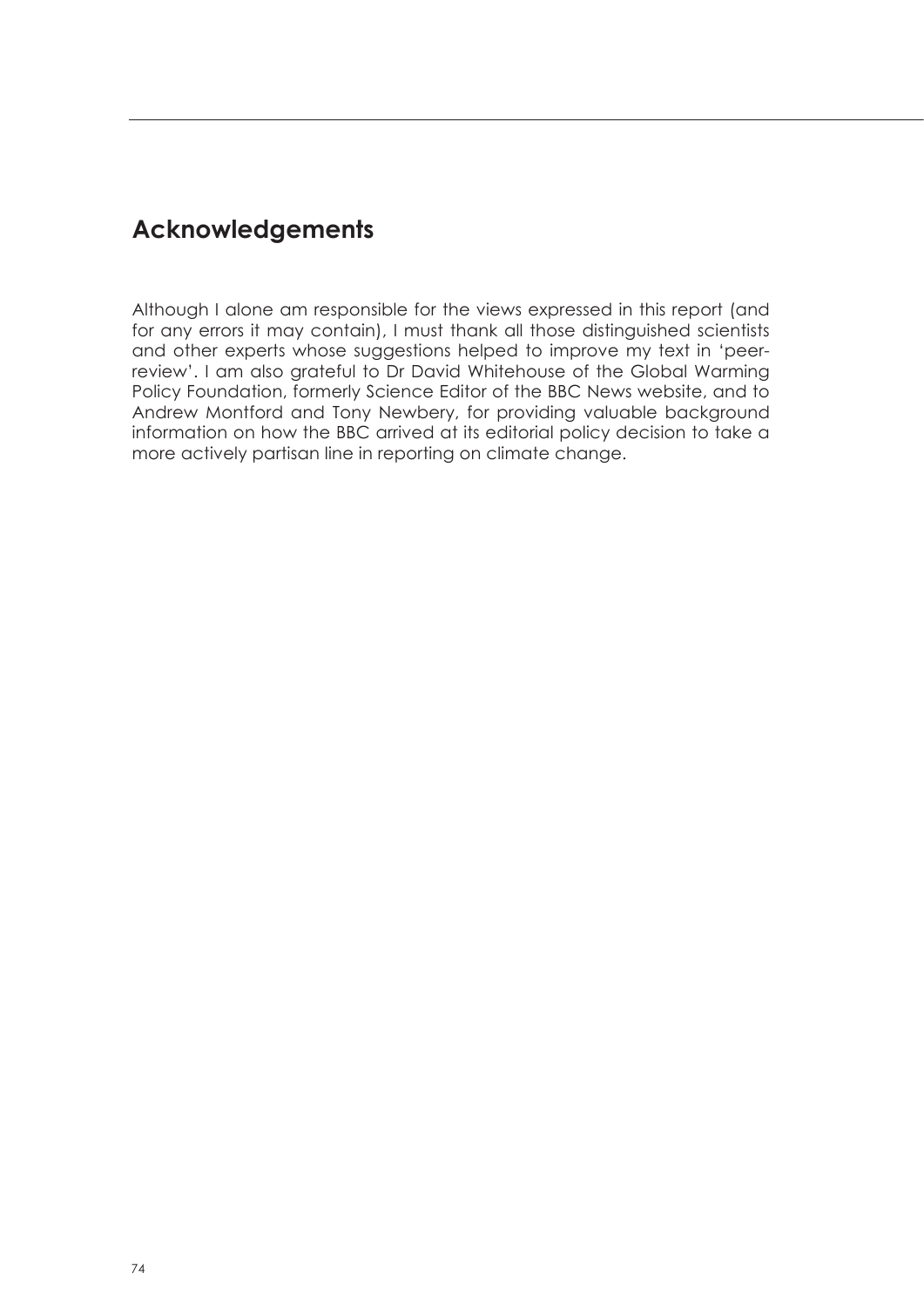## Acknowledgements

Although I alone am responsible for the views expressed in this report (and for any errors it may contain), I must thank all those distinguished scientists and other experts whose suggestions helped to improve my text in 'peer-review'. I am also grateful to Dr David Whitehouse of the Global Warming Policy Foundation, formerly Science Editor of the BBC News website, and to Andrew Montford and Tony Newbery, for providing valuable background information on how the BBC arrived at its editorial policy decision to take a more actively partisan line in reporting on climate change.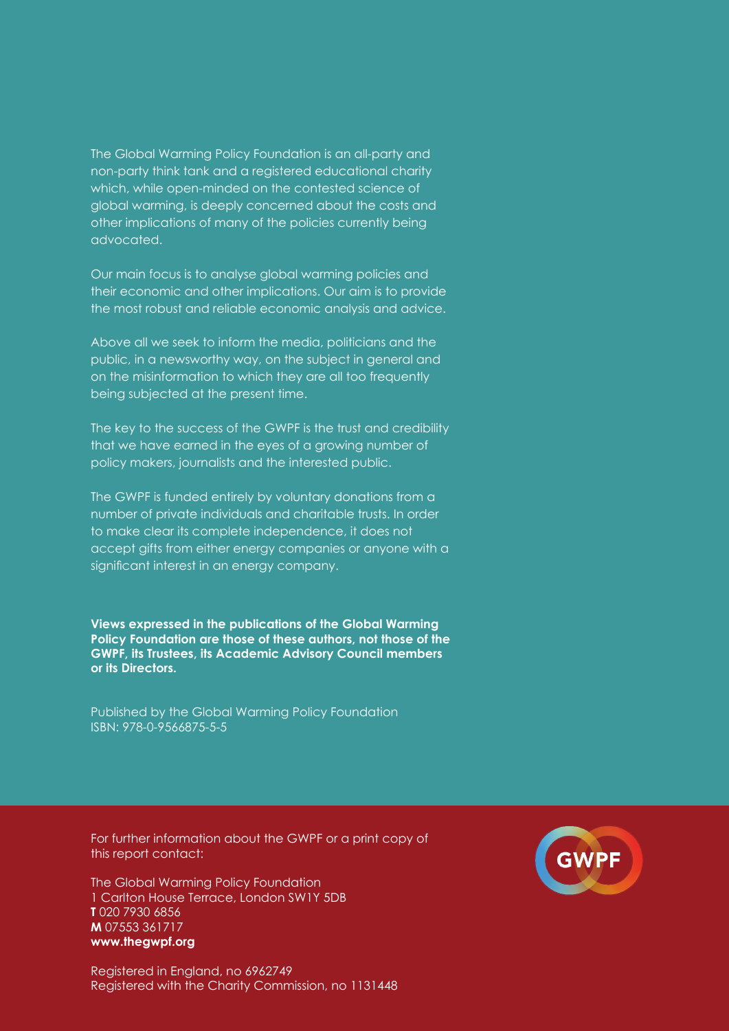The Global Warming Policy Foundation is an all-party and non-party think tank and a registered educational charity which, while open-minded on the contested science of global warming, is deeply concerned about the costs and other implications of many of the policies currently being advocated.

Our main focus is to analyse global warming policies and their economic and other implications. Our aim is to provide the most robust and reliable economic analysis and advice.

Above all we seek to inform the media, politicians and the public, in a newsworthy way, on the subject in general and on the misinformation to which they are all too frequently being subjected at the present time.

The key to the success of the GWPF is the trust and credibility that we have earned in the eyes of a growing number of policy makers, journalists and the interested public.

The GWPF is funded entirely by voluntary donations from a number of private individuals and charitable trusts. In order to make clear its complete independence, it does not accept gifts from either energy companies or anyone with a significant interest in an energy company.

**Views expressed in the publications of the Global Warming Policy Foundation are those of these authors, not those of the GWPF, its Trustees, its Academic Advisory Council members or its Directors.**

Published by the Global Warming Policy Foundation
ISBN: 978-0-9566875-5-5

For further information about the GWPF or a print copy of this report contact:

The Global Warming Policy Foundation
1 Carlton House Terrace, London SW1Y 5DB
**T** 020 7930 6856
**M** 07553 361717
**www.thegwpf.org**

Registered in England, no 6962749
Registered with the Charity Commission, no 1131448

GWPF